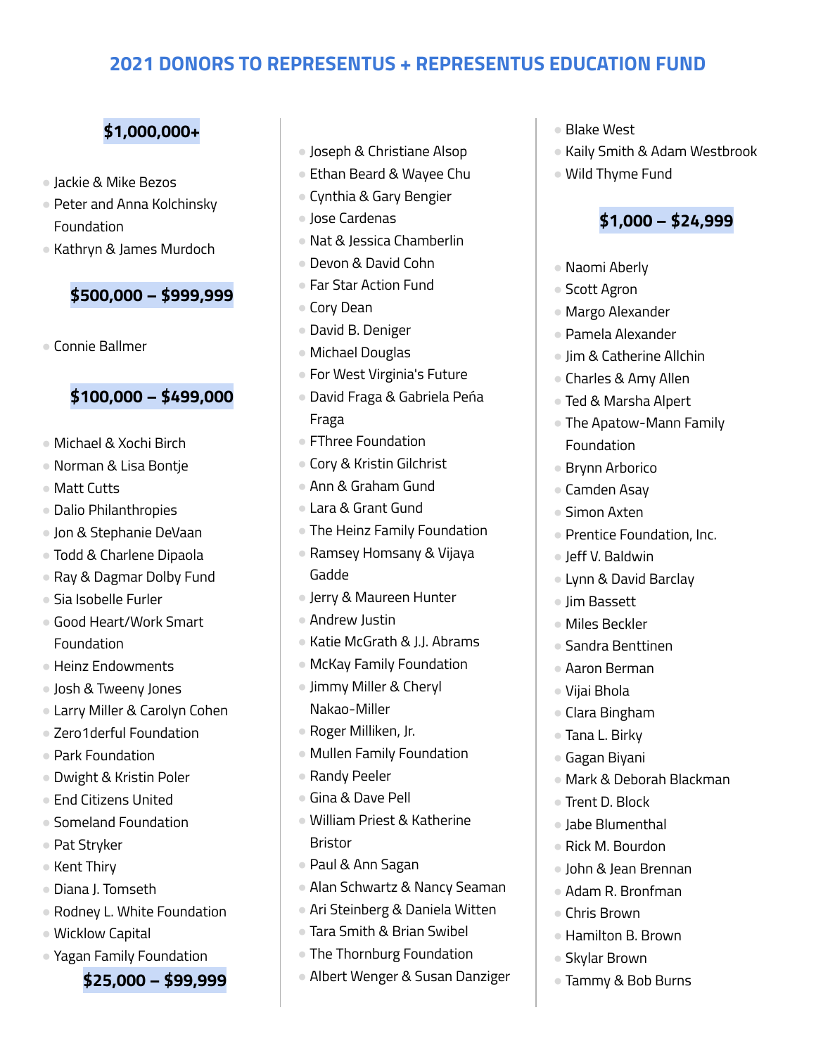# 2021 DONORS TO REPRESENTUS + REPRESENTUS EDUCATION FUND

## $1,000,000+

- Jackie & Mike Bezos
- Peter and Anna Kolchinsky Foundation
- Kathryn & James Murdoch

## $500,000 – $999,999

- Connie Ballmer

## $100,000 – $499,000

- Michael & Xochi Birch
- Norman & Lisa Bontje
- Matt Cutts
- Dalio Philanthropies
- Jon & Stephanie DeVaan
- Todd & Charlene Dipaola
- Ray & Dagmar Dolby Fund
- Sia Isobelle Furler
- Good Heart/Work Smart Foundation
- Heinz Endowments
- Josh & Tweeny Jones
- Larry Miller & Carolyn Cohen
- Zero1derful Foundation
- Park Foundation
- Dwight & Kristin Poler
- End Citizens United
- Someland Foundation
- Pat Stryker
- Kent Thiry
- Diana J. Tomseth
- Rodney L. White Foundation
- Wicklow Capital
- Yagan Family Foundation

## $25,000 – $99,999

- Joseph & Christiane Alsop
- Ethan Beard & Wayee Chu
- Cynthia & Gary Bengier
- Jose Cardenas
- Nat & Jessica Chamberlin
- Devon & David Cohn
- Far Star Action Fund
- Cory Dean
- David B. Deniger
- Michael Douglas
- For West Virginia's Future
- David Fraga & Gabriela Peña Fraga
- FThree Foundation
- Cory & Kristin Gilchrist
- Ann & Graham Gund
- Lara & Grant Gund
- The Heinz Family Foundation
- Ramsey Homsany & Vijaya Gadde
- Jerry & Maureen Hunter
- Andrew Justin
- Katie McGrath & J.J. Abrams
- McKay Family Foundation
- Jimmy Miller & Cheryl Nakao-Miller
- Roger Milliken, Jr.
- Mullen Family Foundation
- Randy Peeler
- Gina & Dave Pell
- William Priest & Katherine Bristor
- Paul & Ann Sagan
- Alan Schwartz & Nancy Seaman
- Ari Steinberg & Daniela Witten
- Tara Smith & Brian Swibel
- The Thornburg Foundation
- Albert Wenger & Susan Danziger
- Blake West
- Kaily Smith & Adam Westbrook
- Wild Thyme Fund

## $1,000 – $24,999

- Naomi Aberly
- Scott Agron
- Margo Alexander
- Pamela Alexander
- Jim & Catherine Allchin
- Charles & Amy Allen
- Ted & Marsha Alpert
- The Apatow-Mann Family Foundation
- Brynn Arborico
- Camden Asay
- Simon Axten
- Prentice Foundation, Inc.
- Jeff V. Baldwin
- Lynn & David Barclay
- Jim Bassett
- Miles Beckler
- Sandra Benttinen
- Aaron Berman
- Vijai Bhola
- Clara Bingham
- Tana L. Birky
- Gagan Biyani
- Mark & Deborah Blackman
- Trent D. Block
- Jabe Blumenthal
- Rick M. Bourdon
- John & Jean Brennan
- Adam R. Bronfman
- Chris Brown
- Hamilton B. Brown
- Skylar Brown
- Tammy & Bob Burns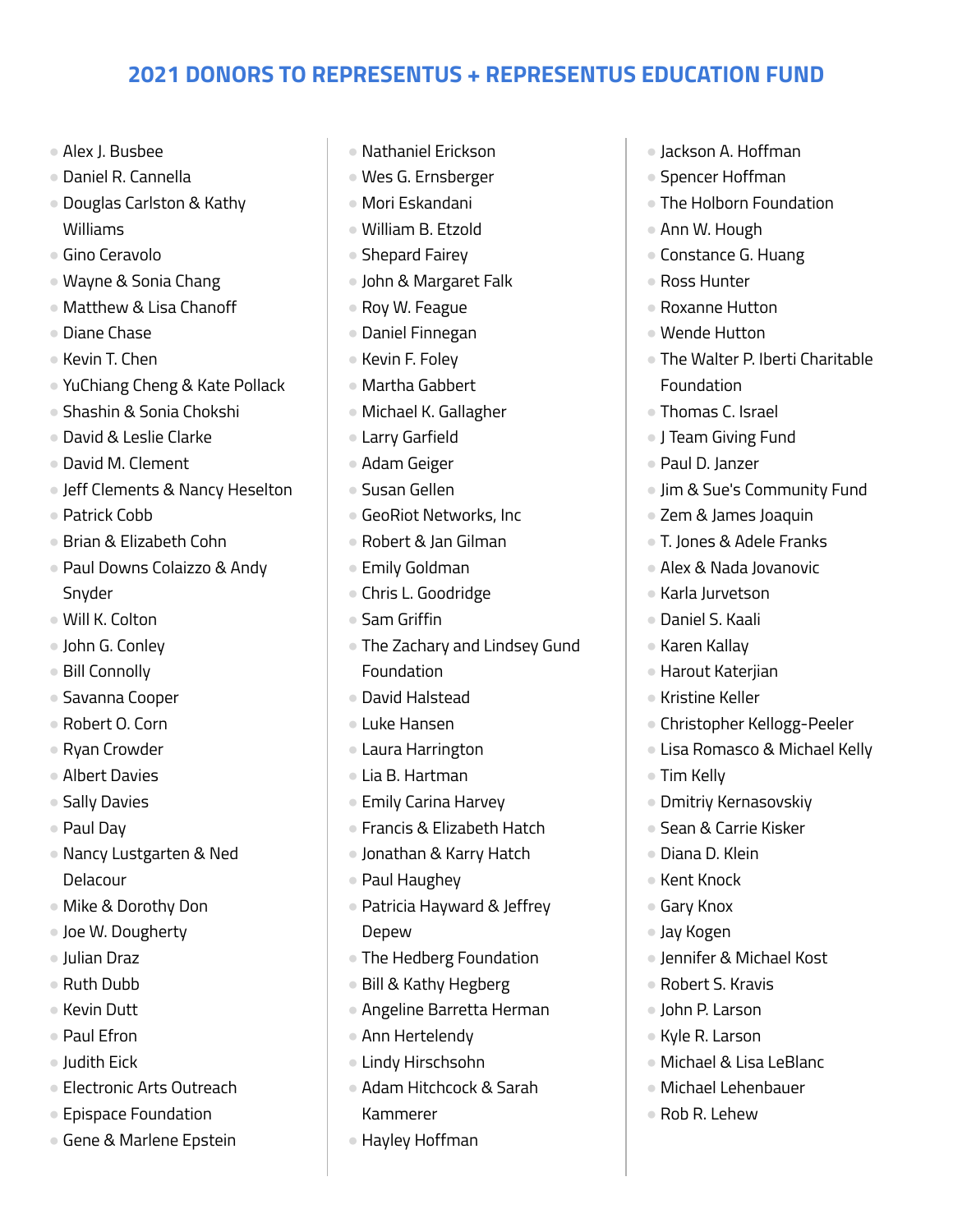## 2021 DONORS TO REPRESENTUS + REPRESENTUS EDUCATION FUND

- Alex J. Busbee
- Daniel R. Cannella
- Douglas Carlston & Kathy Williams
- Gino Ceravolo
- Wayne & Sonia Chang
- Matthew & Lisa Chanoff
- Diane Chase
- Kevin T. Chen
- YuChiang Cheng & Kate Pollack
- Shashin & Sonia Chokshi
- David & Leslie Clarke
- David M. Clement
- Jeff Clements & Nancy Heselton
- Patrick Cobb
- Brian & Elizabeth Cohn
- Paul Downs Colaizzo & Andy Snyder
- Will K. Colton
- John G. Conley
- Bill Connolly
- Savanna Cooper
- Robert O. Corn
- Ryan Crowder
- Albert Davies
- Sally Davies
- Paul Day
- Nancy Lustgarten & Ned Delacour
- Mike & Dorothy Don
- Joe W. Dougherty
- Julian Draz
- Ruth Dubb
- Kevin Dutt
- Paul Efron
- Judith Eick
- Electronic Arts Outreach
- Epispace Foundation
- Gene & Marlene Epstein
- Nathaniel Erickson
- Wes G. Ernsberger
- Mori Eskandani
- William B. Etzold
- Shepard Fairey
- John & Margaret Falk
- Roy W. Feague
- Daniel Finnegan
- Kevin F. Foley
- Martha Gabbert
- Michael K. Gallagher
- Larry Garfield
- Adam Geiger
- Susan Gellen
- GeoRiot Networks, Inc
- Robert & Jan Gilman
- Emily Goldman
- Chris L. Goodridge
- Sam Griffin
- The Zachary and Lindsey Gund Foundation
- David Halstead
- Luke Hansen
- Laura Harrington
- Lia B. Hartman
- Emily Carina Harvey
- Francis & Elizabeth Hatch
- Jonathan & Karry Hatch
- Paul Haughey
- Patricia Hayward & Jeffrey Depew
- The Hedberg Foundation
- Bill & Kathy Hegberg
- Angeline Barretta Herman
- Ann Hertelendy
- Lindy Hirschsohn
- Adam Hitchcock & Sarah Kammerer
- Hayley Hoffman
- Jackson A. Hoffman
- Spencer Hoffman
- The Holborn Foundation
- Ann W. Hough
- Constance G. Huang
- Ross Hunter
- Roxanne Hutton
- Wende Hutton
- The Walter P. Iberti Charitable Foundation
- Thomas C. Israel
- J Team Giving Fund
- Paul D. Janzer
- Jim & Sue's Community Fund
- Zem & James Joaquin
- T. Jones & Adele Franks
- Alex & Nada Jovanovic
- Karla Jurvetson
- Daniel S. Kaali
- Karen Kallay
- Harout Katerjian
- Kristine Keller
- Christopher Kellogg-Peeler
- Lisa Romasco & Michael Kelly
- Tim Kelly
- Dmitriy Kernasovskiy
- Sean & Carrie Kisker
- Diana D. Klein
- Kent Knock
- Gary Knox
- Jay Kogen
- Jennifer & Michael Kost
- Robert S. Kravis
- John P. Larson
- Kyle R. Larson
- Michael & Lisa LeBlanc
- Michael Lehenbauer
- Rob R. Lehew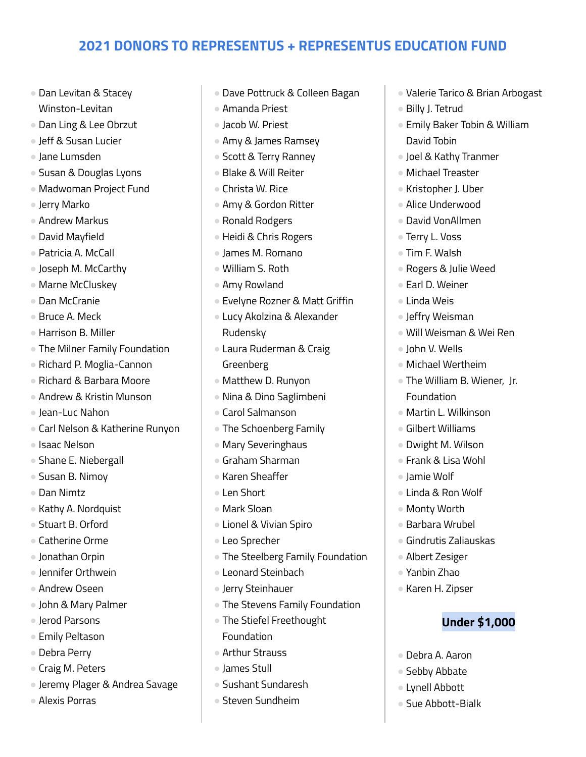## 2021 DONORS TO REPRESENTUS + REPRESENTUS EDUCATION FUND

- Dan Levitan & Stacey Winston-Levitan
- Dan Ling & Lee Obrzut
- Jeff & Susan Lucier
- Jane Lumsden
- Susan & Douglas Lyons
- Madwoman Project Fund
- Jerry Marko
- Andrew Markus
- David Mayfield
- Patricia A. McCall
- Joseph M. McCarthy
- Marne McCluskey
- Dan McCranie
- Bruce A. Meck
- Harrison B. Miller
- The Milner Family Foundation
- Richard P. Moglia-Cannon
- Richard & Barbara Moore
- Andrew & Kristin Munson
- Jean-Luc Nahon
- Carl Nelson & Katherine Runyon
- Isaac Nelson
- Shane E. Niebergall
- Susan B. Nimoy
- Dan Nimtz
- Kathy A. Nordquist
- Stuart B. Orford
- Catherine Orme
- Jonathan Orpin
- Jennifer Orthwein
- Andrew Oseen
- John & Mary Palmer
- Jerod Parsons
- Emily Peltason
- Debra Perry
- Craig M. Peters
- Jeremy Plager & Andrea Savage
- Alexis Porras
- Dave Pottruck & Colleen Bagan
- Amanda Priest
- Jacob W. Priest
- Amy & James Ramsey
- Scott & Terry Ranney
- Blake & Will Reiter
- Christa W. Rice
- Amy & Gordon Ritter
- Ronald Rodgers
- Heidi & Chris Rogers
- James M. Romano
- William S. Roth
- Amy Rowland
- Evelyne Rozner & Matt Griffin
- Lucy Akolzina & Alexander Rudensky
- Laura Ruderman & Craig Greenberg
- Matthew D. Runyon
- Nina & Dino Saglimbeni
- Carol Salmanson
- The Schoenberg Family
- Mary Severinghaus
- Graham Sharman
- Karen Sheaffer
- Len Short
- Mark Sloan
- Lionel & Vivian Spiro
- Leo Sprecher
- The Steelberg Family Foundation
- Leonard Steinbach
- Jerry Steinhauer
- The Stevens Family Foundation
- The Stiefel Freethought Foundation
- Arthur Strauss
- James Stull
- Sushant Sundaresh
- Steven Sundheim
- Valerie Tarico & Brian Arbogast
- Billy J. Tetrud
- Emily Baker Tobin & William David Tobin
- Joel & Kathy Tranmer
- Michael Treaster
- Kristopher J. Uber
- Alice Underwood
- David VonAllmen
- Terry L. Voss
- Tim F. Walsh
- Rogers & Julie Weed
- Earl D. Weiner
- Linda Weis
- Jeffry Weisman
- Will Weisman & Wei Ren
- John V. Wells
- Michael Wertheim
- The William B. Wiener, Jr. Foundation
- Martin L. Wilkinson
- Gilbert Williams
- Dwight M. Wilson
- Frank & Lisa Wohl
- Jamie Wolf
- Linda & Ron Wolf
- Monty Worth
- Barbara Wrubel
- Gindrutis Zaliauskas
- Albert Zesiger
- Yanbin Zhao
- Karen H. Zipser

### Under $1,000

- Debra A. Aaron
- Sebby Abbate
- Lynell Abbott
- Sue Abbott-Bialk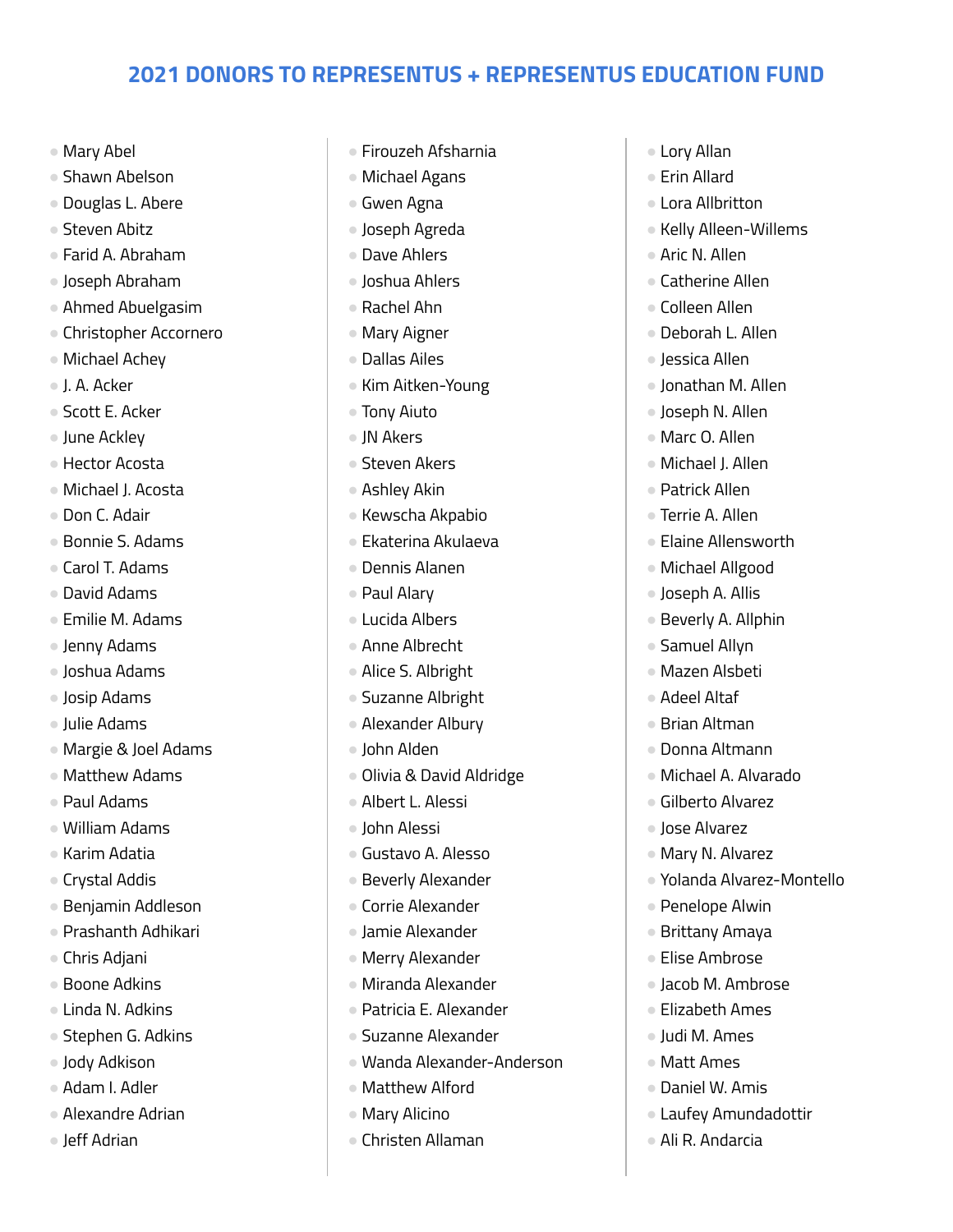## 2021 DONORS TO REPRESENTUS + REPRESENTUS EDUCATION FUND

- Mary Abel
- Shawn Abelson
- Douglas L. Abere
- Steven Abitz
- Farid A. Abraham
- Joseph Abraham
- Ahmed Abuelgasim
- Christopher Accornero
- Michael Achey
- J. A. Acker
- Scott E. Acker
- June Ackley
- Hector Acosta
- Michael J. Acosta
- Don C. Adair
- Bonnie S. Adams
- Carol T. Adams
- David Adams
- Emilie M. Adams
- Jenny Adams
- Joshua Adams
- Josip Adams
- Julie Adams
- Margie & Joel Adams
- Matthew Adams
- Paul Adams
- William Adams
- Karim Adatia
- Crystal Addis
- Benjamin Addleson
- Prashanth Adhikari
- Chris Adjani
- Boone Adkins
- Linda N. Adkins
- Stephen G. Adkins
- Jody Adkison
- Adam I. Adler
- Alexandre Adrian
- Jeff Adrian
- Firouzeh Afsharnia
- Michael Agans
- Gwen Agna
- Joseph Agreda
- Dave Ahlers
- Joshua Ahlers
- Rachel Ahn
- Mary Aigner
- Dallas Ailes
- Kim Aitken-Young
- Tony Aiuto
- JN Akers
- Steven Akers
- Ashley Akin
- Kewscha Akpabio
- Ekaterina Akulaeva
- Dennis Alanen
- Paul Alary
- Lucida Albers
- Anne Albrecht
- Alice S. Albright
- Suzanne Albright
- Alexander Albury
- John Alden
- Olivia & David Aldridge
- Albert L. Alessi
- John Alessi
- Gustavo A. Alesso
- Beverly Alexander
- Corrie Alexander
- Jamie Alexander
- Merry Alexander
- Miranda Alexander
- Patricia E. Alexander
- Suzanne Alexander
- Wanda Alexander-Anderson
- Matthew Alford
- Mary Alicino
- Christen Allaman
- Lory Allan
- Erin Allard
- Lora Allbritton
- Kelly Alleen-Willems
- Aric N. Allen
- Catherine Allen
- Colleen Allen
- Deborah L. Allen
- Jessica Allen
- Jonathan M. Allen
- Joseph N. Allen
- Marc O. Allen
- Michael J. Allen
- Patrick Allen
- Terrie A. Allen
- Elaine Allensworth
- Michael Allgood
- Joseph A. Allis
- Beverly A. Allphin
- Samuel Allyn
- Mazen Alsbeti
- Adeel Altaf
- Brian Altman
- Donna Altmann
- Michael A. Alvarado
- Gilberto Alvarez
- Jose Alvarez
- Mary N. Alvarez
- Yolanda Alvarez-Montello
- Penelope Alwin
- Brittany Amaya
- Elise Ambrose
- Jacob M. Ambrose
- Elizabeth Ames
- Judi M. Ames
- Matt Ames
- Daniel W. Amis
- Laufey Amundadottir
- Ali R. Andarcia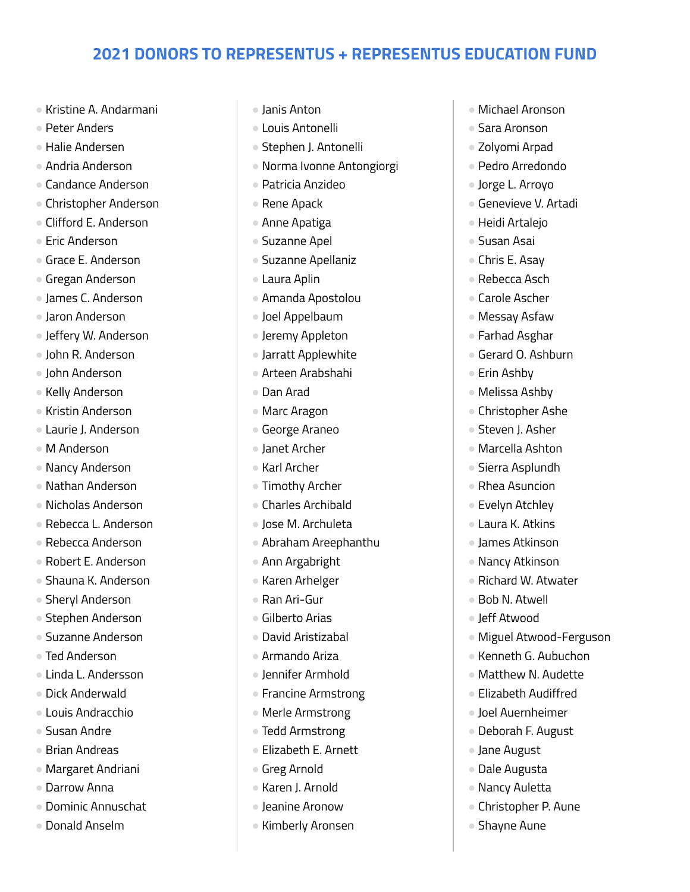# 2021 DONORS TO REPRESENTUS + REPRESENTUS EDUCATION FUND

- Kristine A. Andarmani
- Peter Anders
- Halie Andersen
- Andria Anderson
- Candance Anderson
- Christopher Anderson
- Clifford E. Anderson
- Eric Anderson
- Grace E. Anderson
- Gregan Anderson
- James C. Anderson
- Jaron Anderson
- Jeffery W. Anderson
- John R. Anderson
- John Anderson
- Kelly Anderson
- Kristin Anderson
- Laurie J. Anderson
- M Anderson
- Nancy Anderson
- Nathan Anderson
- Nicholas Anderson
- Rebecca L. Anderson
- Rebecca Anderson
- Robert E. Anderson
- Shauna K. Anderson
- Sheryl Anderson
- Stephen Anderson
- Suzanne Anderson
- Ted Anderson
- Linda L. Andersson
- Dick Anderwald
- Louis Andracchio
- Susan Andre
- Brian Andreas
- Margaret Andriani
- Darrow Anna
- Dominic Annuschat
- Donald Anselm
- Janis Anton
- Louis Antonelli
- Stephen J. Antonelli
- Norma Ivonne Antongiorgi
- Patricia Anzideo
- Rene Apack
- Anne Apatiga
- Suzanne Apel
- Suzanne Apellaniz
- Laura Aplin
- Amanda Apostolou
- Joel Appelbaum
- Jeremy Appleton
- Jarratt Applewhite
- Arteen Arabshahi
- Dan Arad
- Marc Aragon
- George Araneo
- Janet Archer
- Karl Archer
- Timothy Archer
- Charles Archibald
- Jose M. Archuleta
- Abraham Areephanthu
- Ann Argabright
- Karen Arhelger
- Ran Ari-Gur
- Gilberto Arias
- David Aristizabal
- Armando Ariza
- Jennifer Armhold
- Francine Armstrong
- Merle Armstrong
- Tedd Armstrong
- Elizabeth E. Arnett
- Greg Arnold
- Karen J. Arnold
- Jeanine Aronow
- Kimberly Aronsen
- Michael Aronson
- Sara Aronson
- Zolyomi Arpad
- Pedro Arredondo
- Jorge L. Arroyo
- Genevieve V. Artadi
- Heidi Artalejo
- Susan Asai
- Chris E. Asay
- Rebecca Asch
- Carole Ascher
- Messay Asfaw
- Farhad Asghar
- Gerard O. Ashburn
- Erin Ashby
- Melissa Ashby
- Christopher Ashe
- Steven J. Asher
- Marcella Ashton
- Sierra Asplundh
- Rhea Asuncion
- Evelyn Atchley
- Laura K. Atkins
- James Atkinson
- Nancy Atkinson
- Richard W. Atwater
- Bob N. Atwell
- Jeff Atwood
- Miguel Atwood-Ferguson
- Kenneth G. Aubuchon
- Matthew N. Audette
- Elizabeth Audiffred
- Joel Auernheimer
- Deborah F. August
- Jane August
- Dale Augusta
- Nancy Auletta
- Christopher P. Aune
- Shayne Aune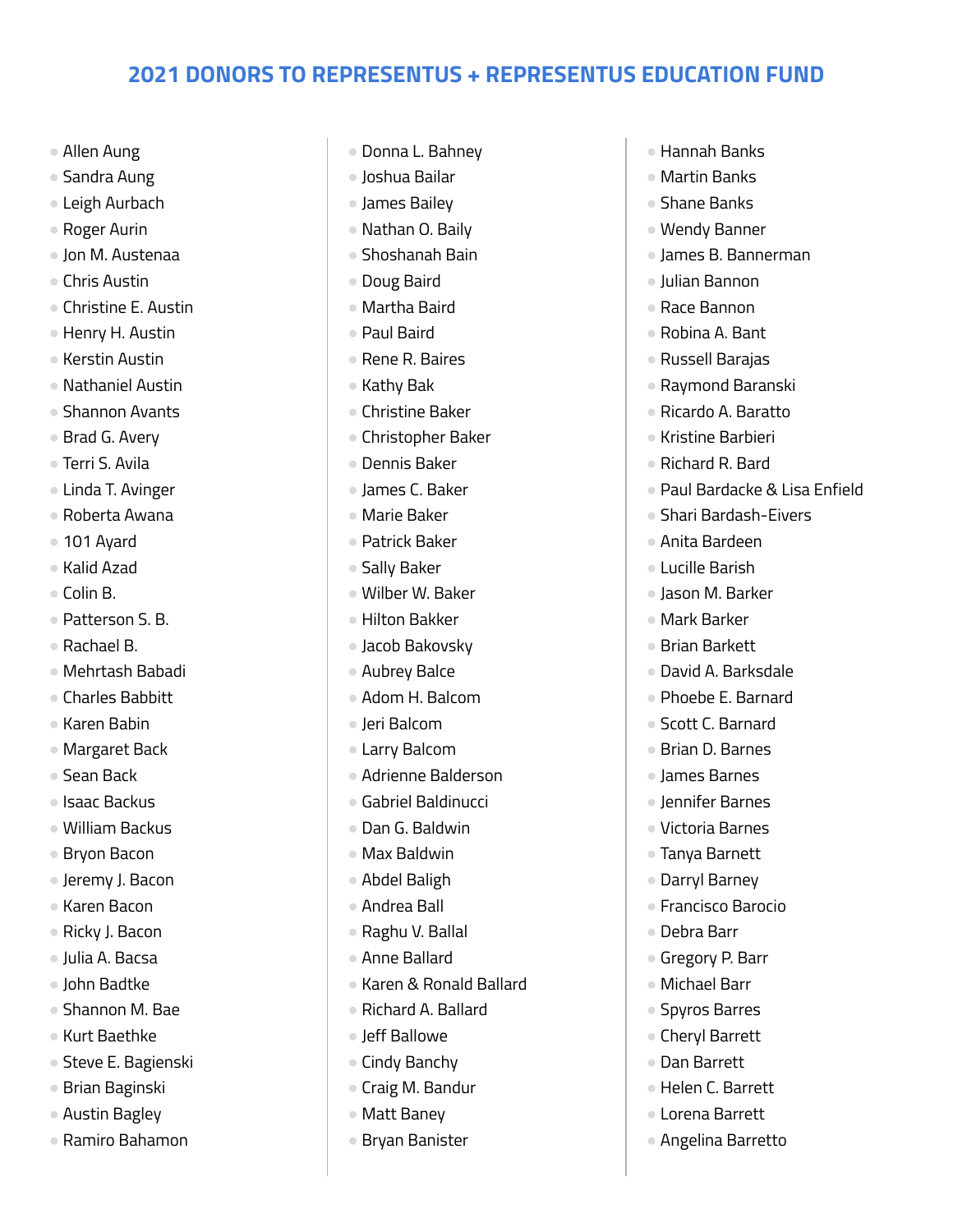## 2021 DONORS TO REPRESENTUS + REPRESENTUS EDUCATION FUND

- Allen Aung
- Sandra Aung
- Leigh Aurbach
- Roger Aurin
- Jon M. Austenaa
- Chris Austin
- Christine E. Austin
- Henry H. Austin
- Kerstin Austin
- Nathaniel Austin
- Shannon Avants
- Brad G. Avery
- Terri S. Avila
- Linda T. Avinger
- Roberta Awana
- 101 Ayard
- Kalid Azad
- Colin B.
- Patterson S. B.
- Rachael B.
- Mehrtash Babadi
- Charles Babbitt
- Karen Babin
- Margaret Back
- Sean Back
- Isaac Backus
- William Backus
- Bryon Bacon
- Jeremy J. Bacon
- Karen Bacon
- Ricky J. Bacon
- Julia A. Bacsa
- John Badtke
- Shannon M. Bae
- Kurt Baethke
- Steve E. Bagienski
- Brian Baginski
- Austin Bagley
- Ramiro Bahamon
- Donna L. Bahney
- Joshua Bailar
- James Bailey
- Nathan O. Baily
- Shoshanah Bain
- Doug Baird
- Martha Baird
- Paul Baird
- Rene R. Baires
- Kathy Bak
- Christine Baker
- Christopher Baker
- Dennis Baker
- James C. Baker
- Marie Baker
- Patrick Baker
- Sally Baker
- Wilber W. Baker
- Hilton Bakker
- Jacob Bakovsky
- Aubrey Balce
- Adom H. Balcom
- Jeri Balcom
- Larry Balcom
- Adrienne Balderson
- Gabriel Baldinucci
- Dan G. Baldwin
- Max Baldwin
- Abdel Baligh
- Andrea Ball
- Raghu V. Ballal
- Anne Ballard
- Karen & Ronald Ballard
- Richard A. Ballard
- Jeff Ballowe
- Cindy Banchy
- Craig M. Bandur
- Matt Baney
- Bryan Banister
- Hannah Banks
- Martin Banks
- Shane Banks
- Wendy Banner
- James B. Bannerman
- Julian Bannon
- Race Bannon
- Robina A. Bant
- Russell Barajas
- Raymond Baranski
- Ricardo A. Baratto
- Kristine Barbieri
- Richard R. Bard
- Paul Bardacke & Lisa Enfield
- Shari Bardash-Eivers
- Anita Bardeen
- Lucille Barish
- Jason M. Barker
- Mark Barker
- Brian Barkett
- David A. Barksdale
- Phoebe E. Barnard
- Scott C. Barnard
- Brian D. Barnes
- James Barnes
- Jennifer Barnes
- Victoria Barnes
- Tanya Barnett
- Darryl Barney
- Francisco Barocio
- Debra Barr
- Gregory P. Barr
- Michael Barr
- Spyros Barres
- Cheryl Barrett
- Dan Barrett
- Helen C. Barrett
- Lorena Barrett
- Angelina Barretto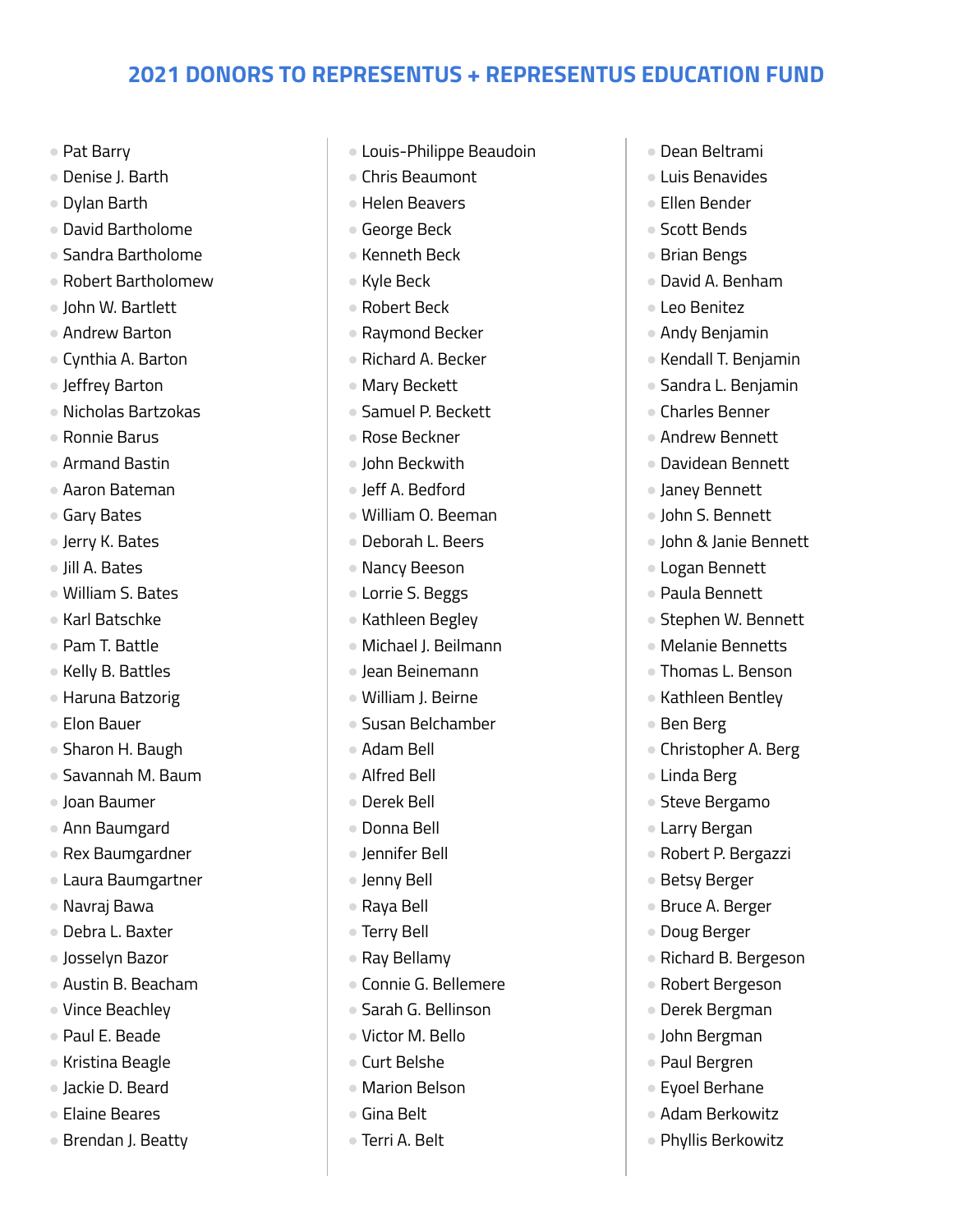## 2021 DONORS TO REPRESENTUS + REPRESENTUS EDUCATION FUND

- Pat Barry
- Denise J. Barth
- Dylan Barth
- David Bartholome
- Sandra Bartholome
- Robert Bartholomew
- John W. Bartlett
- Andrew Barton
- Cynthia A. Barton
- Jeffrey Barton
- Nicholas Bartzokas
- Ronnie Barus
- Armand Bastin
- Aaron Bateman
- Gary Bates
- Jerry K. Bates
- Jill A. Bates
- William S. Bates
- Karl Batschke
- Pam T. Battle
- Kelly B. Battles
- Haruna Batzorig
- Elon Bauer
- Sharon H. Baugh
- Savannah M. Baum
- Joan Baumer
- Ann Baumgard
- Rex Baumgardner
- Laura Baumgartner
- Navraj Bawa
- Debra L. Baxter
- Josselyn Bazor
- Austin B. Beacham
- Vince Beachley
- Paul E. Beade
- Kristina Beagle
- Jackie D. Beard
- Elaine Beares
- Brendan J. Beatty
- Louis-Philippe Beaudoin
- Chris Beaumont
- Helen Beavers
- George Beck
- Kenneth Beck
- Kyle Beck
- Robert Beck
- Raymond Becker
- Richard A. Becker
- Mary Beckett
- Samuel P. Beckett
- Rose Beckner
- John Beckwith
- Jeff A. Bedford
- William O. Beeman
- Deborah L. Beers
- Nancy Beeson
- Lorrie S. Beggs
- Kathleen Begley
- Michael J. Beilmann
- Jean Beinemann
- William J. Beirne
- Susan Belchamber
- Adam Bell
- Alfred Bell
- Derek Bell
- Donna Bell
- Jennifer Bell
- Jenny Bell
- Raya Bell
- Terry Bell
- Ray Bellamy
- Connie G. Bellemere
- Sarah G. Bellinson
- Victor M. Bello
- Curt Belshe
- Marion Belson
- Gina Belt
- Terri A. Belt
- Dean Beltrami
- Luis Benavides
- Ellen Bender
- Scott Bends
- Brian Bengs
- David A. Benham
- Leo Benitez
- Andy Benjamin
- Kendall T. Benjamin
- Sandra L. Benjamin
- Charles Benner
- Andrew Bennett
- Davidean Bennett
- Janey Bennett
- John S. Bennett
- John & Janie Bennett
- Logan Bennett
- Paula Bennett
- Stephen W. Bennett
- Melanie Bennetts
- Thomas L. Benson
- Kathleen Bentley
- Ben Berg
- Christopher A. Berg
- Linda Berg
- Steve Bergamo
- Larry Bergan
- Robert P. Bergazzi
- Betsy Berger
- Bruce A. Berger
- Doug Berger
- Richard B. Bergeson
- Robert Bergeson
- Derek Bergman
- John Bergman
- Paul Bergren
- Eyoel Berhane
- Adam Berkowitz
- Phyllis Berkowitz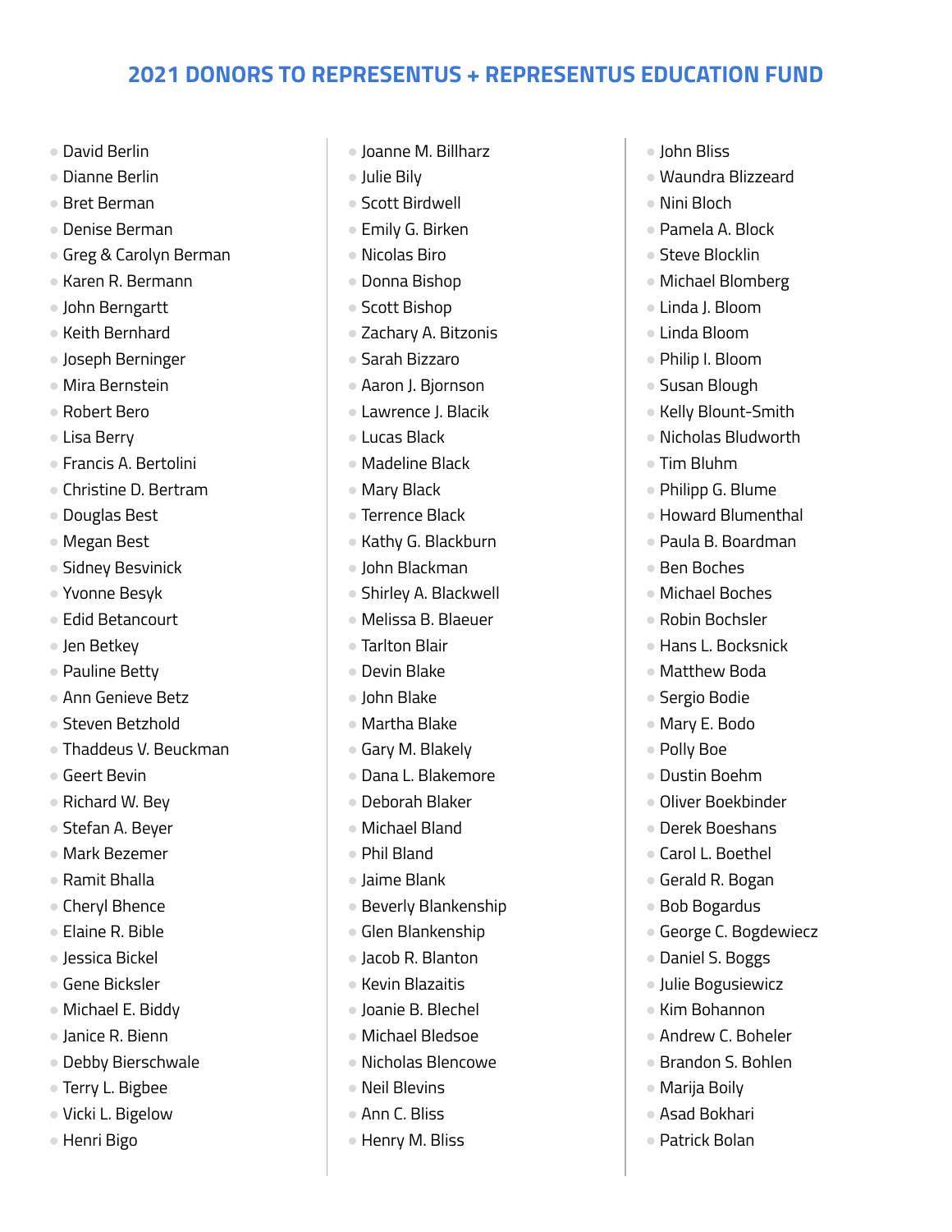## 2021 DONORS TO REPRESENTUS + REPRESENTUS EDUCATION FUND

- David Berlin
- Dianne Berlin
- Bret Berman
- Denise Berman
- Greg & Carolyn Berman
- Karen R. Bermann
- John Berngartt
- Keith Bernhard
- Joseph Berninger
- Mira Bernstein
- Robert Bero
- Lisa Berry
- Francis A. Bertolini
- Christine D. Bertram
- Douglas Best
- Megan Best
- Sidney Besvinick
- Yvonne Besyk
- Edid Betancourt
- Jen Betkey
- Pauline Betty
- Ann Genieve Betz
- Steven Betzhold
- Thaddeus V. Beuckman
- Geert Bevin
- Richard W. Bey
- Stefan A. Beyer
- Mark Bezemer
- Ramit Bhalla
- Cheryl Bhence
- Elaine R. Bible
- Jessica Bickel
- Gene Bicksler
- Michael E. Biddy
- Janice R. Bienn
- Debby Bierschwale
- Terry L. Bigbee
- Vicki L. Bigelow
- Henri Bigo
- Joanne M. Billharz
- Julie Bily
- Scott Birdwell
- Emily G. Birken
- Nicolas Biro
- Donna Bishop
- Scott Bishop
- Zachary A. Bitzonis
- Sarah Bizzaro
- Aaron J. Bjornson
- Lawrence J. Blacik
- Lucas Black
- Madeline Black
- Mary Black
- Terrence Black
- Kathy G. Blackburn
- John Blackman
- Shirley A. Blackwell
- Melissa B. Blaeuer
- Tarlton Blair
- Devin Blake
- John Blake
- Martha Blake
- Gary M. Blakely
- Dana L. Blakemore
- Deborah Blaker
- Michael Bland
- Phil Bland
- Jaime Blank
- Beverly Blankenship
- Glen Blankenship
- Jacob R. Blanton
- Kevin Blazaitis
- Joanie B. Blechel
- Michael Bledsoe
- Nicholas Blencowe
- Neil Blevins
- Ann C. Bliss
- Henry M. Bliss
- John Bliss
- Waundra Blizzeard
- Nini Bloch
- Pamela A. Block
- Steve Blocklin
- Michael Blomberg
- Linda J. Bloom
- Linda Bloom
- Philip I. Bloom
- Susan Blough
- Kelly Blount-Smith
- Nicholas Bludworth
- Tim Bluhm
- Philipp G. Blume
- Howard Blumenthal
- Paula B. Boardman
- Ben Boches
- Michael Boches
- Robin Bochsler
- Hans L. Bocksnick
- Matthew Boda
- Sergio Bodie
- Mary E. Bodo
- Polly Boe
- Dustin Boehm
- Oliver Boekbinder
- Derek Boeshans
- Carol L. Boethel
- Gerald R. Bogan
- Bob Bogardus
- George C. Bogdewiecz
- Daniel S. Boggs
- Julie Bogusiewicz
- Kim Bohannon
- Andrew C. Boheler
- Brandon S. Bohlen
- Marija Boily
- Asad Bokhari
- Patrick Bolan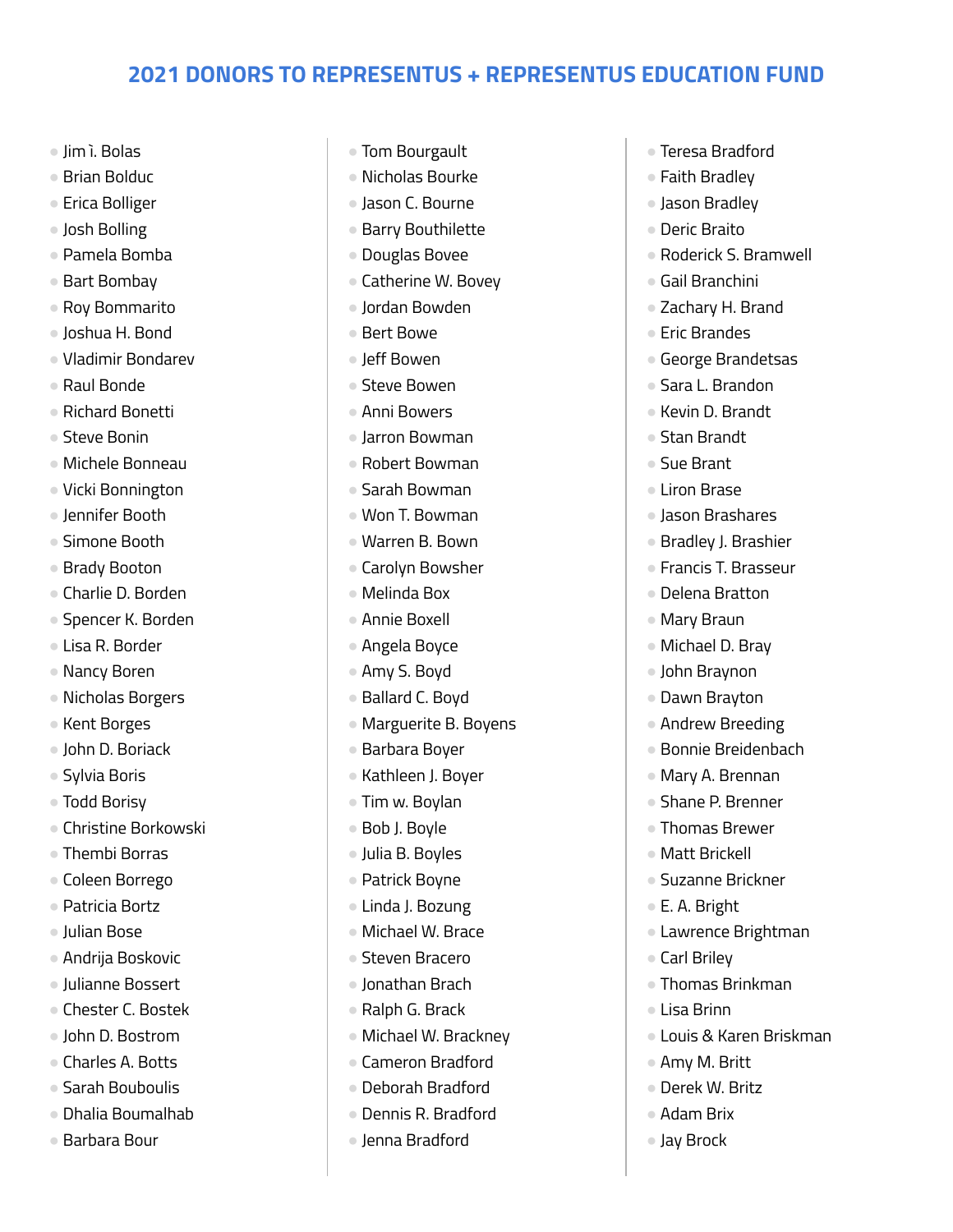## 2021 DONORS TO REPRESENTUS + REPRESENTUS EDUCATION FUND

- Jim ì. Bolas
- Brian Bolduc
- Erica Bolliger
- Josh Bolling
- Pamela Bomba
- Bart Bombay
- Roy Bommarito
- Joshua H. Bond
- Vladimir Bondarev
- Raul Bonde
- Richard Bonetti
- Steve Bonin
- Michele Bonneau
- Vicki Bonnington
- Jennifer Booth
- Simone Booth
- Brady Booton
- Charlie D. Borden
- Spencer K. Borden
- Lisa R. Border
- Nancy Boren
- Nicholas Borgers
- Kent Borges
- John D. Boriack
- Sylvia Boris
- Todd Borisy
- Christine Borkowski
- Thembi Borras
- Coleen Borrego
- Patricia Bortz
- Julian Bose
- Andrija Boskovic
- Julianne Bossert
- Chester C. Bostek
- John D. Bostrom
- Charles A. Botts
- Sarah Bouboulis
- Dhalia Boumalhab
- Barbara Bour
- Tom Bourgault
- Nicholas Bourke
- Jason C. Bourne
- Barry Bouthilette
- Douglas Bovee
- Catherine W. Bovey
- Jordan Bowden
- Bert Bowe
- Jeff Bowen
- Steve Bowen
- Anni Bowers
- Jarron Bowman
- Robert Bowman
- Sarah Bowman
- Won T. Bowman
- Warren B. Bown
- Carolyn Bowsher
- Melinda Box
- Annie Boxell
- Angela Boyce
- Amy S. Boyd
- Ballard C. Boyd
- Marguerite B. Boyens
- Barbara Boyer
- Kathleen J. Boyer
- Tim w. Boylan
- Bob J. Boyle
- Julia B. Boyles
- Patrick Boyne
- Linda J. Bozung
- Michael W. Brace
- Steven Bracero
- Jonathan Brach
- Ralph G. Brack
- Michael W. Brackney
- Cameron Bradford
- Deborah Bradford
- Dennis R. Bradford
- Jenna Bradford
- Teresa Bradford
- Faith Bradley
- Jason Bradley
- Deric Braito
- Roderick S. Bramwell
- Gail Branchini
- Zachary H. Brand
- Eric Brandes
- George Brandetsas
- Sara L. Brandon
- Kevin D. Brandt
- Stan Brandt
- Sue Brant
- Liron Brase
- Jason Brashares
- Bradley J. Brashier
- Francis T. Brasseur
- Delena Bratton
- Mary Braun
- Michael D. Bray
- John Braynon
- Dawn Brayton
- Andrew Breeding
- Bonnie Breidenbach
- Mary A. Brennan
- Shane P. Brenner
- Thomas Brewer
- Matt Brickell
- Suzanne Brickner
- E. A. Bright
- Lawrence Brightman
- Carl Briley
- Thomas Brinkman
- Lisa Brinn
- Louis & Karen Briskman
- Amy M. Britt
- Derek W. Britz
- Adam Brix
- Jay Brock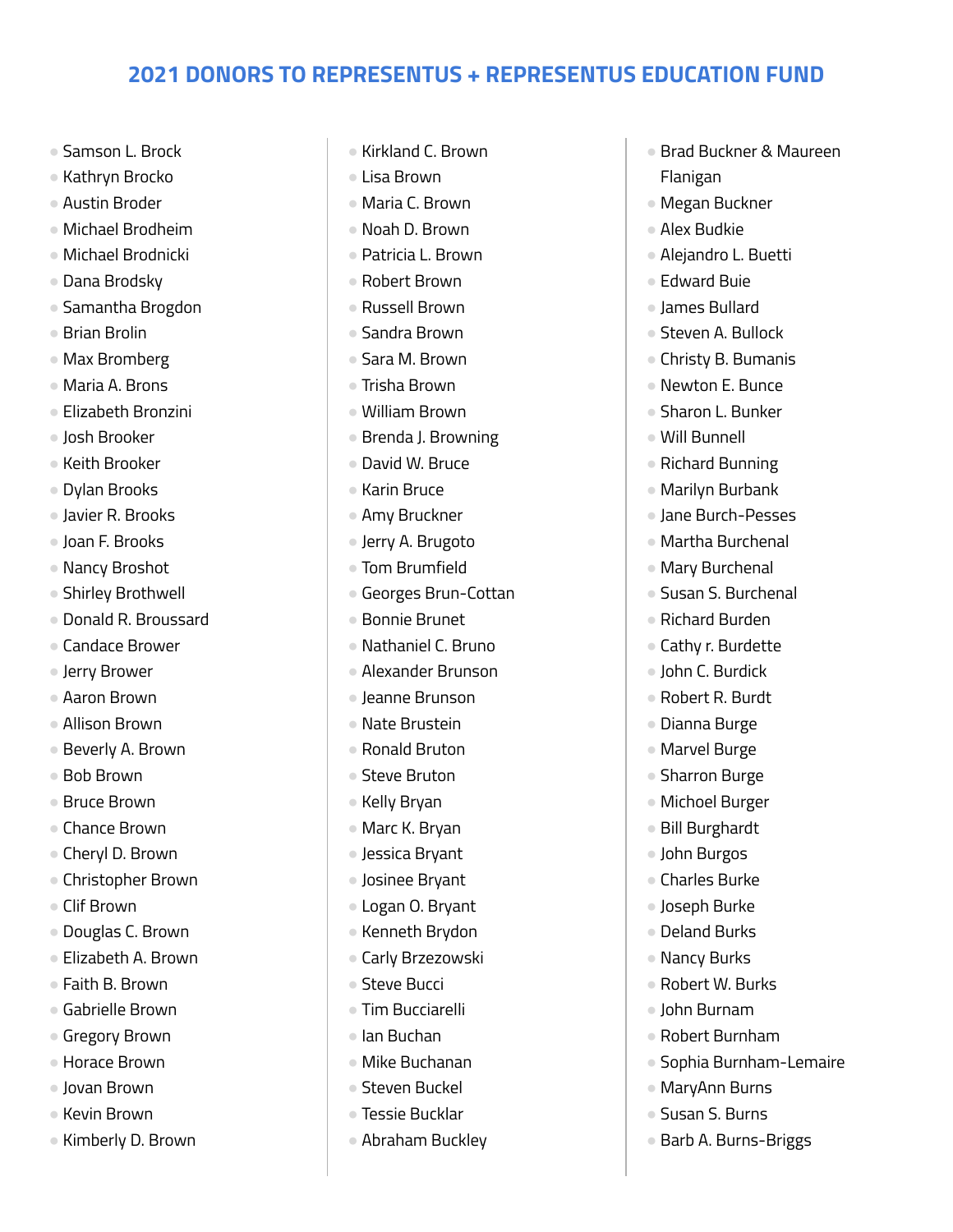# 2021 DONORS TO REPRESENTUS + REPRESENTUS EDUCATION FUND

- Samson L. Brock
- Kathryn Brocko
- Austin Broder
- Michael Brodheim
- Michael Brodnicki
- Dana Brodsky
- Samantha Brogdon
- Brian Brolin
- Max Bromberg
- Maria A. Brons
- Elizabeth Bronzini
- Josh Brooker
- Keith Brooker
- Dylan Brooks
- Javier R. Brooks
- Joan F. Brooks
- Nancy Broshot
- Shirley Brothwell
- Donald R. Broussard
- Candace Brower
- Jerry Brower
- Aaron Brown
- Allison Brown
- Beverly A. Brown
- Bob Brown
- Bruce Brown
- Chance Brown
- Cheryl D. Brown
- Christopher Brown
- Clif Brown
- Douglas C. Brown
- Elizabeth A. Brown
- Faith B. Brown
- Gabrielle Brown
- Gregory Brown
- Horace Brown
- Jovan Brown
- Kevin Brown
- Kimberly D. Brown
- Kirkland C. Brown
- Lisa Brown
- Maria C. Brown
- Noah D. Brown
- Patricia L. Brown
- Robert Brown
- Russell Brown
- Sandra Brown
- Sara M. Brown
- Trisha Brown
- William Brown
- Brenda J. Browning
- David W. Bruce
- Karin Bruce
- Amy Bruckner
- Jerry A. Brugoto
- Tom Brumfield
- Georges Brun-Cottan
- Bonnie Brunet
- Nathaniel C. Bruno
- Alexander Brunson
- Jeanne Brunson
- Nate Brustein
- Ronald Bruton
- Steve Bruton
- Kelly Bryan
- Marc K. Bryan
- Jessica Bryant
- Josinee Bryant
- Logan O. Bryant
- Kenneth Brydon
- Carly Brzezowski
- Steve Bucci
- Tim Bucciarelli
- Ian Buchan
- Mike Buchanan
- Steven Buckel
- Tessie Bucklar
- Abraham Buckley
- Brad Buckner & Maureen Flanigan
- Megan Buckner
- Alex Budkie
- Alejandro L. Buetti
- Edward Buie
- James Bullard
- Steven A. Bullock
- Christy B. Bumanis
- Newton E. Bunce
- Sharon L. Bunker
- Will Bunnell
- Richard Bunning
- Marilyn Burbank
- Jane Burch-Pesses
- Martha Burchenal
- Mary Burchenal
- Susan S. Burchenal
- Richard Burden
- Cathy r. Burdette
- John C. Burdick
- Robert R. Burdt
- Dianna Burge
- Marvel Burge
- Sharron Burge
- Michoel Burger
- Bill Burghardt
- John Burgos
- Charles Burke
- Joseph Burke
- Deland Burks
- Nancy Burks
- Robert W. Burks
- John Burnam
- Robert Burnham
- Sophia Burnham-Lemaire
- MaryAnn Burns
- Susan S. Burns
- Barb A. Burns-Briggs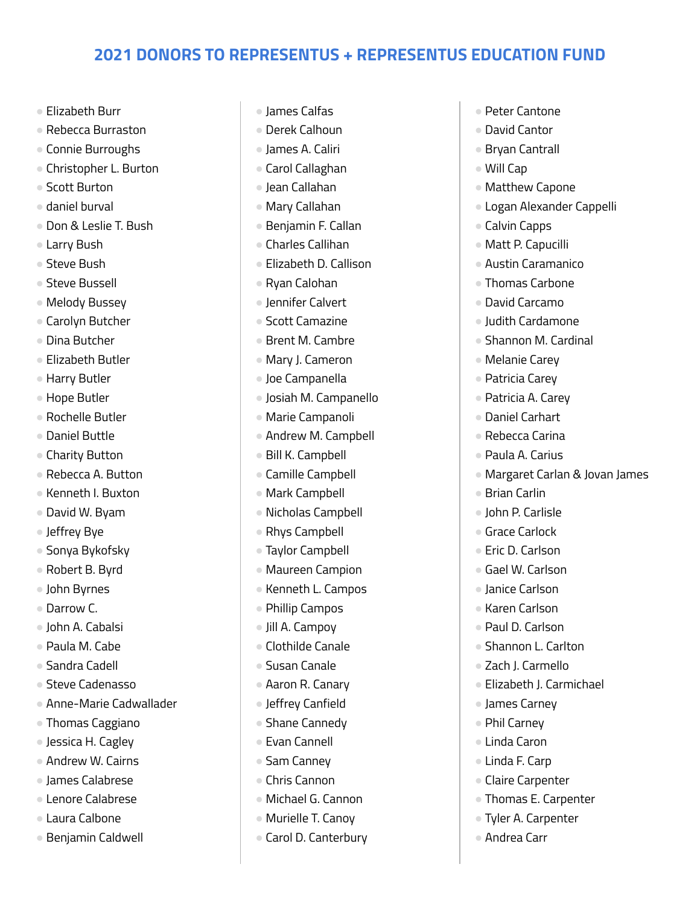## 2021 DONORS TO REPRESENTUS + REPRESENTUS EDUCATION FUND

- Elizabeth Burr
- Rebecca Burraston
- Connie Burroughs
- Christopher L. Burton
- Scott Burton
- daniel burval
- Don & Leslie T. Bush
- Larry Bush
- Steve Bush
- Steve Bussell
- Melody Bussey
- Carolyn Butcher
- Dina Butcher
- Elizabeth Butler
- Harry Butler
- Hope Butler
- Rochelle Butler
- Daniel Buttle
- Charity Button
- Rebecca A. Button
- Kenneth I. Buxton
- David W. Byam
- Jeffrey Bye
- Sonya Bykofsky
- Robert B. Byrd
- John Byrnes
- Darrow C.
- John A. Cabalsi
- Paula M. Cabe
- Sandra Cadell
- Steve Cadenasso
- Anne-Marie Cadwallader
- Thomas Caggiano
- Jessica H. Cagley
- Andrew W. Cairns
- James Calabrese
- Lenore Calabrese
- Laura Calbone
- Benjamin Caldwell
- James Calfas
- Derek Calhoun
- James A. Caliri
- Carol Callaghan
- Jean Callahan
- Mary Callahan
- Benjamin F. Callan
- Charles Callihan
- Elizabeth D. Callison
- Ryan Calohan
- Jennifer Calvert
- Scott Camazine
- Brent M. Cambre
- Mary J. Cameron
- Joe Campanella
- Josiah M. Campanello
- Marie Campanoli
- Andrew M. Campbell
- Bill K. Campbell
- Camille Campbell
- Mark Campbell
- Nicholas Campbell
- Rhys Campbell
- Taylor Campbell
- Maureen Campion
- Kenneth L. Campos
- Phillip Campos
- Jill A. Campoy
- Clothilde Canale
- Susan Canale
- Aaron R. Canary
- Jeffrey Canfield
- Shane Cannedy
- Evan Cannell
- Sam Canney
- Chris Cannon
- Michael G. Cannon
- Murielle T. Canoy
- Carol D. Canterbury
- Peter Cantone
- David Cantor
- Bryan Cantrall
- Will Cap
- Matthew Capone
- Logan Alexander Cappelli
- Calvin Capps
- Matt P. Capucilli
- Austin Caramanico
- Thomas Carbone
- David Carcamo
- Judith Cardamone
- Shannon M. Cardinal
- Melanie Carey
- Patricia Carey
- Patricia A. Carey
- Daniel Carhart
- Rebecca Carina
- Paula A. Carius
- Margaret Carlan & Jovan James
- Brian Carlin
- John P. Carlisle
- Grace Carlock
- Eric D. Carlson
- Gael W. Carlson
- Janice Carlson
- Karen Carlson
- Paul D. Carlson
- Shannon L. Carlton
- Zach J. Carmello
- Elizabeth J. Carmichael
- James Carney
- Phil Carney
- Linda Caron
- Linda F. Carp
- Claire Carpenter
- Thomas E. Carpenter
- Tyler A. Carpenter
- Andrea Carr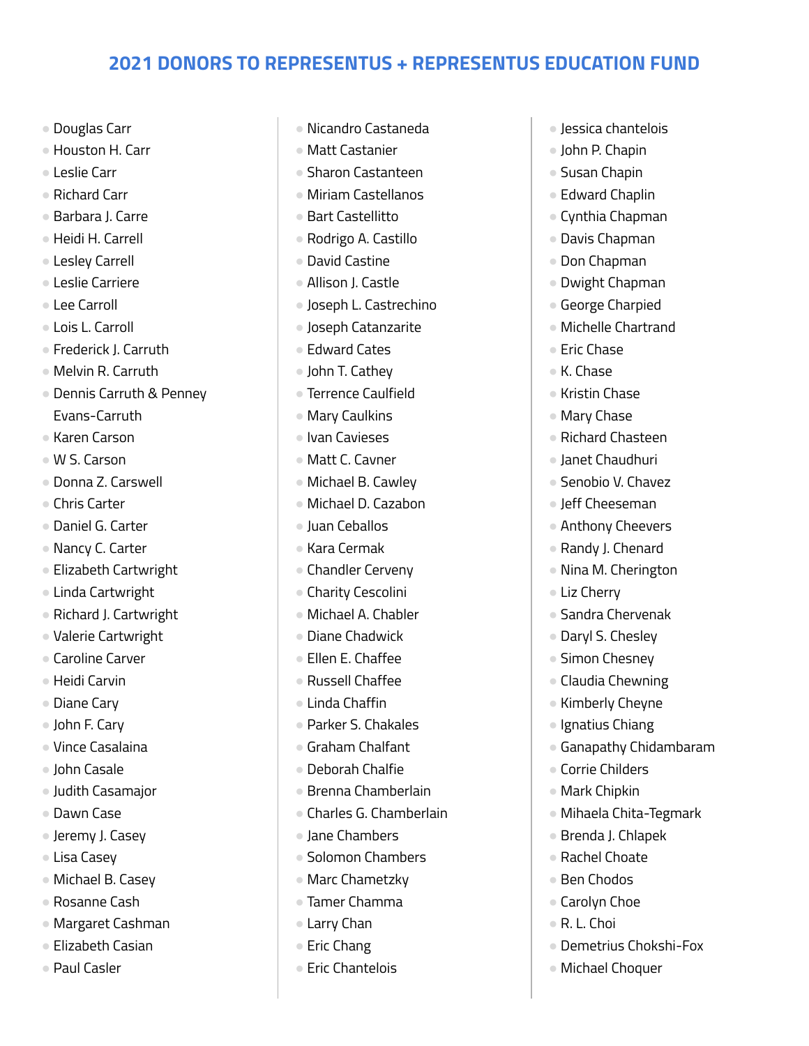## 2021 DONORS TO REPRESENTUS + REPRESENTUS EDUCATION FUND

- Douglas Carr
- Houston H. Carr
- Leslie Carr
- Richard Carr
- Barbara J. Carre
- Heidi H. Carrell
- Lesley Carrell
- Leslie Carriere
- Lee Carroll
- Lois L. Carroll
- Frederick J. Carruth
- Melvin R. Carruth
- Dennis Carruth & Penney Evans-Carruth
- Karen Carson
- W S. Carson
- Donna Z. Carswell
- Chris Carter
- Daniel G. Carter
- Nancy C. Carter
- Elizabeth Cartwright
- Linda Cartwright
- Richard J. Cartwright
- Valerie Cartwright
- Caroline Carver
- Heidi Carvin
- Diane Cary
- John F. Cary
- Vince Casalaina
- John Casale
- Judith Casamajor
- Dawn Case
- Jeremy J. Casey
- Lisa Casey
- Michael B. Casey
- Rosanne Cash
- Margaret Cashman
- Elizabeth Casian
- Paul Casler
- Nicandro Castaneda
- Matt Castanier
- Sharon Castanteen
- Miriam Castellanos
- Bart Castellitto
- Rodrigo A. Castillo
- David Castine
- Allison J. Castle
- Joseph L. Castrechino
- Joseph Catanzarite
- Edward Cates
- John T. Cathey
- Terrence Caulfield
- Mary Caulkins
- Ivan Cavieses
- Matt C. Cavner
- Michael B. Cawley
- Michael D. Cazabon
- Juan Ceballos
- Kara Cermak
- Chandler Cerveny
- Charity Cescolini
- Michael A. Chabler
- Diane Chadwick
- Ellen E. Chaffee
- Russell Chaffee
- Linda Chaffin
- Parker S. Chakales
- Graham Chalfant
- Deborah Chalfie
- Brenna Chamberlain
- Charles G. Chamberlain
- Jane Chambers
- Solomon Chambers
- Marc Chametzky
- Tamer Chamma
- Larry Chan
- Eric Chang
- Eric Chantelois
- Jessica chantelois
- John P. Chapin
- Susan Chapin
- Edward Chaplin
- Cynthia Chapman
- Davis Chapman
- Don Chapman
- Dwight Chapman
- George Charpied
- Michelle Chartrand
- Eric Chase
- K. Chase
- Kristin Chase
- Mary Chase
- Richard Chasteen
- Janet Chaudhuri
- Senobio V. Chavez
- Jeff Cheeseman
- Anthony Cheevers
- Randy J. Chenard
- Nina M. Cherington
- Liz Cherry
- Sandra Chervenak
- Daryl S. Chesley
- Simon Chesney
- Claudia Chewning
- Kimberly Cheyne
- Ignatius Chiang
- Ganapathy Chidambaram
- Corrie Childers
- Mark Chipkin
- Mihaela Chita-Tegmark
- Brenda J. Chlapek
- Rachel Choate
- Ben Chodos
- Carolyn Choe
- R. L. Choi
- Demetrius Chokshi-Fox
- Michael Choquer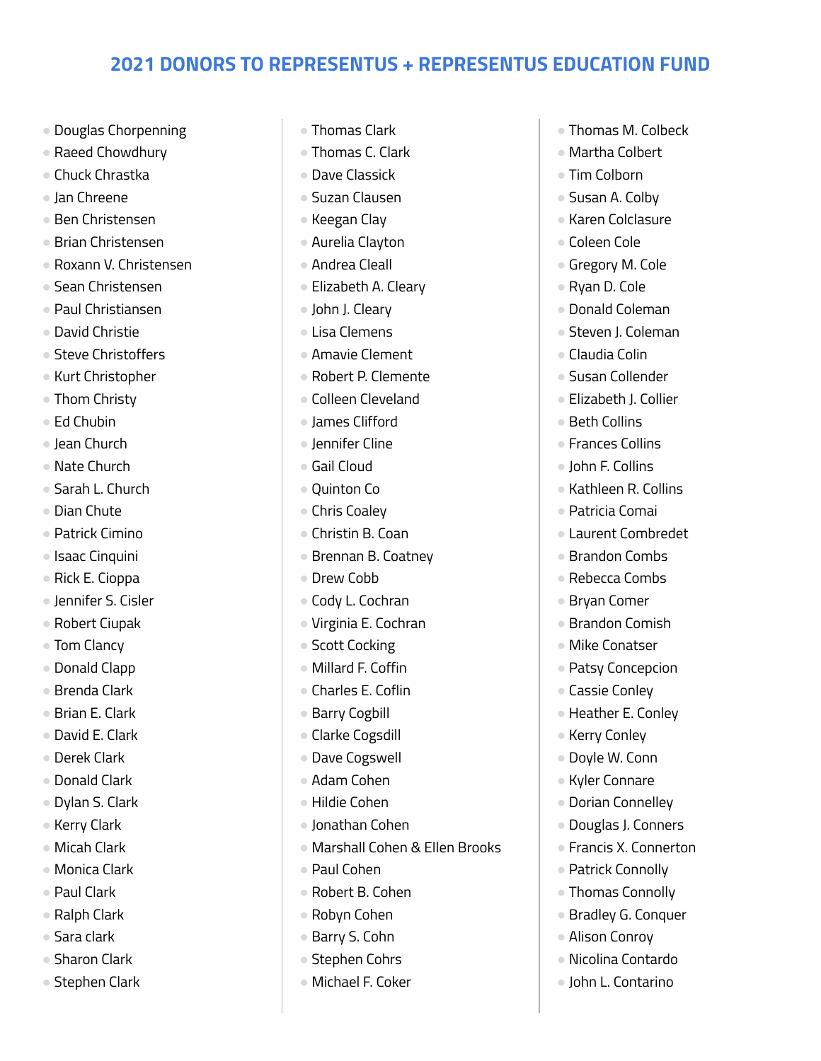# 2021 DONORS TO REPRESENTUS + REPRESENTUS EDUCATION FUND

- Douglas Chorpenning
- Raeed Chowdhury
- Chuck Chrastka
- Jan Chreene
- Ben Christensen
- Brian Christensen
- Roxann V. Christensen
- Sean Christensen
- Paul Christiansen
- David Christie
- Steve Christoffers
- Kurt Christopher
- Thom Christy
- Ed Chubin
- Jean Church
- Nate Church
- Sarah L. Church
- Dian Chute
- Patrick Cimino
- Isaac Cinquini
- Rick E. Cioppa
- Jennifer S. Cisler
- Robert Ciupak
- Tom Clancy
- Donald Clapp
- Brenda Clark
- Brian E. Clark
- David E. Clark
- Derek Clark
- Donald Clark
- Dylan S. Clark
- Kerry Clark
- Micah Clark
- Monica Clark
- Paul Clark
- Ralph Clark
- Sara clark
- Sharon Clark
- Stephen Clark
- Thomas Clark
- Thomas C. Clark
- Dave Classick
- Suzan Clausen
- Keegan Clay
- Aurelia Clayton
- Andrea Cleall
- Elizabeth A. Cleary
- John J. Cleary
- Lisa Clemens
- Amavie Clement
- Robert P. Clemente
- Colleen Cleveland
- James Clifford
- Jennifer Cline
- Gail Cloud
- Quinton Co
- Chris Coaley
- Christin B. Coan
- Brennan B. Coatney
- Drew Cobb
- Cody L. Cochran
- Virginia E. Cochran
- Scott Cocking
- Millard F. Coffin
- Charles E. Coflin
- Barry Cogbill
- Clarke Cogsdill
- Dave Cogswell
- Adam Cohen
- Hildie Cohen
- Jonathan Cohen
- Marshall Cohen & Ellen Brooks
- Paul Cohen
- Robert B. Cohen
- Robyn Cohen
- Barry S. Cohn
- Stephen Cohrs
- Michael F. Coker
- Thomas M. Colbeck
- Martha Colbert
- Tim Colborn
- Susan A. Colby
- Karen Colclasure
- Coleen Cole
- Gregory M. Cole
- Ryan D. Cole
- Donald Coleman
- Steven J. Coleman
- Claudia Colin
- Susan Collender
- Elizabeth J. Collier
- Beth Collins
- Frances Collins
- John F. Collins
- Kathleen R. Collins
- Patricia Comai
- Laurent Combredet
- Brandon Combs
- Rebecca Combs
- Bryan Comer
- Brandon Comish
- Mike Conatser
- Patsy Concepcion
- Cassie Conley
- Heather E. Conley
- Kerry Conley
- Doyle W. Conn
- Kyler Connare
- Dorian Connelley
- Douglas J. Conners
- Francis X. Connerton
- Patrick Connolly
- Thomas Connolly
- Bradley G. Conquer
- Alison Conroy
- Nicolina Contardo
- John L. Contarino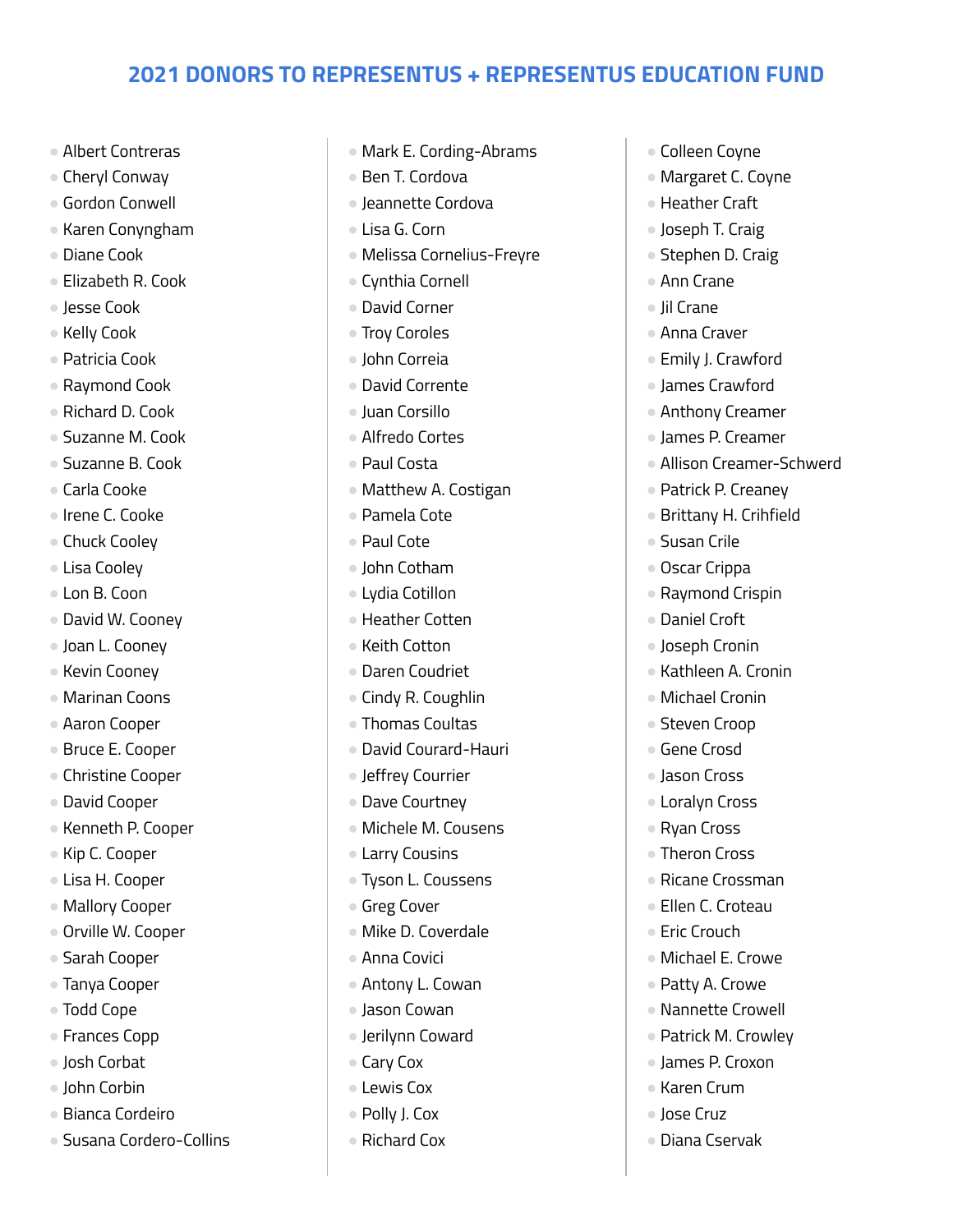## 2021 DONORS TO REPRESENTUS + REPRESENTUS EDUCATION FUND

- Albert Contreras
- Cheryl Conway
- Gordon Conwell
- Karen Conyngham
- Diane Cook
- Elizabeth R. Cook
- Jesse Cook
- Kelly Cook
- Patricia Cook
- Raymond Cook
- Richard D. Cook
- Suzanne M. Cook
- Suzanne B. Cook
- Carla Cooke
- Irene C. Cooke
- Chuck Cooley
- Lisa Cooley
- Lon B. Coon
- David W. Cooney
- Joan L. Cooney
- Kevin Cooney
- Marinan Coons
- Aaron Cooper
- Bruce E. Cooper
- Christine Cooper
- David Cooper
- Kenneth P. Cooper
- Kip C. Cooper
- Lisa H. Cooper
- Mallory Cooper
- Orville W. Cooper
- Sarah Cooper
- Tanya Cooper
- Todd Cope
- Frances Copp
- Josh Corbat
- John Corbin
- Bianca Cordeiro
- Susana Cordero-Collins
- Mark E. Cording-Abrams
- Ben T. Cordova
- Jeannette Cordova
- Lisa G. Corn
- Melissa Cornelius-Freyre
- Cynthia Cornell
- David Corner
- Troy Coroles
- John Correia
- David Corrente
- Juan Corsillo
- Alfredo Cortes
- Paul Costa
- Matthew A. Costigan
- Pamela Cote
- Paul Cote
- John Cotham
- Lydia Cotillon
- Heather Cotten
- Keith Cotton
- Daren Coudriet
- Cindy R. Coughlin
- Thomas Coultas
- David Courard-Hauri
- Jeffrey Courrier
- Dave Courtney
- Michele M. Cousens
- Larry Cousins
- Tyson L. Coussens
- Greg Cover
- Mike D. Coverdale
- Anna Covici
- Antony L. Cowan
- Jason Cowan
- Jerilynn Coward
- Cary Cox
- Lewis Cox
- Polly J. Cox
- Richard Cox
- Colleen Coyne
- Margaret C. Coyne
- Heather Craft
- Joseph T. Craig
- Stephen D. Craig
- Ann Crane
- Jil Crane
- Anna Craver
- Emily J. Crawford
- James Crawford
- Anthony Creamer
- James P. Creamer
- Allison Creamer-Schwerd
- Patrick P. Creaney
- Brittany H. Crihfield
- Susan Crile
- Oscar Crippa
- Raymond Crispin
- Daniel Croft
- Joseph Cronin
- Kathleen A. Cronin
- Michael Cronin
- Steven Croop
- Gene Crosd
- Jason Cross
- Loralyn Cross
- Ryan Cross
- Theron Cross
- Ricane Crossman
- Ellen C. Croteau
- Eric Crouch
- Michael E. Crowe
- Patty A. Crowe
- Nannette Crowell
- Patrick M. Crowley
- James P. Croxon
- Karen Crum
- Jose Cruz
- Diana Cservak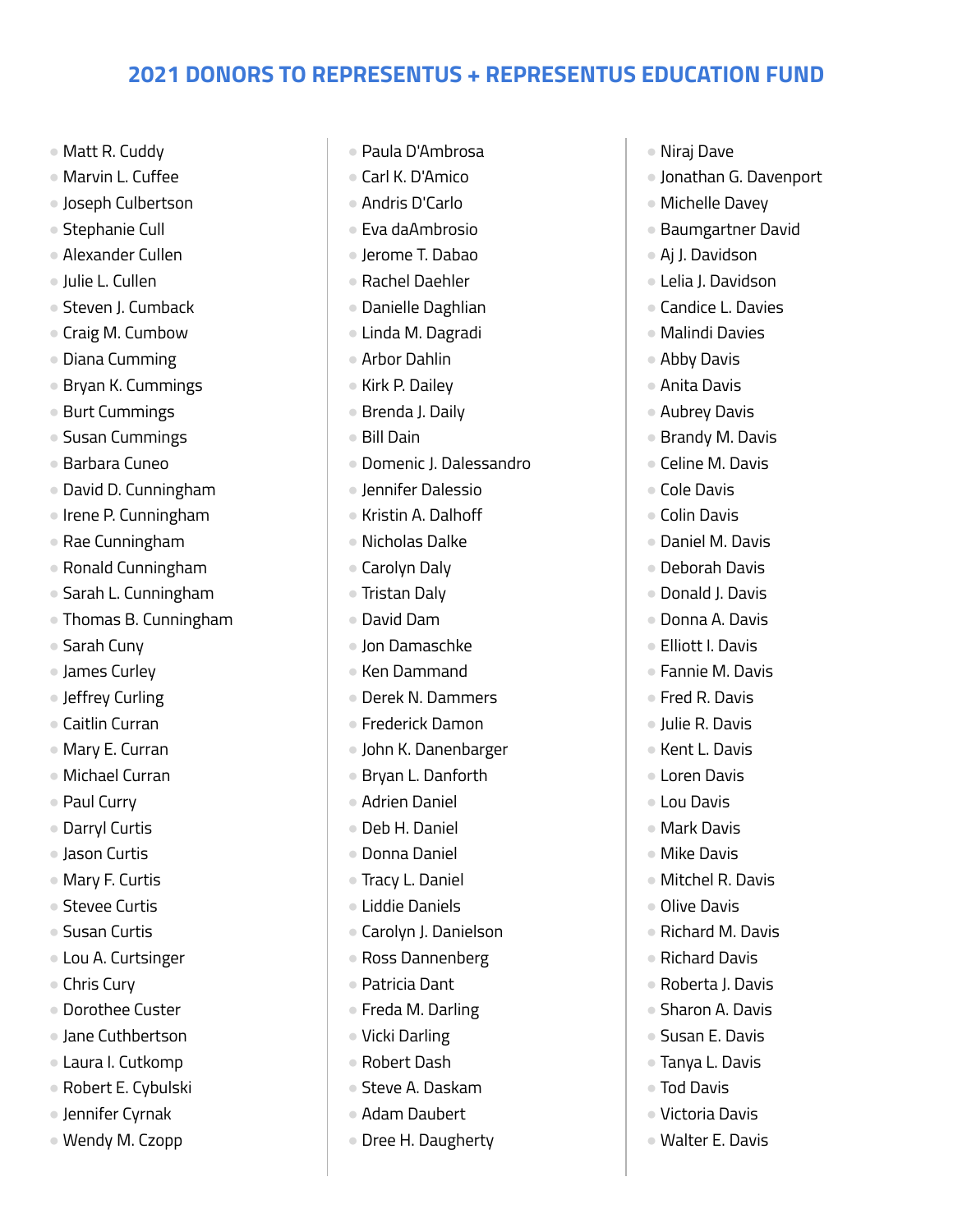## 2021 DONORS TO REPRESENTUS + REPRESENTUS EDUCATION FUND

- Matt R. Cuddy
- Marvin L. Cuffee
- Joseph Culbertson
- Stephanie Cull
- Alexander Cullen
- Julie L. Cullen
- Steven J. Cumback
- Craig M. Cumbow
- Diana Cumming
- Bryan K. Cummings
- Burt Cummings
- Susan Cummings
- Barbara Cuneo
- David D. Cunningham
- Irene P. Cunningham
- Rae Cunningham
- Ronald Cunningham
- Sarah L. Cunningham
- Thomas B. Cunningham
- Sarah Cuny
- James Curley
- Jeffrey Curling
- Caitlin Curran
- Mary E. Curran
- Michael Curran
- Paul Curry
- Darryl Curtis
- Jason Curtis
- Mary F. Curtis
- Stevee Curtis
- Susan Curtis
- Lou A. Curtsinger
- Chris Cury
- Dorothee Custer
- Jane Cuthbertson
- Laura I. Cutkomp
- Robert E. Cybulski
- Jennifer Cyrnak
- Wendy M. Czopp
- Paula D'Ambrosa
- Carl K. D'Amico
- Andris D'Carlo
- Eva daAmbrosio
- Jerome T. Dabao
- Rachel Daehler
- Danielle Daghlian
- Linda M. Dagradi
- Arbor Dahlin
- Kirk P. Dailey
- Brenda J. Daily
- Bill Dain
- Domenic J. Dalessandro
- Jennifer Dalessio
- Kristin A. Dalhoff
- Nicholas Dalke
- Carolyn Daly
- Tristan Daly
- David Dam
- Jon Damaschke
- Ken Dammand
- Derek N. Dammers
- Frederick Damon
- John K. Danenbarger
- Bryan L. Danforth
- Adrien Daniel
- Deb H. Daniel
- Donna Daniel
- Tracy L. Daniel
- Liddie Daniels
- Carolyn J. Danielson
- Ross Dannenberg
- Patricia Dant
- Freda M. Darling
- Vicki Darling
- Robert Dash
- Steve A. Daskam
- Adam Daubert
- Dree H. Daugherty
- Niraj Dave
- Jonathan G. Davenport
- Michelle Davey
- Baumgartner David
- Aj J. Davidson
- Lelia J. Davidson
- Candice L. Davies
- Malindi Davies
- Abby Davis
- Anita Davis
- Aubrey Davis
- Brandy M. Davis
- Celine M. Davis
- Cole Davis
- Colin Davis
- Daniel M. Davis
- Deborah Davis
- Donald J. Davis
- Donna A. Davis
- Elliott I. Davis
- Fannie M. Davis
- Fred R. Davis
- Julie R. Davis
- Kent L. Davis
- Loren Davis
- Lou Davis
- Mark Davis
- Mike Davis
- Mitchel R. Davis
- Olive Davis
- Richard M. Davis
- Richard Davis
- Roberta J. Davis
- Sharon A. Davis
- Susan E. Davis
- Tanya L. Davis
- Tod Davis
- Victoria Davis
- Walter E. Davis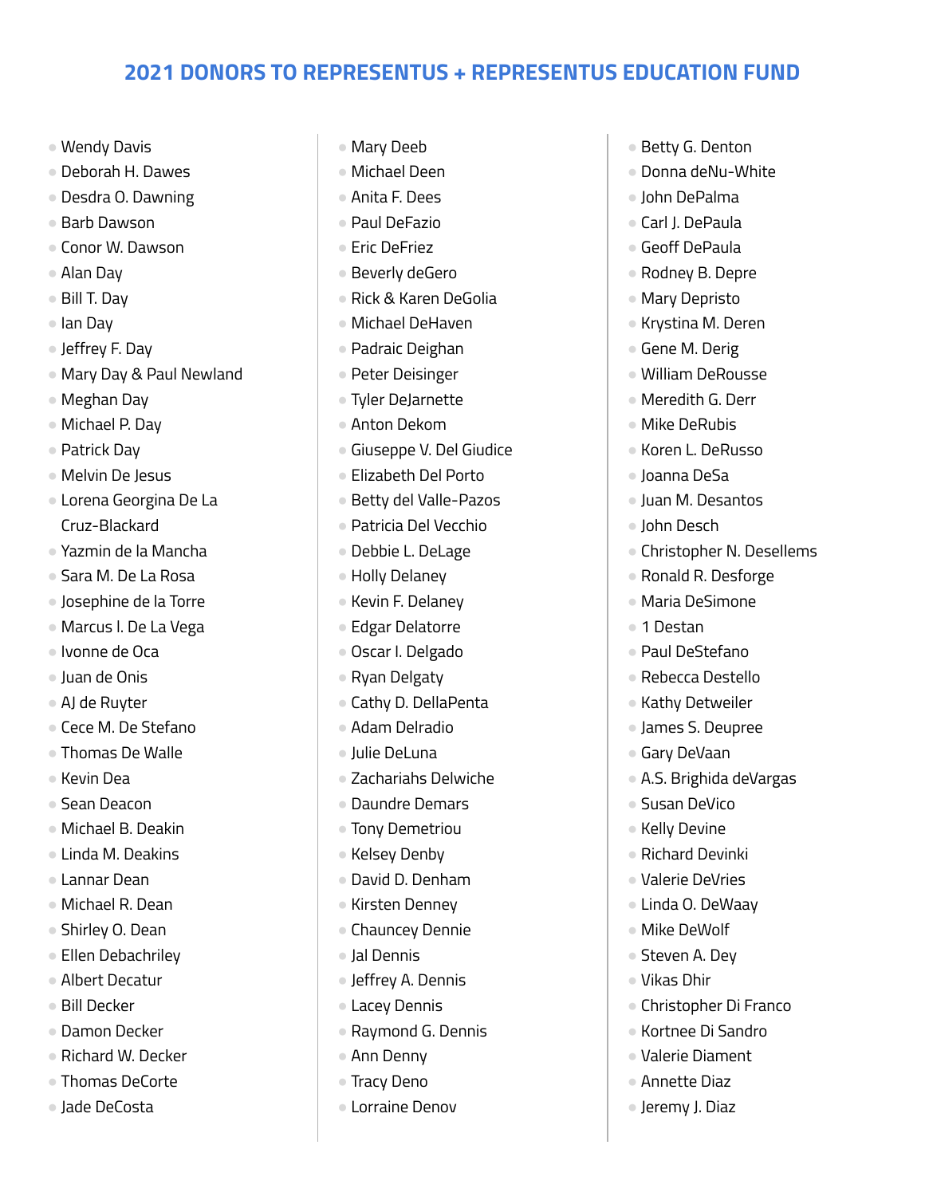## 2021 DONORS TO REPRESENTUS + REPRESENTUS EDUCATION FUND

- Wendy Davis
- Deborah H. Dawes
- Desdra O. Dawning
- Barb Dawson
- Conor W. Dawson
- Alan Day
- Bill T. Day
- Ian Day
- Jeffrey F. Day
- Mary Day & Paul Newland
- Meghan Day
- Michael P. Day
- Patrick Day
- Melvin De Jesus
- Lorena Georgina De La Cruz-Blackard
- Yazmin de la Mancha
- Sara M. De La Rosa
- Josephine de la Torre
- Marcus I. De La Vega
- Ivonne de Oca
- Juan de Onis
- AJ de Ruyter
- Cece M. De Stefano
- Thomas De Walle
- Kevin Dea
- Sean Deacon
- Michael B. Deakin
- Linda M. Deakins
- Lannar Dean
- Michael R. Dean
- Shirley O. Dean
- Ellen Debachriley
- Albert Decatur
- Bill Decker
- Damon Decker
- Richard W. Decker
- Thomas DeCorte
- Jade DeCosta
- Mary Deeb
- Michael Deen
- Anita F. Dees
- Paul DeFazio
- Eric DeFriez
- Beverly deGero
- Rick & Karen DeGolia
- Michael DeHaven
- Padraic Deighan
- Peter Deisinger
- Tyler DeJarnette
- Anton Dekom
- Giuseppe V. Del Giudice
- Elizabeth Del Porto
- Betty del Valle-Pazos
- Patricia Del Vecchio
- Debbie L. DeLage
- Holly Delaney
- Kevin F. Delaney
- Edgar Delatorre
- Oscar I. Delgado
- Ryan Delgaty
- Cathy D. DellaPenta
- Adam Delradio
- Julie DeLuna
- Zachariahs Delwiche
- Daundre Demars
- Tony Demetriou
- Kelsey Denby
- David D. Denham
- Kirsten Denney
- Chauncey Dennie
- Jal Dennis
- Jeffrey A. Dennis
- Lacey Dennis
- Raymond G. Dennis
- Ann Denny
- Tracy Deno
- Lorraine Denov
- Betty G. Denton
- Donna deNu-White
- John DePalma
- Carl J. DePaula
- Geoff DePaula
- Rodney B. Depre
- Mary Depristo
- Krystina M. Deren
- Gene M. Derig
- William DeRousse
- Meredith G. Derr
- Mike DeRubis
- Koren L. DeRusso
- Joanna DeSa
- Juan M. Desantos
- John Desch
- Christopher N. Desellems
- Ronald R. Desforge
- Maria DeSimone
- 1 Destan
- Paul DeStefano
- Rebecca Destello
- Kathy Detweiler
- James S. Deupree
- Gary DeVaan
- A.S. Brighida deVargas
- Susan DeVico
- Kelly Devine
- Richard Devinki
- Valerie DeVries
- Linda O. DeWaay
- Mike DeWolf
- Steven A. Dey
- Vikas Dhir
- Christopher Di Franco
- Kortnee Di Sandro
- Valerie Diament
- Annette Diaz
- Jeremy J. Diaz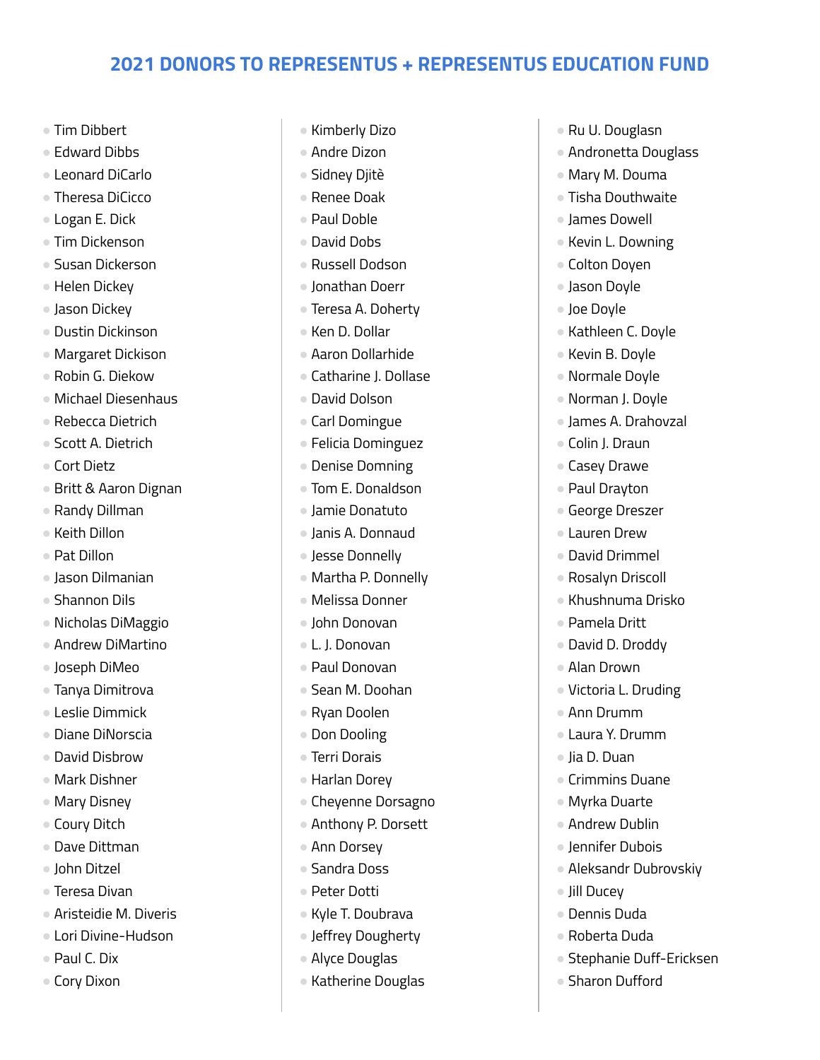## 2021 DONORS TO REPRESENTUS + REPRESENTUS EDUCATION FUND

- Tim Dibbert
- Edward Dibbs
- Leonard DiCarlo
- Theresa DiCicco
- Logan E. Dick
- Tim Dickenson
- Susan Dickerson
- Helen Dickey
- Jason Dickey
- Dustin Dickinson
- Margaret Dickison
- Robin G. Diekow
- Michael Diesenhaus
- Rebecca Dietrich
- Scott A. Dietrich
- Cort Dietz
- Britt & Aaron Dignan
- Randy Dillman
- Keith Dillon
- Pat Dillon
- Jason Dilmanian
- Shannon Dils
- Nicholas DiMaggio
- Andrew DiMartino
- Joseph DiMeo
- Tanya Dimitrova
- Leslie Dimmick
- Diane DiNorscia
- David Disbrow
- Mark Dishner
- Mary Disney
- Coury Ditch
- Dave Dittman
- John Ditzel
- Teresa Divan
- Aristeidie M. Diveris
- Lori Divine-Hudson
- Paul C. Dix
- Cory Dixon
- Kimberly Dizo
- Andre Dizon
- Sidney Djitè
- Renee Doak
- Paul Doble
- David Dobs
- Russell Dodson
- Jonathan Doerr
- Teresa A. Doherty
- Ken D. Dollar
- Aaron Dollarhide
- Catharine J. Dollase
- David Dolson
- Carl Domingue
- Felicia Dominguez
- Denise Domning
- Tom E. Donaldson
- Jamie Donatuto
- Janis A. Donnaud
- Jesse Donnelly
- Martha P. Donnelly
- Melissa Donner
- John Donovan
- L. J. Donovan
- Paul Donovan
- Sean M. Doohan
- Ryan Doolen
- Don Dooling
- Terri Dorais
- Harlan Dorey
- Cheyenne Dorsagno
- Anthony P. Dorsett
- Ann Dorsey
- Sandra Doss
- Peter Dotti
- Kyle T. Doubrava
- Jeffrey Dougherty
- Alyce Douglas
- Katherine Douglas
- Ru U. Douglasn
- Andronetta Douglass
- Mary M. Douma
- Tisha Douthwaite
- James Dowell
- Kevin L. Downing
- Colton Doyen
- Jason Doyle
- Joe Doyle
- Kathleen C. Doyle
- Kevin B. Doyle
- Normale Doyle
- Norman J. Doyle
- James A. Drahovzal
- Colin J. Draun
- Casey Drawe
- Paul Drayton
- George Dreszer
- Lauren Drew
- David Drimmel
- Rosalyn Driscoll
- Khushnuma Drisko
- Pamela Dritt
- David D. Droddy
- Alan Drown
- Victoria L. Druding
- Ann Drumm
- Laura Y. Drumm
- Jia D. Duan
- Crimmins Duane
- Myrka Duarte
- Andrew Dublin
- Jennifer Dubois
- Aleksandr Dubrovskiy
- Jill Ducey
- Dennis Duda
- Roberta Duda
- Stephanie Duff-Ericksen
- Sharon Dufford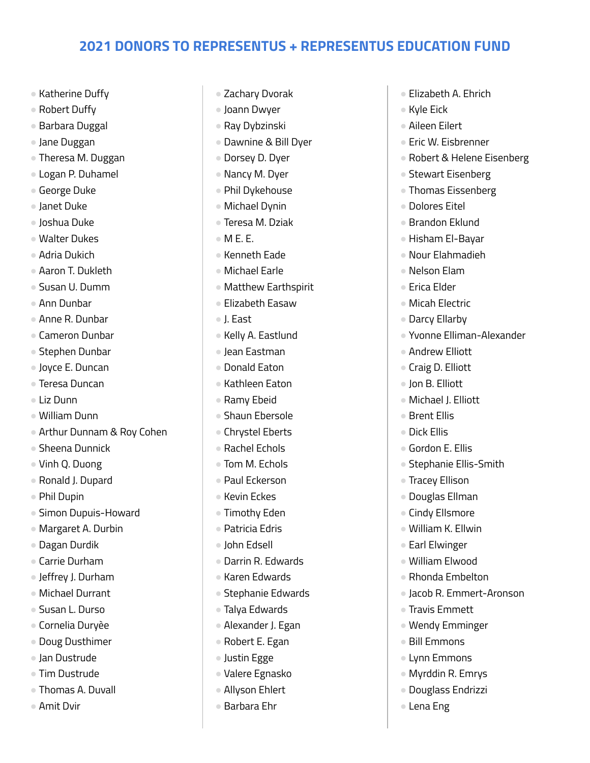## 2021 DONORS TO REPRESENTUS + REPRESENTUS EDUCATION FUND

- Katherine Duffy
- Robert Duffy
- Barbara Duggal
- Jane Duggan
- Theresa M. Duggan
- Logan P. Duhamel
- George Duke
- Janet Duke
- Joshua Duke
- Walter Dukes
- Adria Dukich
- Aaron T. Dukleth
- Susan U. Dumm
- Ann Dunbar
- Anne R. Dunbar
- Cameron Dunbar
- Stephen Dunbar
- Joyce E. Duncan
- Teresa Duncan
- Liz Dunn
- William Dunn
- Arthur Dunnam & Roy Cohen
- Sheena Dunnick
- Vinh Q. Duong
- Ronald J. Dupard
- Phil Dupin
- Simon Dupuis-Howard
- Margaret A. Durbin
- Dagan Durdik
- Carrie Durham
- Jeffrey J. Durham
- Michael Durrant
- Susan L. Durso
- Cornelia Duryèe
- Doug Dusthimer
- Jan Dustrude
- Tim Dustrude
- Thomas A. Duvall
- Amit Dvir
- Zachary Dvorak
- Joann Dwyer
- Ray Dybzinski
- Dawnine & Bill Dyer
- Dorsey D. Dyer
- Nancy M. Dyer
- Phil Dykehouse
- Michael Dynin
- Teresa M. Dziak
- M E. E.
- Kenneth Eade
- Michael Earle
- Matthew Earthspirit
- Elizabeth Easaw
- J. East
- Kelly A. Eastlund
- Jean Eastman
- Donald Eaton
- Kathleen Eaton
- Ramy Ebeid
- Shaun Ebersole
- Chrystel Eberts
- Rachel Echols
- Tom M. Echols
- Paul Eckerson
- Kevin Eckes
- Timothy Eden
- Patricia Edris
- John Edsell
- Darrin R. Edwards
- Karen Edwards
- Stephanie Edwards
- Talya Edwards
- Alexander J. Egan
- Robert E. Egan
- Justin Egge
- Valere Egnasko
- Allyson Ehlert
- Barbara Ehr
- Elizabeth A. Ehrich
- Kyle Eick
- Aileen Eilert
- Eric W. Eisbrenner
- Robert & Helene Eisenberg
- Stewart Eisenberg
- Thomas Eissenberg
- Dolores Eitel
- Brandon Eklund
- Hisham El-Bayar
- Nour Elahmadieh
- Nelson Elam
- Erica Elder
- Micah Electric
- Darcy Ellarby
- Yvonne Elliman-Alexander
- Andrew Elliott
- Craig D. Elliott
- Jon B. Elliott
- Michael J. Elliott
- Brent Ellis
- Dick Ellis
- Gordon E. Ellis
- Stephanie Ellis-Smith
- Tracey Ellison
- Douglas Ellman
- Cindy Ellsmore
- William K. Ellwin
- Earl Elwinger
- William Elwood
- Rhonda Embelton
- Jacob R. Emmert-Aronson
- Travis Emmett
- Wendy Emminger
- Bill Emmons
- Lynn Emmons
- Myrddin R. Emrys
- Douglass Endrizzi
- Lena Eng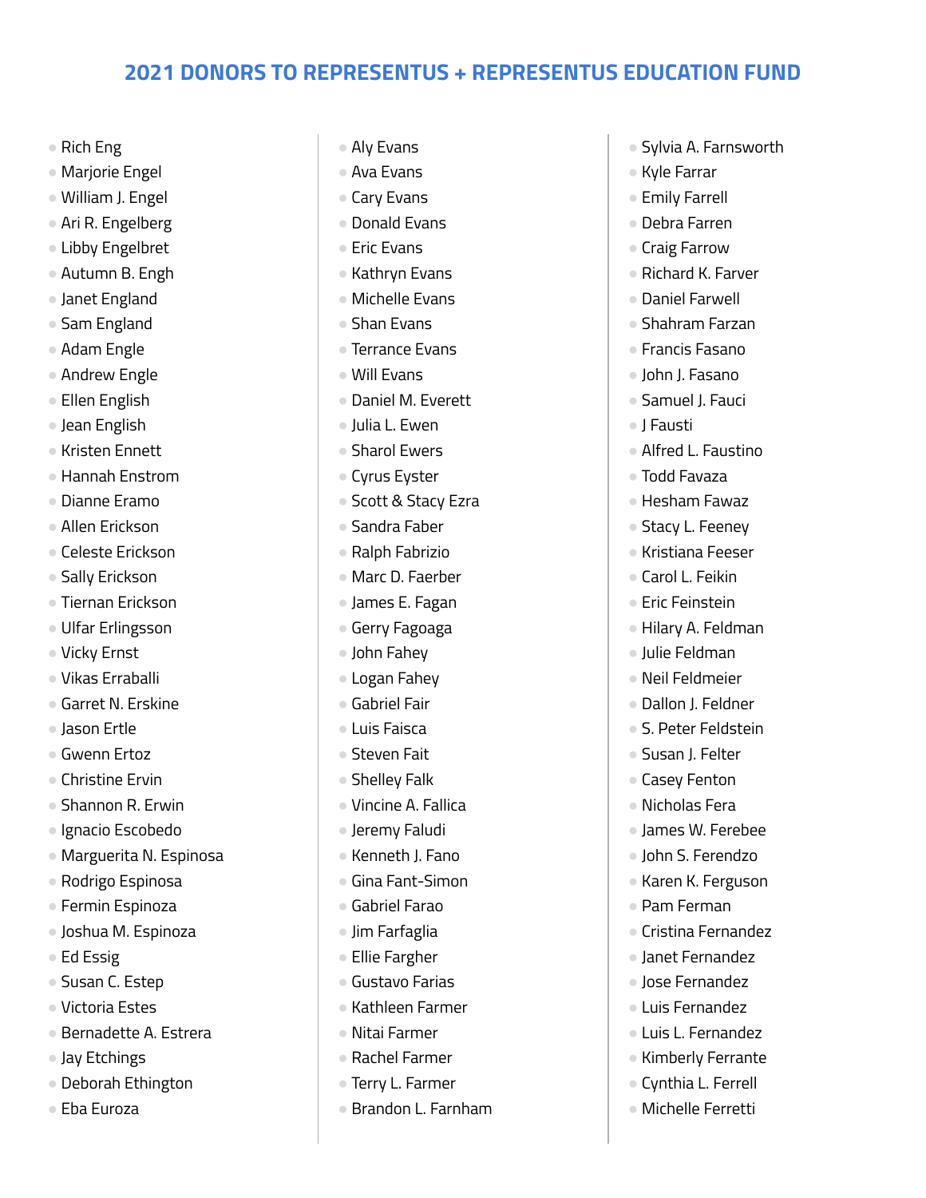## 2021 DONORS TO REPRESENTUS + REPRESENTUS EDUCATION FUND

- Rich Eng
- Marjorie Engel
- William J. Engel
- Ari R. Engelberg
- Libby Engelbret
- Autumn B. Engh
- Janet England
- Sam England
- Adam Engle
- Andrew Engle
- Ellen English
- Jean English
- Kristen Ennett
- Hannah Enstrom
- Dianne Eramo
- Allen Erickson
- Celeste Erickson
- Sally Erickson
- Tiernan Erickson
- Ulfar Erlingsson
- Vicky Ernst
- Vikas Erraballi
- Garret N. Erskine
- Jason Ertle
- Gwenn Ertoz
- Christine Ervin
- Shannon R. Erwin
- Ignacio Escobedo
- Marguerita N. Espinosa
- Rodrigo Espinosa
- Fermin Espinoza
- Joshua M. Espinoza
- Ed Essig
- Susan C. Estep
- Victoria Estes
- Bernadette A. Estrera
- Jay Etchings
- Deborah Ethington
- Eba Euroza
- Aly Evans
- Ava Evans
- Cary Evans
- Donald Evans
- Eric Evans
- Kathryn Evans
- Michelle Evans
- Shan Evans
- Terrance Evans
- Will Evans
- Daniel M. Everett
- Julia L. Ewen
- Sharol Ewers
- Cyrus Eyster
- Scott & Stacy Ezra
- Sandra Faber
- Ralph Fabrizio
- Marc D. Faerber
- James E. Fagan
- Gerry Fagoaga
- John Fahey
- Logan Fahey
- Gabriel Fair
- Luis Faisca
- Steven Fait
- Shelley Falk
- Vincine A. Fallica
- Jeremy Faludi
- Kenneth J. Fano
- Gina Fant-Simon
- Gabriel Farao
- Jim Farfaglia
- Ellie Fargher
- Gustavo Farias
- Kathleen Farmer
- Nitai Farmer
- Rachel Farmer
- Terry L. Farmer
- Brandon L. Farnham
- Sylvia A. Farnsworth
- Kyle Farrar
- Emily Farrell
- Debra Farren
- Craig Farrow
- Richard K. Farver
- Daniel Farwell
- Shahram Farzan
- Francis Fasano
- John J. Fasano
- Samuel J. Fauci
- J Fausti
- Alfred L. Faustino
- Todd Favaza
- Hesham Fawaz
- Stacy L. Feeney
- Kristiana Feeser
- Carol L. Feikin
- Eric Feinstein
- Hilary A. Feldman
- Julie Feldman
- Neil Feldmeier
- Dallon J. Feldner
- S. Peter Feldstein
- Susan J. Felter
- Casey Fenton
- Nicholas Fera
- James W. Ferebee
- John S. Ferendzo
- Karen K. Ferguson
- Pam Ferman
- Cristina Fernandez
- Janet Fernandez
- Jose Fernandez
- Luis Fernandez
- Luis L. Fernandez
- Kimberly Ferrante
- Cynthia L. Ferrell
- Michelle Ferretti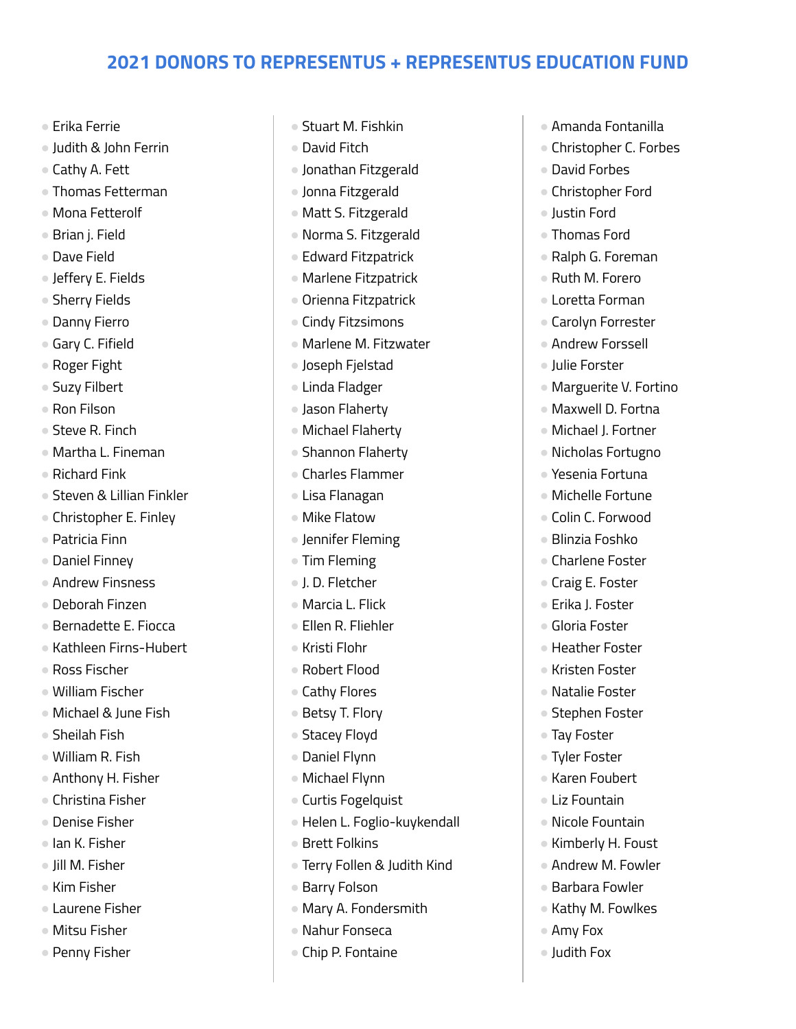## 2021 DONORS TO REPRESENTUS + REPRESENTUS EDUCATION FUND

- Erika Ferrie
- Judith & John Ferrin
- Cathy A. Fett
- Thomas Fetterman
- Mona Fetterolf
- Brian j. Field
- Dave Field
- Jeffery E. Fields
- Sherry Fields
- Danny Fierro
- Gary C. Fifield
- Roger Fight
- Suzy Filbert
- Ron Filson
- Steve R. Finch
- Martha L. Fineman
- Richard Fink
- Steven & Lillian Finkler
- Christopher E. Finley
- Patricia Finn
- Daniel Finney
- Andrew Finsness
- Deborah Finzen
- Bernadette E. Fiocca
- Kathleen Firns-Hubert
- Ross Fischer
- William Fischer
- Michael & June Fish
- Sheilah Fish
- William R. Fish
- Anthony H. Fisher
- Christina Fisher
- Denise Fisher
- Ian K. Fisher
- Jill M. Fisher
- Kim Fisher
- Laurene Fisher
- Mitsu Fisher
- Penny Fisher
- Stuart M. Fishkin
- David Fitch
- Jonathan Fitzgerald
- Jonna Fitzgerald
- Matt S. Fitzgerald
- Norma S. Fitzgerald
- Edward Fitzpatrick
- Marlene Fitzpatrick
- Orienna Fitzpatrick
- Cindy Fitzsimons
- Marlene M. Fitzwater
- Joseph Fjelstad
- Linda Fladger
- Jason Flaherty
- Michael Flaherty
- Shannon Flaherty
- Charles Flammer
- Lisa Flanagan
- Mike Flatow
- Jennifer Fleming
- Tim Fleming
- J. D. Fletcher
- Marcia L. Flick
- Ellen R. Fliehler
- Kristi Flohr
- Robert Flood
- Cathy Flores
- Betsy T. Flory
- Stacey Floyd
- Daniel Flynn
- Michael Flynn
- Curtis Fogelquist
- Helen L. Foglio-kuykendall
- Brett Folkins
- Terry Follen & Judith Kind
- Barry Folson
- Mary A. Fondersmith
- Nahur Fonseca
- Chip P. Fontaine
- Amanda Fontanilla
- Christopher C. Forbes
- David Forbes
- Christopher Ford
- Justin Ford
- Thomas Ford
- Ralph G. Foreman
- Ruth M. Forero
- Loretta Forman
- Carolyn Forrester
- Andrew Forssell
- Julie Forster
- Marguerite V. Fortino
- Maxwell D. Fortna
- Michael J. Fortner
- Nicholas Fortugno
- Yesenia Fortuna
- Michelle Fortune
- Colin C. Forwood
- Blinzia Foshko
- Charlene Foster
- Craig E. Foster
- Erika J. Foster
- Gloria Foster
- Heather Foster
- Kristen Foster
- Natalie Foster
- Stephen Foster
- Tay Foster
- Tyler Foster
- Karen Foubert
- Liz Fountain
- Nicole Fountain
- Kimberly H. Foust
- Andrew M. Fowler
- Barbara Fowler
- Kathy M. Fowlkes
- Amy Fox
- Judith Fox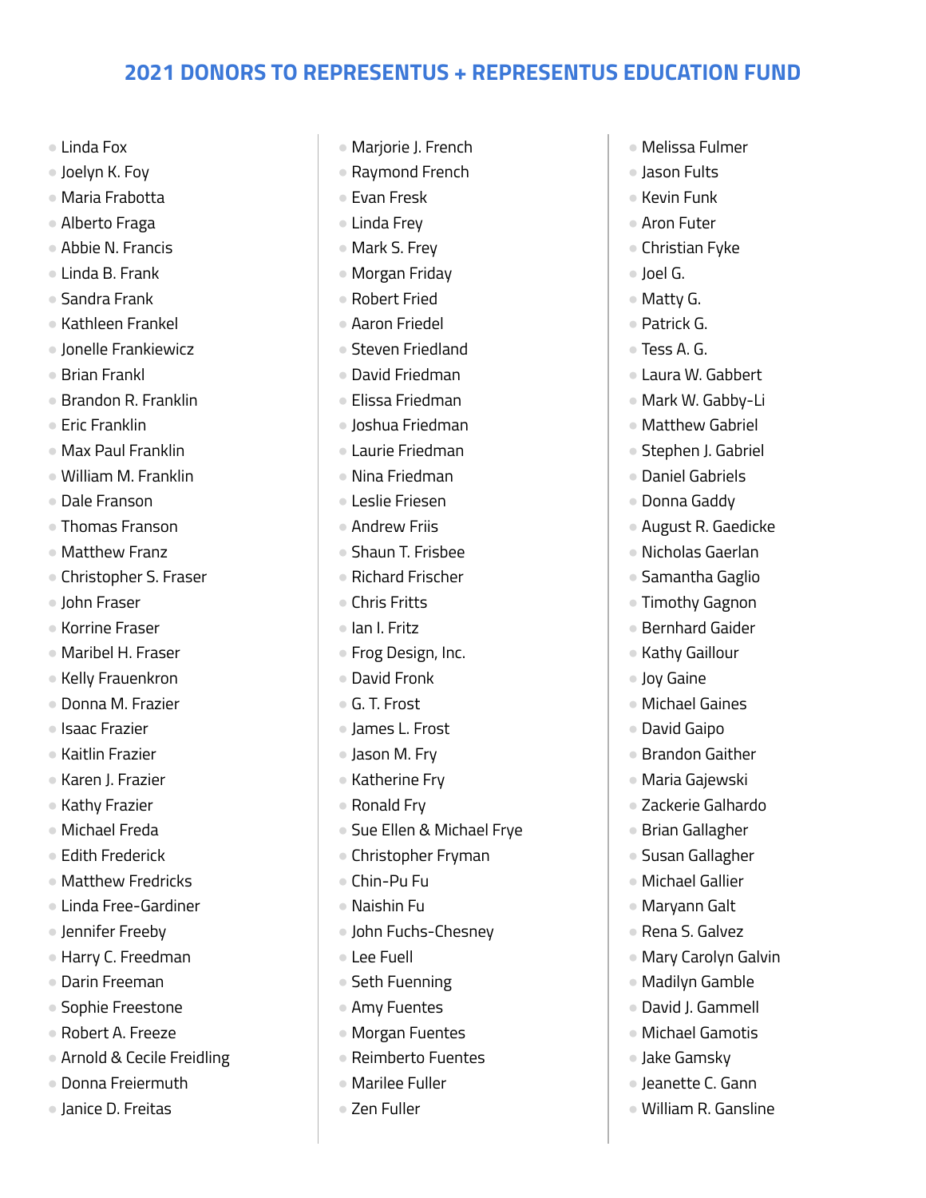## 2021 DONORS TO REPRESENTUS + REPRESENTUS EDUCATION FUND

- Linda Fox
- Joelyn K. Foy
- Maria Frabotta
- Alberto Fraga
- Abbie N. Francis
- Linda B. Frank
- Sandra Frank
- Kathleen Frankel
- Jonelle Frankiewicz
- Brian Frankl
- Brandon R. Franklin
- Eric Franklin
- Max Paul Franklin
- William M. Franklin
- Dale Franson
- Thomas Franson
- Matthew Franz
- Christopher S. Fraser
- John Fraser
- Korrine Fraser
- Maribel H. Fraser
- Kelly Frauenkron
- Donna M. Frazier
- Isaac Frazier
- Kaitlin Frazier
- Karen J. Frazier
- Kathy Frazier
- Michael Freda
- Edith Frederick
- Matthew Fredricks
- Linda Free-Gardiner
- Jennifer Freeby
- Harry C. Freedman
- Darin Freeman
- Sophie Freestone
- Robert A. Freeze
- Arnold & Cecile Freidling
- Donna Freiermuth
- Janice D. Freitas
- Marjorie J. French
- Raymond French
- Evan Fresk
- Linda Frey
- Mark S. Frey
- Morgan Friday
- Robert Fried
- Aaron Friedel
- Steven Friedland
- David Friedman
- Elissa Friedman
- Joshua Friedman
- Laurie Friedman
- Nina Friedman
- Leslie Friesen
- Andrew Friis
- Shaun T. Frisbee
- Richard Frischer
- Chris Fritts
- Ian I. Fritz
- Frog Design, Inc.
- David Fronk
- G. T. Frost
- James L. Frost
- Jason M. Fry
- Katherine Fry
- Ronald Fry
- Sue Ellen & Michael Frye
- Christopher Fryman
- Chin-Pu Fu
- Naishin Fu
- John Fuchs-Chesney
- Lee Fuell
- Seth Fuenning
- Amy Fuentes
- Morgan Fuentes
- Reimberto Fuentes
- Marilee Fuller
- Zen Fuller
- Melissa Fulmer
- Jason Fults
- Kevin Funk
- Aron Futer
- Christian Fyke
- Joel G.
- Matty G.
- Patrick G.
- Tess A. G.
- Laura W. Gabbert
- Mark W. Gabby-Li
- Matthew Gabriel
- Stephen J. Gabriel
- Daniel Gabriels
- Donna Gaddy
- August R. Gaedicke
- Nicholas Gaerlan
- Samantha Gaglio
- Timothy Gagnon
- Bernhard Gaider
- Kathy Gaillour
- Joy Gaine
- Michael Gaines
- David Gaipo
- Brandon Gaither
- Maria Gajewski
- Zackerie Galhardo
- Brian Gallagher
- Susan Gallagher
- Michael Gallier
- Maryann Galt
- Rena S. Galvez
- Mary Carolyn Galvin
- Madilyn Gamble
- David J. Gammell
- Michael Gamotis
- Jake Gamsky
- Jeanette C. Gann
- William R. Gansline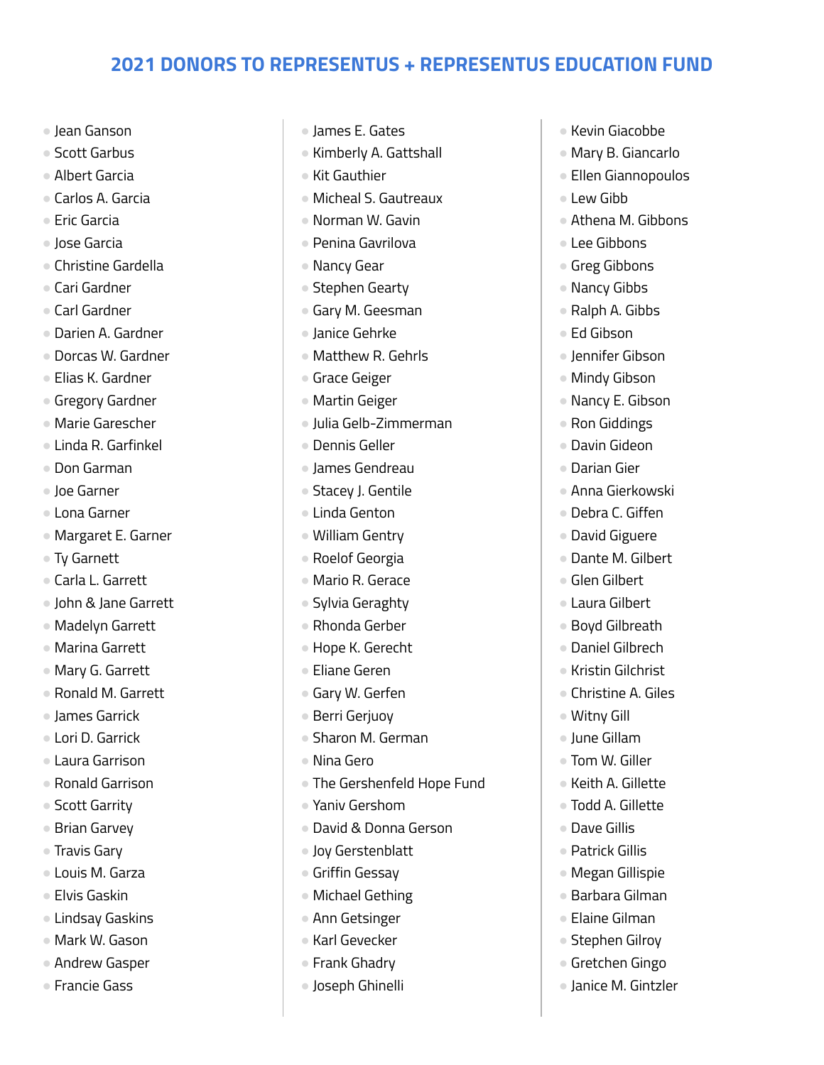## 2021 DONORS TO REPRESENTUS + REPRESENTUS EDUCATION FUND

- Jean Ganson
- Scott Garbus
- Albert Garcia
- Carlos A. Garcia
- Eric Garcia
- Jose Garcia
- Christine Gardella
- Cari Gardner
- Carl Gardner
- Darien A. Gardner
- Dorcas W. Gardner
- Elias K. Gardner
- Gregory Gardner
- Marie Garescher
- Linda R. Garfinkel
- Don Garman
- Joe Garner
- Lona Garner
- Margaret E. Garner
- Ty Garnett
- Carla L. Garrett
- John & Jane Garrett
- Madelyn Garrett
- Marina Garrett
- Mary G. Garrett
- Ronald M. Garrett
- James Garrick
- Lori D. Garrick
- Laura Garrison
- Ronald Garrison
- Scott Garrity
- Brian Garvey
- Travis Gary
- Louis M. Garza
- Elvis Gaskin
- Lindsay Gaskins
- Mark W. Gason
- Andrew Gasper
- Francie Gass
- James E. Gates
- Kimberly A. Gattshall
- Kit Gauthier
- Micheal S. Gautreaux
- Norman W. Gavin
- Penina Gavrilova
- Nancy Gear
- Stephen Gearty
- Gary M. Geesman
- Janice Gehrke
- Matthew R. Gehrls
- Grace Geiger
- Martin Geiger
- Julia Gelb-Zimmerman
- Dennis Geller
- James Gendreau
- Stacey J. Gentile
- Linda Genton
- William Gentry
- Roelof Georgia
- Mario R. Gerace
- Sylvia Geraghty
- Rhonda Gerber
- Hope K. Gerecht
- Eliane Geren
- Gary W. Gerfen
- Berri Gerjuoy
- Sharon M. German
- Nina Gero
- The Gershenfeld Hope Fund
- Yaniv Gershom
- David & Donna Gerson
- Joy Gerstenblatt
- Griffin Gessay
- Michael Gething
- Ann Getsinger
- Karl Gevecker
- Frank Ghadry
- Joseph Ghinelli
- Kevin Giacobbe
- Mary B. Giancarlo
- Ellen Giannopoulos
- Lew Gibb
- Athena M. Gibbons
- Lee Gibbons
- Greg Gibbons
- Nancy Gibbs
- Ralph A. Gibbs
- Ed Gibson
- Jennifer Gibson
- Mindy Gibson
- Nancy E. Gibson
- Ron Giddings
- Davin Gideon
- Darian Gier
- Anna Gierkowski
- Debra C. Giffen
- David Giguere
- Dante M. Gilbert
- Glen Gilbert
- Laura Gilbert
- Boyd Gilbreath
- Daniel Gilbrech
- Kristin Gilchrist
- Christine A. Giles
- Witny Gill
- June Gillam
- Tom W. Giller
- Keith A. Gillette
- Todd A. Gillette
- Dave Gillis
- Patrick Gillis
- Megan Gillispie
- Barbara Gilman
- Elaine Gilman
- Stephen Gilroy
- Gretchen Gingo
- Janice M. Gintzler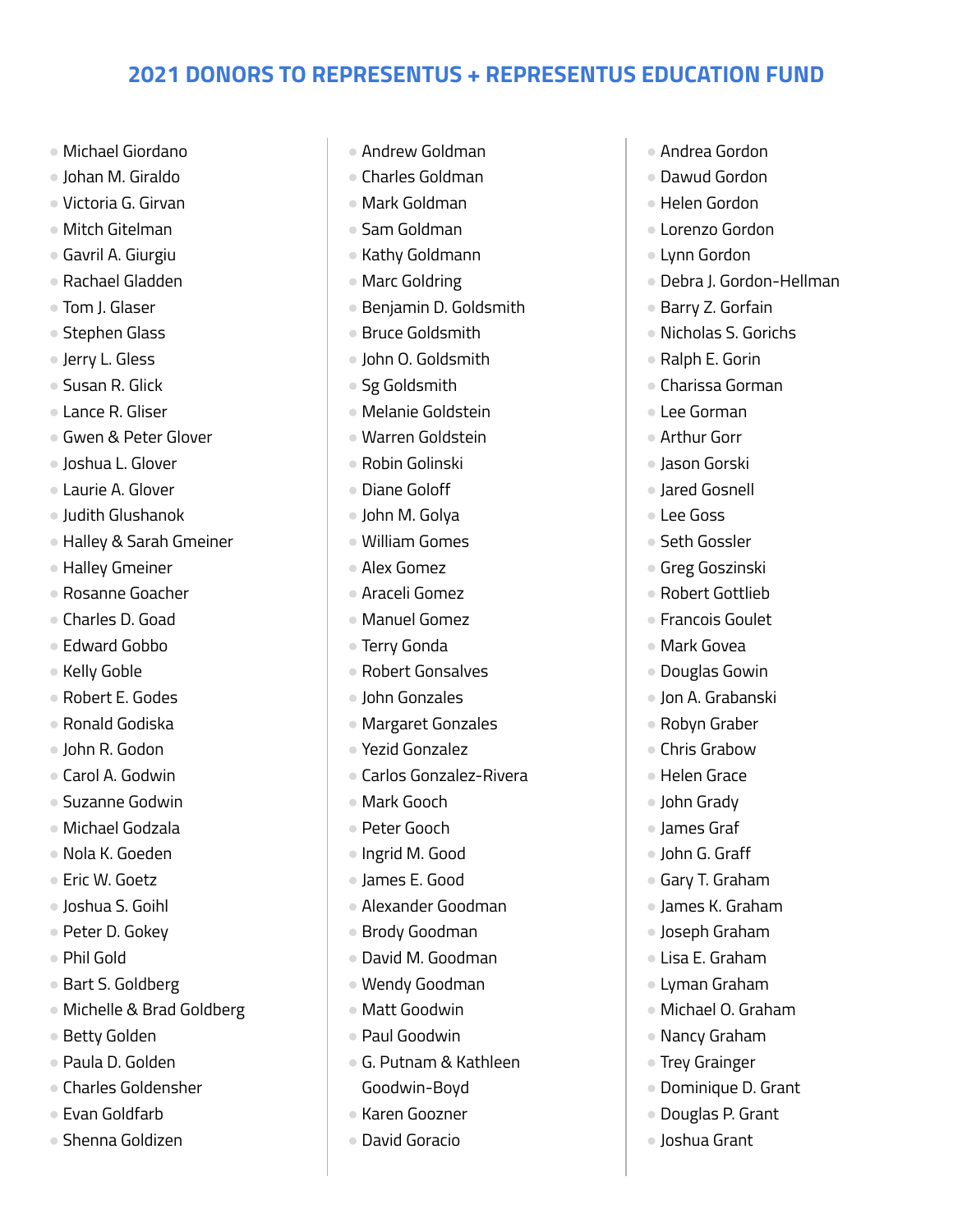## 2021 DONORS TO REPRESENTUS + REPRESENTUS EDUCATION FUND

- Michael Giordano
- Johan M. Giraldo
- Victoria G. Girvan
- Mitch Gitelman
- Gavril A. Giurgiu
- Rachael Gladden
- Tom J. Glaser
- Stephen Glass
- Jerry L. Gless
- Susan R. Glick
- Lance R. Gliser
- Gwen & Peter Glover
- Joshua L. Glover
- Laurie A. Glover
- Judith Glushanok
- Halley & Sarah Gmeiner
- Halley Gmeiner
- Rosanne Goacher
- Charles D. Goad
- Edward Gobbo
- Kelly Goble
- Robert E. Godes
- Ronald Godiska
- John R. Godon
- Carol A. Godwin
- Suzanne Godwin
- Michael Godzala
- Nola K. Goeden
- Eric W. Goetz
- Joshua S. Goihl
- Peter D. Gokey
- Phil Gold
- Bart S. Goldberg
- Michelle & Brad Goldberg
- Betty Golden
- Paula D. Golden
- Charles Goldensher
- Evan Goldfarb
- Shenna Goldizen
- Andrew Goldman
- Charles Goldman
- Mark Goldman
- Sam Goldman
- Kathy Goldmann
- Marc Goldring
- Benjamin D. Goldsmith
- Bruce Goldsmith
- John O. Goldsmith
- Sg Goldsmith
- Melanie Goldstein
- Warren Goldstein
- Robin Golinski
- Diane Goloff
- John M. Golya
- William Gomes
- Alex Gomez
- Araceli Gomez
- Manuel Gomez
- Terry Gonda
- Robert Gonsalves
- John Gonzales
- Margaret Gonzales
- Yezid Gonzalez
- Carlos Gonzalez-Rivera
- Mark Gooch
- Peter Gooch
- Ingrid M. Good
- James E. Good
- Alexander Goodman
- Brody Goodman
- David M. Goodman
- Wendy Goodman
- Matt Goodwin
- Paul Goodwin
- G. Putnam & Kathleen Goodwin-Boyd
- Karen Goozner
- David Goracio
- Andrea Gordon
- Dawud Gordon
- Helen Gordon
- Lorenzo Gordon
- Lynn Gordon
- Debra J. Gordon-Hellman
- Barry Z. Gorfain
- Nicholas S. Gorichs
- Ralph E. Gorin
- Charissa Gorman
- Lee Gorman
- Arthur Gorr
- Jason Gorski
- Jared Gosnell
- Lee Goss
- Seth Gossler
- Greg Goszinski
- Robert Gottlieb
- Francois Goulet
- Mark Govea
- Douglas Gowin
- Jon A. Grabanski
- Robyn Graber
- Chris Grabow
- Helen Grace
- John Grady
- James Graf
- John G. Graff
- Gary T. Graham
- James K. Graham
- Joseph Graham
- Lisa E. Graham
- Lyman Graham
- Michael O. Graham
- Nancy Graham
- Trey Grainger
- Dominique D. Grant
- Douglas P. Grant
- Joshua Grant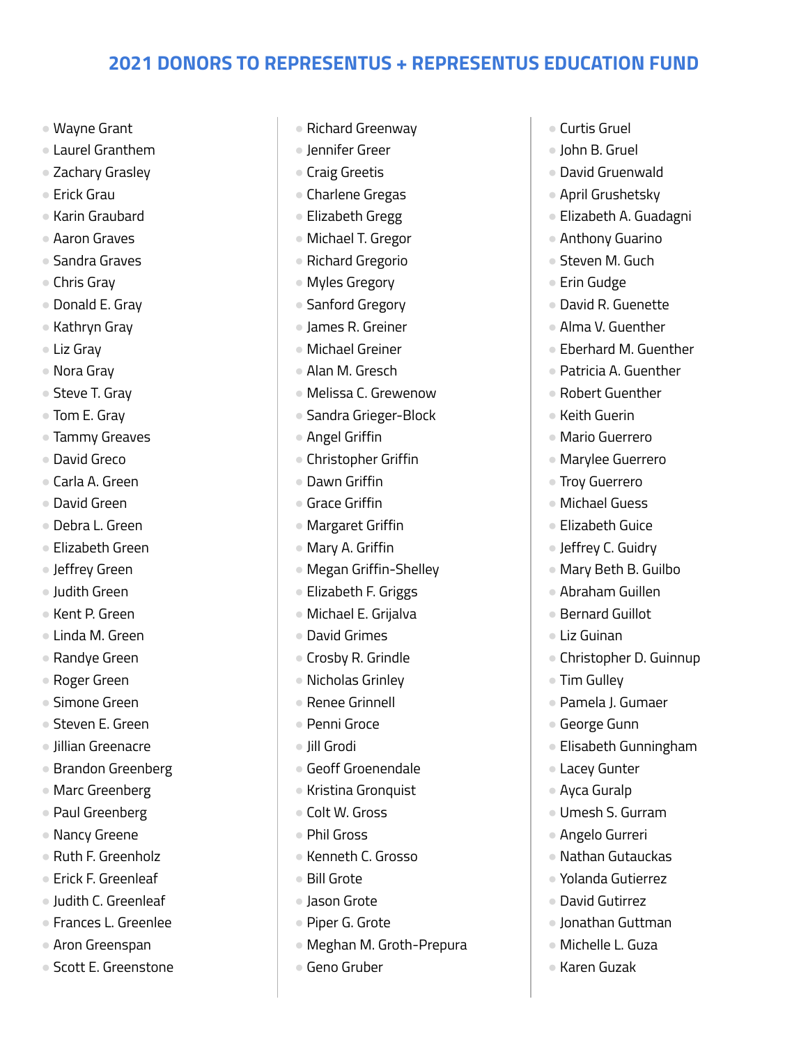## 2021 DONORS TO REPRESENTUS + REPRESENTUS EDUCATION FUND

- Wayne Grant
- Laurel Granthem
- Zachary Grasley
- Erick Grau
- Karin Graubard
- Aaron Graves
- Sandra Graves
- Chris Gray
- Donald E. Gray
- Kathryn Gray
- Liz Gray
- Nora Gray
- Steve T. Gray
- Tom E. Gray
- Tammy Greaves
- David Greco
- Carla A. Green
- David Green
- Debra L. Green
- Elizabeth Green
- Jeffrey Green
- Judith Green
- Kent P. Green
- Linda M. Green
- Randye Green
- Roger Green
- Simone Green
- Steven E. Green
- Jillian Greenacre
- Brandon Greenberg
- Marc Greenberg
- Paul Greenberg
- Nancy Greene
- Ruth F. Greenholz
- Erick F. Greenleaf
- Judith C. Greenleaf
- Frances L. Greenlee
- Aron Greenspan
- Scott E. Greenstone
- Richard Greenway
- Jennifer Greer
- Craig Greetis
- Charlene Gregas
- Elizabeth Gregg
- Michael T. Gregor
- Richard Gregorio
- Myles Gregory
- Sanford Gregory
- James R. Greiner
- Michael Greiner
- Alan M. Gresch
- Melissa C. Grewenow
- Sandra Grieger-Block
- Angel Griffin
- Christopher Griffin
- Dawn Griffin
- Grace Griffin
- Margaret Griffin
- Mary A. Griffin
- Megan Griffin-Shelley
- Elizabeth F. Griggs
- Michael E. Grijalva
- David Grimes
- Crosby R. Grindle
- Nicholas Grinley
- Renee Grinnell
- Penni Groce
- Jill Grodi
- Geoff Groenendale
- Kristina Gronquist
- Colt W. Gross
- Phil Gross
- Kenneth C. Grosso
- Bill Grote
- Jason Grote
- Piper G. Grote
- Meghan M. Groth-Prepura
- Geno Gruber
- Curtis Gruel
- John B. Gruel
- David Gruenwald
- April Grushetsky
- Elizabeth A. Guadagni
- Anthony Guarino
- Steven M. Guch
- Erin Gudge
- David R. Guenette
- Alma V. Guenther
- Eberhard M. Guenther
- Patricia A. Guenther
- Robert Guenther
- Keith Guerin
- Mario Guerrero
- Marylee Guerrero
- Troy Guerrero
- Michael Guess
- Elizabeth Guice
- Jeffrey C. Guidry
- Mary Beth B. Guilbo
- Abraham Guillen
- Bernard Guillot
- Liz Guinan
- Christopher D. Guinnup
- Tim Gulley
- Pamela J. Gumaer
- George Gunn
- Elisabeth Gunningham
- Lacey Gunter
- Ayca Guralp
- Umesh S. Gurram
- Angelo Gurreri
- Nathan Gutauckas
- Yolanda Gutierrez
- David Gutirrez
- Jonathan Guttman
- Michelle L. Guza
- Karen Guzak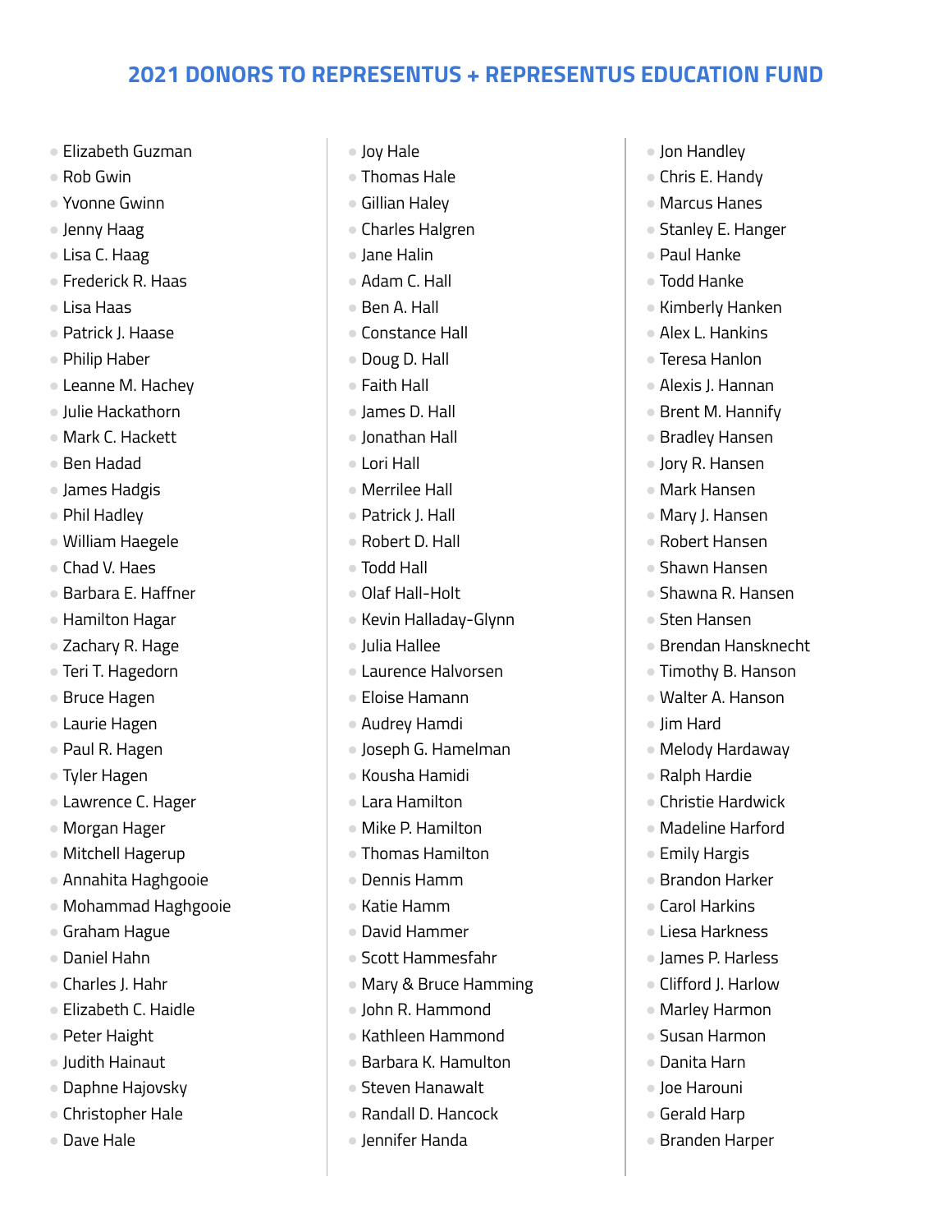## 2021 DONORS TO REPRESENTUS + REPRESENTUS EDUCATION FUND

- Elizabeth Guzman
- Rob Gwin
- Yvonne Gwinn
- Jenny Haag
- Lisa C. Haag
- Frederick R. Haas
- Lisa Haas
- Patrick J. Haase
- Philip Haber
- Leanne M. Hachey
- Julie Hackathorn
- Mark C. Hackett
- Ben Hadad
- James Hadgis
- Phil Hadley
- William Haegele
- Chad V. Haes
- Barbara E. Haffner
- Hamilton Hagar
- Zachary R. Hage
- Teri T. Hagedorn
- Bruce Hagen
- Laurie Hagen
- Paul R. Hagen
- Tyler Hagen
- Lawrence C. Hager
- Morgan Hager
- Mitchell Hagerup
- Annahita Haghgooie
- Mohammad Haghgooie
- Graham Hague
- Daniel Hahn
- Charles J. Hahr
- Elizabeth C. Haidle
- Peter Haight
- Judith Hainaut
- Daphne Hajovsky
- Christopher Hale
- Dave Hale
- Joy Hale
- Thomas Hale
- Gillian Haley
- Charles Halgren
- Jane Halin
- Adam C. Hall
- Ben A. Hall
- Constance Hall
- Doug D. Hall
- Faith Hall
- James D. Hall
- Jonathan Hall
- Lori Hall
- Merrilee Hall
- Patrick J. Hall
- Robert D. Hall
- Todd Hall
- Olaf Hall-Holt
- Kevin Halladay-Glynn
- Julia Hallee
- Laurence Halvorsen
- Eloise Hamann
- Audrey Hamdi
- Joseph G. Hamelman
- Kousha Hamidi
- Lara Hamilton
- Mike P. Hamilton
- Thomas Hamilton
- Dennis Hamm
- Katie Hamm
- David Hammer
- Scott Hammesfahr
- Mary & Bruce Hamming
- John R. Hammond
- Kathleen Hammond
- Barbara K. Hamulton
- Steven Hanawalt
- Randall D. Hancock
- Jennifer Handa
- Jon Handley
- Chris E. Handy
- Marcus Hanes
- Stanley E. Hanger
- Paul Hanke
- Todd Hanke
- Kimberly Hanken
- Alex L. Hankins
- Teresa Hanlon
- Alexis J. Hannan
- Brent M. Hannify
- Bradley Hansen
- Jory R. Hansen
- Mark Hansen
- Mary J. Hansen
- Robert Hansen
- Shawn Hansen
- Shawna R. Hansen
- Sten Hansen
- Brendan Hansknecht
- Timothy B. Hanson
- Walter A. Hanson
- Jim Hard
- Melody Hardaway
- Ralph Hardie
- Christie Hardwick
- Madeline Harford
- Emily Hargis
- Brandon Harker
- Carol Harkins
- Liesa Harkness
- James P. Harless
- Clifford J. Harlow
- Marley Harmon
- Susan Harmon
- Danita Harn
- Joe Harouni
- Gerald Harp
- Branden Harper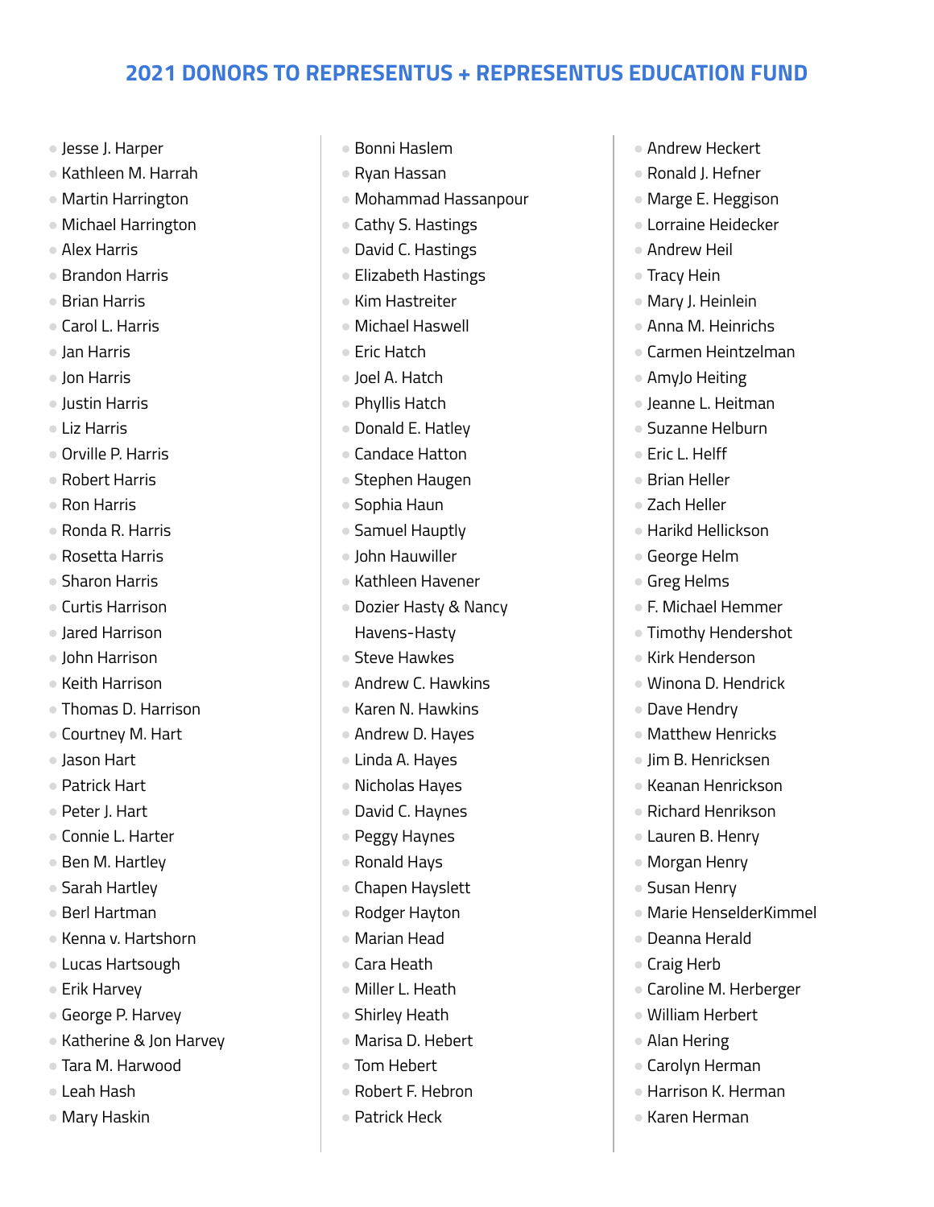## 2021 DONORS TO REPRESENTUS + REPRESENTUS EDUCATION FUND

- Jesse J. Harper
- Kathleen M. Harrah
- Martin Harrington
- Michael Harrington
- Alex Harris
- Brandon Harris
- Brian Harris
- Carol L. Harris
- Jan Harris
- Jon Harris
- Justin Harris
- Liz Harris
- Orville P. Harris
- Robert Harris
- Ron Harris
- Ronda R. Harris
- Rosetta Harris
- Sharon Harris
- Curtis Harrison
- Jared Harrison
- John Harrison
- Keith Harrison
- Thomas D. Harrison
- Courtney M. Hart
- Jason Hart
- Patrick Hart
- Peter J. Hart
- Connie L. Harter
- Ben M. Hartley
- Sarah Hartley
- Berl Hartman
- Kenna v. Hartshorn
- Lucas Hartsough
- Erik Harvey
- George P. Harvey
- Katherine & Jon Harvey
- Tara M. Harwood
- Leah Hash
- Mary Haskin
- Bonni Haslem
- Ryan Hassan
- Mohammad Hassanpour
- Cathy S. Hastings
- David C. Hastings
- Elizabeth Hastings
- Kim Hastreiter
- Michael Haswell
- Eric Hatch
- Joel A. Hatch
- Phyllis Hatch
- Donald E. Hatley
- Candace Hatton
- Stephen Haugen
- Sophia Haun
- Samuel Hauptly
- John Hauwiller
- Kathleen Havener
- Dozier Hasty & Nancy Havens-Hasty
- Steve Hawkes
- Andrew C. Hawkins
- Karen N. Hawkins
- Andrew D. Hayes
- Linda A. Hayes
- Nicholas Hayes
- David C. Haynes
- Peggy Haynes
- Ronald Hays
- Chapen Hayslett
- Rodger Hayton
- Marian Head
- Cara Heath
- Miller L. Heath
- Shirley Heath
- Marisa D. Hebert
- Tom Hebert
- Robert F. Hebron
- Patrick Heck
- Andrew Heckert
- Ronald J. Hefner
- Marge E. Heggison
- Lorraine Heidecker
- Andrew Heil
- Tracy Hein
- Mary J. Heinlein
- Anna M. Heinrichs
- Carmen Heintzelman
- AmyJo Heiting
- Jeanne L. Heitman
- Suzanne Helburn
- Eric L. Helff
- Brian Heller
- Zach Heller
- Harikd Hellickson
- George Helm
- Greg Helms
- F. Michael Hemmer
- Timothy Hendershot
- Kirk Henderson
- Winona D. Hendrick
- Dave Hendry
- Matthew Henricks
- Jim B. Henricksen
- Keanan Henrickson
- Richard Henrikson
- Lauren B. Henry
- Morgan Henry
- Susan Henry
- Marie HenselderKimmel
- Deanna Herald
- Craig Herb
- Caroline M. Herberger
- William Herbert
- Alan Hering
- Carolyn Herman
- Harrison K. Herman
- Karen Herman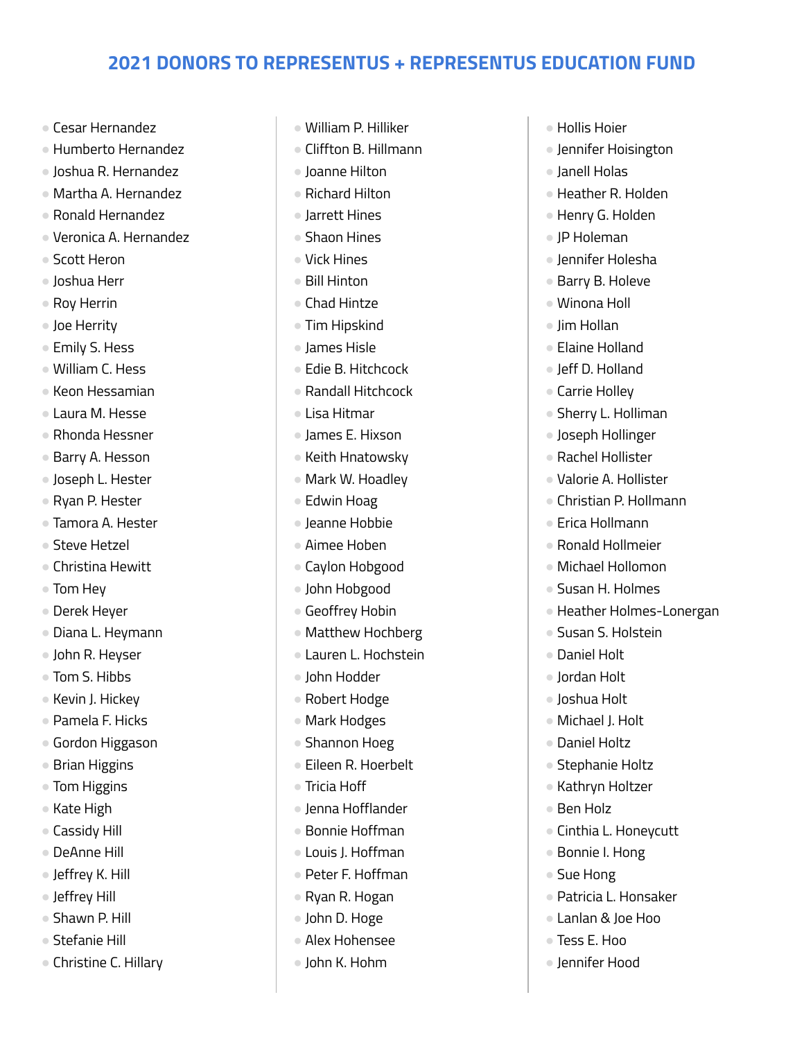## 2021 DONORS TO REPRESENTUS + REPRESENTUS EDUCATION FUND

- Cesar Hernandez
- Humberto Hernandez
- Joshua R. Hernandez
- Martha A. Hernandez
- Ronald Hernandez
- Veronica A. Hernandez
- Scott Heron
- Joshua Herr
- Roy Herrin
- Joe Herrity
- Emily S. Hess
- William C. Hess
- Keon Hessamian
- Laura M. Hesse
- Rhonda Hessner
- Barry A. Hesson
- Joseph L. Hester
- Ryan P. Hester
- Tamora A. Hester
- Steve Hetzel
- Christina Hewitt
- Tom Hey
- Derek Heyer
- Diana L. Heymann
- John R. Heyser
- Tom S. Hibbs
- Kevin J. Hickey
- Pamela F. Hicks
- Gordon Higgason
- Brian Higgins
- Tom Higgins
- Kate High
- Cassidy Hill
- DeAnne Hill
- Jeffrey K. Hill
- Jeffrey Hill
- Shawn P. Hill
- Stefanie Hill
- Christine C. Hillary
- William P. Hilliker
- Cliffton B. Hillmann
- Joanne Hilton
- Richard Hilton
- Jarrett Hines
- Shaon Hines
- Vick Hines
- Bill Hinton
- Chad Hintze
- Tim Hipskind
- James Hisle
- Edie B. Hitchcock
- Randall Hitchcock
- Lisa Hitmar
- James E. Hixson
- Keith Hnatowsky
- Mark W. Hoadley
- Edwin Hoag
- Jeanne Hobbie
- Aimee Hoben
- Caylon Hobgood
- John Hobgood
- Geoffrey Hobin
- Matthew Hochberg
- Lauren L. Hochstein
- John Hodder
- Robert Hodge
- Mark Hodges
- Shannon Hoeg
- Eileen R. Hoerbelt
- Tricia Hoff
- Jenna Hofflander
- Bonnie Hoffman
- Louis J. Hoffman
- Peter F. Hoffman
- Ryan R. Hogan
- John D. Hoge
- Alex Hohensee
- John K. Hohm
- Hollis Hoier
- Jennifer Hoisington
- Janell Holas
- Heather R. Holden
- Henry G. Holden
- JP Holeman
- Jennifer Holesha
- Barry B. Holeve
- Winona Holl
- Jim Hollan
- Elaine Holland
- Jeff D. Holland
- Carrie Holley
- Sherry L. Holliman
- Joseph Hollinger
- Rachel Hollister
- Valorie A. Hollister
- Christian P. Hollmann
- Erica Hollmann
- Ronald Hollmeier
- Michael Hollomon
- Susan H. Holmes
- Heather Holmes-Lonergan
- Susan S. Holstein
- Daniel Holt
- Jordan Holt
- Joshua Holt
- Michael J. Holt
- Daniel Holtz
- Stephanie Holtz
- Kathryn Holtzer
- Ben Holz
- Cinthia L. Honeycutt
- Bonnie I. Hong
- Sue Hong
- Patricia L. Honsaker
- Lanlan & Joe Hoo
- Tess E. Hoo
- Jennifer Hood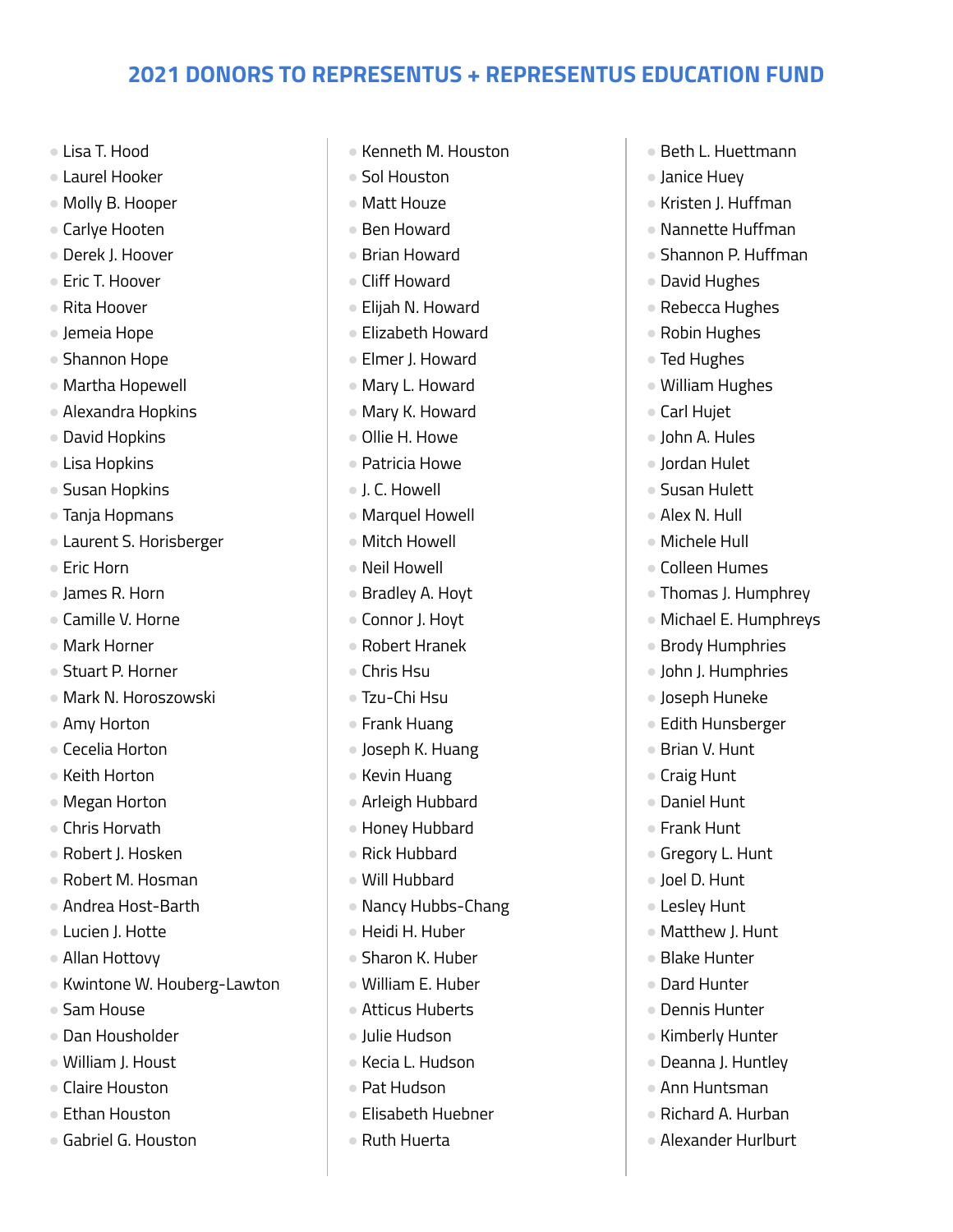## 2021 DONORS TO REPRESENTUS + REPRESENTUS EDUCATION FUND

- Lisa T. Hood
- Laurel Hooker
- Molly B. Hooper
- Carlye Hooten
- Derek J. Hoover
- Eric T. Hoover
- Rita Hoover
- Jemeia Hope
- Shannon Hope
- Martha Hopewell
- Alexandra Hopkins
- David Hopkins
- Lisa Hopkins
- Susan Hopkins
- Tanja Hopmans
- Laurent S. Horisberger
- Eric Horn
- James R. Horn
- Camille V. Horne
- Mark Horner
- Stuart P. Horner
- Mark N. Horoszowski
- Amy Horton
- Cecelia Horton
- Keith Horton
- Megan Horton
- Chris Horvath
- Robert J. Hosken
- Robert M. Hosman
- Andrea Host-Barth
- Lucien J. Hotte
- Allan Hottovy
- Kwintone W. Houberg-Lawton
- Sam House
- Dan Housholder
- William J. Houst
- Claire Houston
- Ethan Houston
- Gabriel G. Houston
- Kenneth M. Houston
- Sol Houston
- Matt Houze
- Ben Howard
- Brian Howard
- Cliff Howard
- Elijah N. Howard
- Elizabeth Howard
- Elmer J. Howard
- Mary L. Howard
- Mary K. Howard
- Ollie H. Howe
- Patricia Howe
- J. C. Howell
- Marquel Howell
- Mitch Howell
- Neil Howell
- Bradley A. Hoyt
- Connor J. Hoyt
- Robert Hranek
- Chris Hsu
- Tzu-Chi Hsu
- Frank Huang
- Joseph K. Huang
- Kevin Huang
- Arleigh Hubbard
- Honey Hubbard
- Rick Hubbard
- Will Hubbard
- Nancy Hubbs-Chang
- Heidi H. Huber
- Sharon K. Huber
- William E. Huber
- Atticus Huberts
- Julie Hudson
- Kecia L. Hudson
- Pat Hudson
- Elisabeth Huebner
- Ruth Huerta
- Beth L. Huettmann
- Janice Huey
- Kristen J. Huffman
- Nannette Huffman
- Shannon P. Huffman
- David Hughes
- Rebecca Hughes
- Robin Hughes
- Ted Hughes
- William Hughes
- Carl Hujet
- John A. Hules
- Jordan Hulet
- Susan Hulett
- Alex N. Hull
- Michele Hull
- Colleen Humes
- Thomas J. Humphrey
- Michael E. Humphreys
- Brody Humphries
- John J. Humphries
- Joseph Huneke
- Edith Hunsberger
- Brian V. Hunt
- Craig Hunt
- Daniel Hunt
- Frank Hunt
- Gregory L. Hunt
- Joel D. Hunt
- Lesley Hunt
- Matthew J. Hunt
- Blake Hunter
- Dard Hunter
- Dennis Hunter
- Kimberly Hunter
- Deanna J. Huntley
- Ann Huntsman
- Richard A. Hurban
- Alexander Hurlburt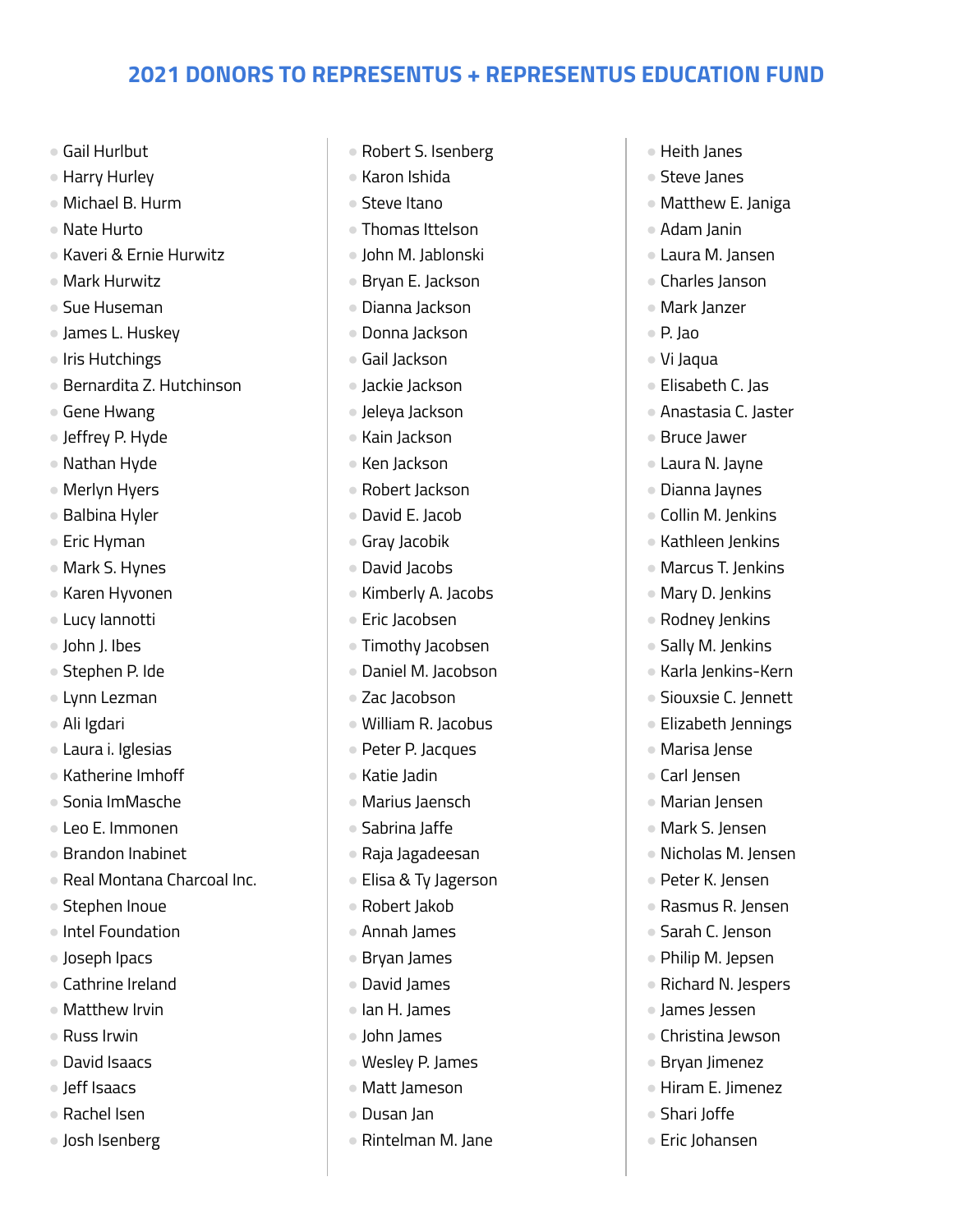# 2021 DONORS TO REPRESENTUS + REPRESENTUS EDUCATION FUND

- Gail Hurlbut
- Harry Hurley
- Michael B. Hurm
- Nate Hurto
- Kaveri & Ernie Hurwitz
- Mark Hurwitz
- Sue Huseman
- James L. Huskey
- Iris Hutchings
- Bernardita Z. Hutchinson
- Gene Hwang
- Jeffrey P. Hyde
- Nathan Hyde
- Merlyn Hyers
- Balbina Hyler
- Eric Hyman
- Mark S. Hynes
- Karen Hyvonen
- Lucy Iannotti
- John J. Ibes
- Stephen P. Ide
- Lynn Iezman
- Ali Igdari
- Laura i. Iglesias
- Katherine Imhoff
- Sonia ImMasche
- Leo E. Immonen
- Brandon Inabinet
- Real Montana Charcoal Inc.
- Stephen Inoue
- Intel Foundation
- Joseph Ipacs
- Cathrine Ireland
- Matthew Irvin
- Russ Irwin
- David Isaacs
- Jeff Isaacs
- Rachel Isen
- Josh Isenberg
- Robert S. Isenberg
- Karon Ishida
- Steve Itano
- Thomas Ittelson
- John M. Jablonski
- Bryan E. Jackson
- Dianna Jackson
- Donna Jackson
- Gail Jackson
- Jackie Jackson
- Jeleya Jackson
- Kain Jackson
- Ken Jackson
- Robert Jackson
- David E. Jacob
- Gray Jacobik
- David Jacobs
- Kimberly A. Jacobs
- Eric Jacobsen
- Timothy Jacobsen
- Daniel M. Jacobson
- Zac Jacobson
- William R. Jacobus
- Peter P. Jacques
- Katie Jadin
- Marius Jaensch
- Sabrina Jaffe
- Raja Jagadeesan
- Elisa & Ty Jagerson
- Robert Jakob
- Annah James
- Bryan James
- David James
- Ian H. James
- John James
- Wesley P. James
- Matt Jameson
- Dusan Jan
- Rintelman M. Jane
- Heith Janes
- Steve Janes
- Matthew E. Janiga
- Adam Janin
- Laura M. Jansen
- Charles Janson
- Mark Janzer
- P. Jao
- Vi Jaqua
- Elisabeth C. Jas
- Anastasia C. Jaster
- Bruce Jawer
- Laura N. Jayne
- Dianna Jaynes
- Collin M. Jenkins
- Kathleen Jenkins
- Marcus T. Jenkins
- Mary D. Jenkins
- Rodney Jenkins
- Sally M. Jenkins
- Karla Jenkins-Kern
- Siouxsie C. Jennett
- Elizabeth Jennings
- Marisa Jense
- Carl Jensen
- Marian Jensen
- Mark S. Jensen
- Nicholas M. Jensen
- Peter K. Jensen
- Rasmus R. Jensen
- Sarah C. Jenson
- Philip M. Jepsen
- Richard N. Jespers
- James Jessen
- Christina Jewson
- Bryan Jimenez
- Hiram E. Jimenez
- Shari Joffe
- Eric Johansen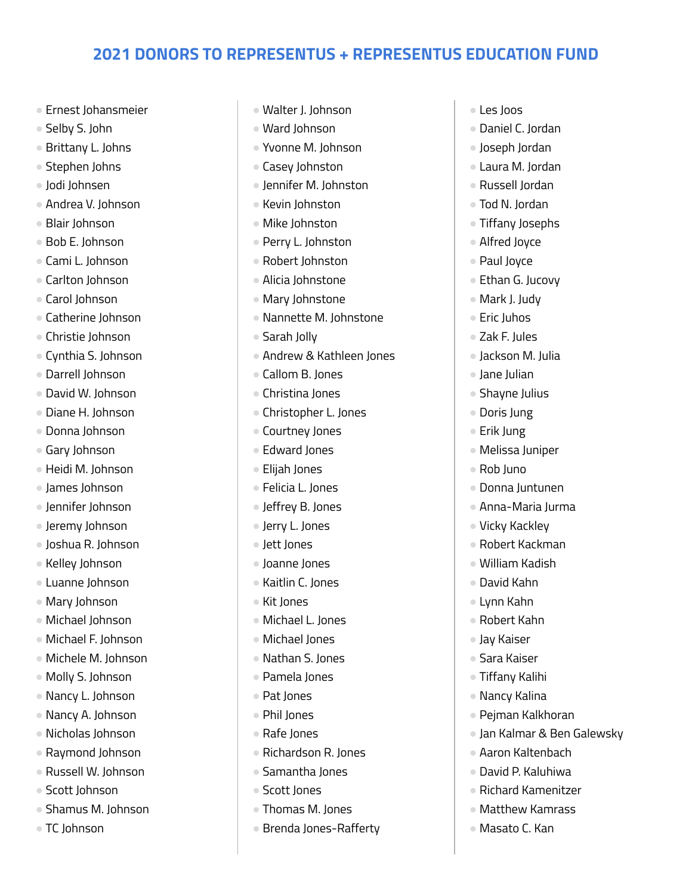# 2021 DONORS TO REPRESENTUS + REPRESENTUS EDUCATION FUND

- Ernest Johansmeier
- Selby S. John
- Brittany L. Johns
- Stephen Johns
- Jodi Johnsen
- Andrea V. Johnson
- Blair Johnson
- Bob E. Johnson
- Cami L. Johnson
- Carlton Johnson
- Carol Johnson
- Catherine Johnson
- Christie Johnson
- Cynthia S. Johnson
- Darrell Johnson
- David W. Johnson
- Diane H. Johnson
- Donna Johnson
- Gary Johnson
- Heidi M. Johnson
- James Johnson
- Jennifer Johnson
- Jeremy Johnson
- Joshua R. Johnson
- Kelley Johnson
- Luanne Johnson
- Mary Johnson
- Michael Johnson
- Michael F. Johnson
- Michele M. Johnson
- Molly S. Johnson
- Nancy L. Johnson
- Nancy A. Johnson
- Nicholas Johnson
- Raymond Johnson
- Russell W. Johnson
- Scott Johnson
- Shamus M. Johnson
- TC Johnson
- Walter J. Johnson
- Ward Johnson
- Yvonne M. Johnson
- Casey Johnston
- Jennifer M. Johnston
- Kevin Johnston
- Mike Johnston
- Perry L. Johnston
- Robert Johnston
- Alicia Johnstone
- Mary Johnstone
- Nannette M. Johnstone
- Sarah Jolly
- Andrew & Kathleen Jones
- Callom B. Jones
- Christina Jones
- Christopher L. Jones
- Courtney Jones
- Edward Jones
- Elijah Jones
- Felicia L. Jones
- Jeffrey B. Jones
- Jerry L. Jones
- Jett Jones
- Joanne Jones
- Kaitlin C. Jones
- Kit Jones
- Michael L. Jones
- Michael Jones
- Nathan S. Jones
- Pamela Jones
- Pat Jones
- Phil Jones
- Rafe Jones
- Richardson R. Jones
- Samantha Jones
- Scott Jones
- Thomas M. Jones
- Brenda Jones-Rafferty
- Les Joos
- Daniel C. Jordan
- Joseph Jordan
- Laura M. Jordan
- Russell Jordan
- Tod N. Jordan
- Tiffany Josephs
- Alfred Joyce
- Paul Joyce
- Ethan G. Jucovy
- Mark J. Judy
- Eric Juhos
- Zak F. Jules
- Jackson M. Julia
- Jane Julian
- Shayne Julius
- Doris Jung
- Erik Jung
- Melissa Juniper
- Rob Juno
- Donna Juntunen
- Anna-Maria Jurma
- Vicky Kackley
- Robert Kackman
- William Kadish
- David Kahn
- Lynn Kahn
- Robert Kahn
- Jay Kaiser
- Sara Kaiser
- Tiffany Kalihi
- Nancy Kalina
- Pejman Kalkhoran
- Jan Kalmar & Ben Galewsky
- Aaron Kaltenbach
- David P. Kaluhiwa
- Richard Kamenitzer
- Matthew Kamrass
- Masato C. Kan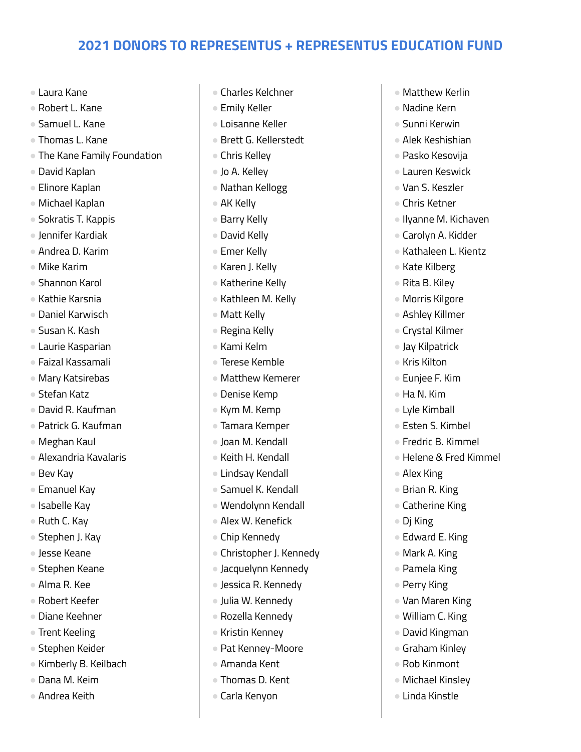## 2021 DONORS TO REPRESENTUS + REPRESENTUS EDUCATION FUND

- Laura Kane
- Robert L. Kane
- Samuel L. Kane
- Thomas L. Kane
- The Kane Family Foundation
- David Kaplan
- Elinore Kaplan
- Michael Kaplan
- Sokratis T. Kappis
- Jennifer Kardiak
- Andrea D. Karim
- Mike Karim
- Shannon Karol
- Kathie Karsnia
- Daniel Karwisch
- Susan K. Kash
- Laurie Kasparian
- Faizal Kassamali
- Mary Katsirebas
- Stefan Katz
- David R. Kaufman
- Patrick G. Kaufman
- Meghan Kaul
- Alexandria Kavalaris
- Bev Kay
- Emanuel Kay
- Isabelle Kay
- Ruth C. Kay
- Stephen J. Kay
- Jesse Keane
- Stephen Keane
- Alma R. Kee
- Robert Keefer
- Diane Keehner
- Trent Keeling
- Stephen Keider
- Kimberly B. Keilbach
- Dana M. Keim
- Andrea Keith
- Charles Kelchner
- Emily Keller
- Loisanne Keller
- Brett G. Kellerstedt
- Chris Kelley
- Jo A. Kelley
- Nathan Kellogg
- AK Kelly
- Barry Kelly
- David Kelly
- Emer Kelly
- Karen J. Kelly
- Katherine Kelly
- Kathleen M. Kelly
- Matt Kelly
- Regina Kelly
- Kami Kelm
- Terese Kemble
- Matthew Kemerer
- Denise Kemp
- Kym M. Kemp
- Tamara Kemper
- Joan M. Kendall
- Keith H. Kendall
- Lindsay Kendall
- Samuel K. Kendall
- Wendolynn Kendall
- Alex W. Kenefick
- Chip Kennedy
- Christopher J. Kennedy
- Jacquelynn Kennedy
- Jessica R. Kennedy
- Julia W. Kennedy
- Rozella Kennedy
- Kristin Kenney
- Pat Kenney-Moore
- Amanda Kent
- Thomas D. Kent
- Carla Kenyon
- Matthew Kerlin
- Nadine Kern
- Sunni Kerwin
- Alek Keshishian
- Pasko Kesovija
- Lauren Keswick
- Van S. Keszler
- Chris Ketner
- Ilyanne M. Kichaven
- Carolyn A. Kidder
- Kathaleen L. Kientz
- Kate Kilberg
- Rita B. Kiley
- Morris Kilgore
- Ashley Killmer
- Crystal Kilmer
- Jay Kilpatrick
- Kris Kilton
- Eunjee F. Kim
- Ha N. Kim
- Lyle Kimball
- Esten S. Kimbel
- Fredric B. Kimmel
- Helene & Fred Kimmel
- Alex King
- Brian R. King
- Catherine King
- Dj King
- Edward E. King
- Mark A. King
- Pamela King
- Perry King
- Van Maren King
- William C. King
- David Kingman
- Graham Kinley
- Rob Kinmont
- Michael Kinsley
- Linda Kinstle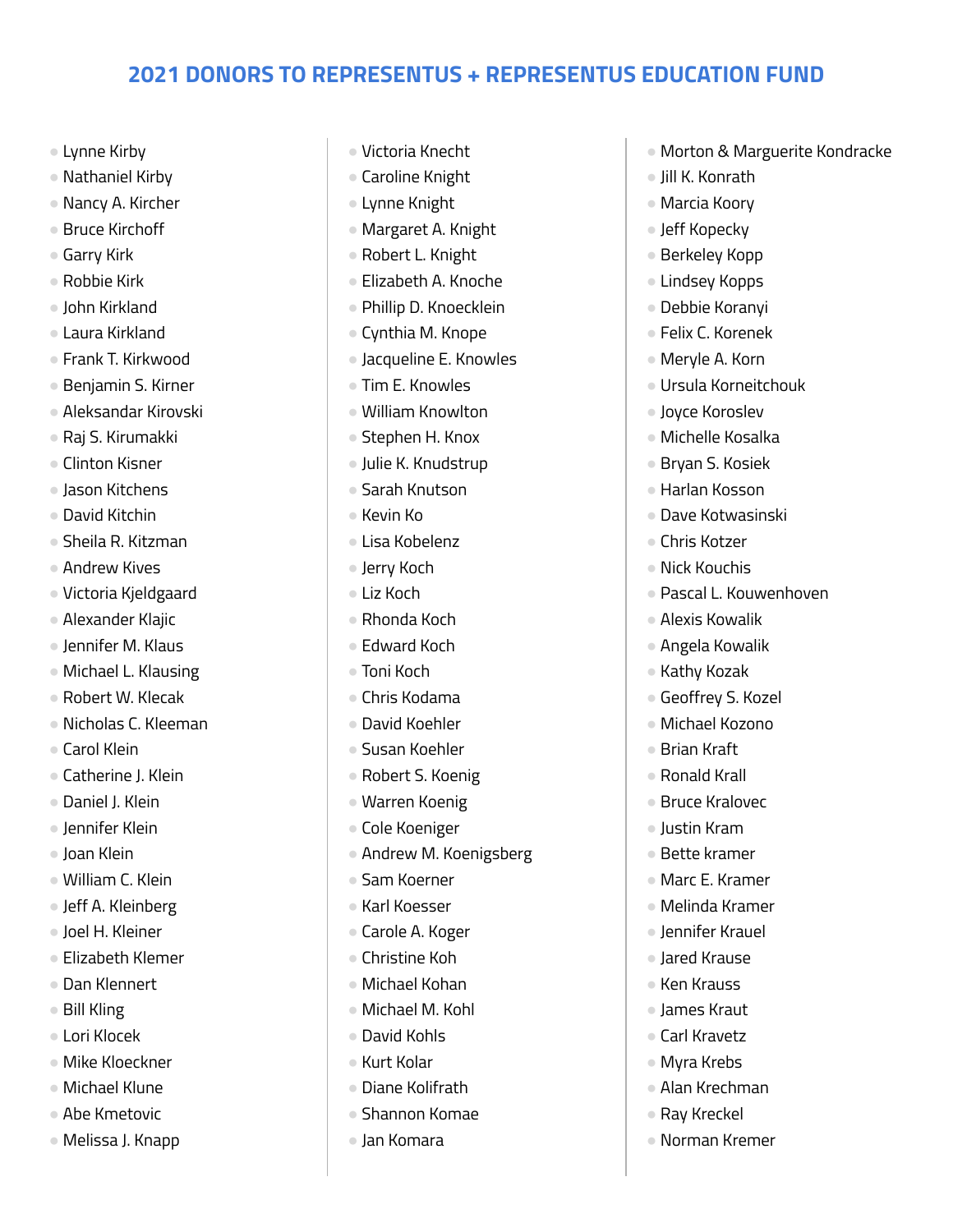## 2021 DONORS TO REPRESENTUS + REPRESENTUS EDUCATION FUND

- Lynne Kirby
- Nathaniel Kirby
- Nancy A. Kircher
- Bruce Kirchoff
- Garry Kirk
- Robbie Kirk
- John Kirkland
- Laura Kirkland
- Frank T. Kirkwood
- Benjamin S. Kirner
- Aleksandar Kirovski
- Raj S. Kirumakki
- Clinton Kisner
- Jason Kitchens
- David Kitchin
- Sheila R. Kitzman
- Andrew Kives
- Victoria Kjeldgaard
- Alexander Klajic
- Jennifer M. Klaus
- Michael L. Klausing
- Robert W. Klecak
- Nicholas C. Kleeman
- Carol Klein
- Catherine J. Klein
- Daniel J. Klein
- Jennifer Klein
- Joan Klein
- William C. Klein
- Jeff A. Kleinberg
- Joel H. Kleiner
- Elizabeth Klemer
- Dan Klennert
- Bill Kling
- Lori Klocek
- Mike Kloeckner
- Michael Klune
- Abe Kmetovic
- Melissa J. Knapp
- Victoria Knecht
- Caroline Knight
- Lynne Knight
- Margaret A. Knight
- Robert L. Knight
- Elizabeth A. Knoche
- Phillip D. Knoecklein
- Cynthia M. Knope
- Jacqueline E. Knowles
- Tim E. Knowles
- William Knowlton
- Stephen H. Knox
- Julie K. Knudstrup
- Sarah Knutson
- Kevin Ko
- Lisa Kobelenz
- Jerry Koch
- Liz Koch
- Rhonda Koch
- Edward Koch
- Toni Koch
- Chris Kodama
- David Koehler
- Susan Koehler
- Robert S. Koenig
- Warren Koenig
- Cole Koeniger
- Andrew M. Koenigsberg
- Sam Koerner
- Karl Koesser
- Carole A. Koger
- Christine Koh
- Michael Kohan
- Michael M. Kohl
- David Kohls
- Kurt Kolar
- Diane Kolifrath
- Shannon Komae
- Jan Komara
- Morton & Marguerite Kondracke
- Jill K. Konrath
- Marcia Koory
- Jeff Kopecky
- Berkeley Kopp
- Lindsey Kopps
- Debbie Koranyi
- Felix C. Korenek
- Meryle A. Korn
- Ursula Korneitchouk
- Joyce Koroslev
- Michelle Kosalka
- Bryan S. Kosiek
- Harlan Kosson
- Dave Kotwasinski
- Chris Kotzer
- Nick Kouchis
- Pascal L. Kouwenhoven
- Alexis Kowalik
- Angela Kowalik
- Kathy Kozak
- Geoffrey S. Kozel
- Michael Kozono
- Brian Kraft
- Ronald Krall
- Bruce Kralovec
- Justin Kram
- Bette kramer
- Marc E. Kramer
- Melinda Kramer
- Jennifer Krauel
- Jared Krause
- Ken Krauss
- James Kraut
- Carl Kravetz
- Myra Krebs
- Alan Krechman
- Ray Kreckel
- Norman Kremer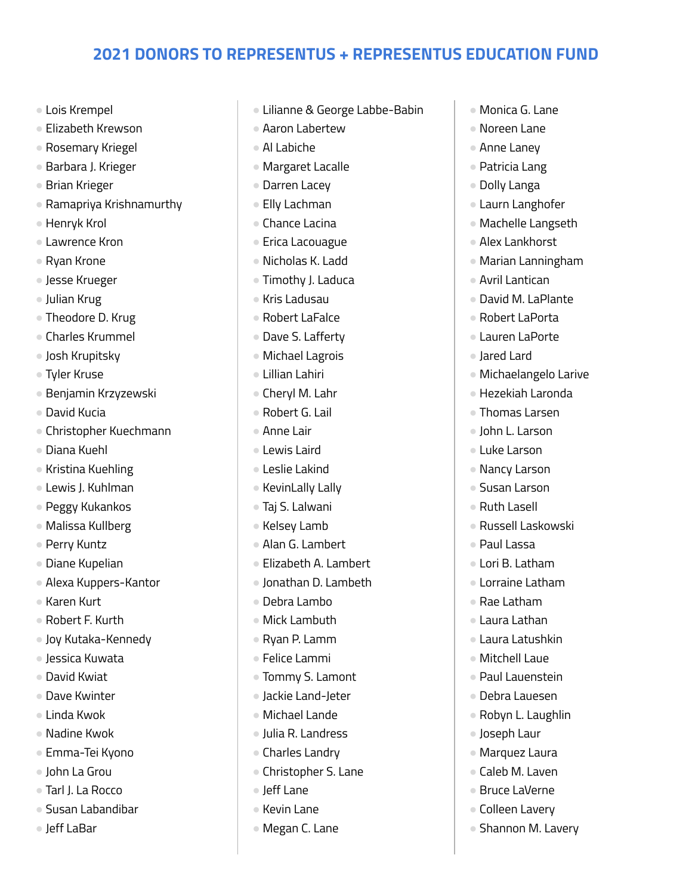## 2021 DONORS TO REPRESENTUS + REPRESENTUS EDUCATION FUND

- Lois Krempel
- Elizabeth Krewson
- Rosemary Kriegel
- Barbara J. Krieger
- Brian Krieger
- Ramapriya Krishnamurthy
- Henryk Krol
- Lawrence Kron
- Ryan Krone
- Jesse Krueger
- Julian Krug
- Theodore D. Krug
- Charles Krummel
- Josh Krupitsky
- Tyler Kruse
- Benjamin Krzyzewski
- David Kucia
- Christopher Kuechmann
- Diana Kuehl
- Kristina Kuehling
- Lewis J. Kuhlman
- Peggy Kukankos
- Malissa Kullberg
- Perry Kuntz
- Diane Kupelian
- Alexa Kuppers-Kantor
- Karen Kurt
- Robert F. Kurth
- Joy Kutaka-Kennedy
- Jessica Kuwata
- David Kwiat
- Dave Kwinter
- Linda Kwok
- Nadine Kwok
- Emma-Tei Kyono
- John La Grou
- Tarl J. La Rocco
- Susan Labandibar
- Jeff LaBar
- Lilianne & George Labbe-Babin
- Aaron Labertew
- Al Labiche
- Margaret Lacalle
- Darren Lacey
- Elly Lachman
- Chance Lacina
- Erica Lacouague
- Nicholas K. Ladd
- Timothy J. Laduca
- Kris Ladusau
- Robert LaFalce
- Dave S. Lafferty
- Michael Lagrois
- Lillian Lahiri
- Cheryl M. Lahr
- Robert G. Lail
- Anne Lair
- Lewis Laird
- Leslie Lakind
- KevinLally Lally
- Taj S. Lalwani
- Kelsey Lamb
- Alan G. Lambert
- Elizabeth A. Lambert
- Jonathan D. Lambeth
- Debra Lambo
- Mick Lambuth
- Ryan P. Lamm
- Felice Lammi
- Tommy S. Lamont
- Jackie Land-Jeter
- Michael Lande
- Julia R. Landress
- Charles Landry
- Christopher S. Lane
- Jeff Lane
- Kevin Lane
- Megan C. Lane
- Monica G. Lane
- Noreen Lane
- Anne Laney
- Patricia Lang
- Dolly Langa
- Laurn Langhofer
- Machelle Langseth
- Alex Lankhorst
- Marian Lanningham
- Avril Lantican
- David M. LaPlante
- Robert LaPorta
- Lauren LaPorte
- Jared Lard
- Michaelangelo Larive
- Hezekiah Laronda
- Thomas Larsen
- John L. Larson
- Luke Larson
- Nancy Larson
- Susan Larson
- Ruth Lasell
- Russell Laskowski
- Paul Lassa
- Lori B. Latham
- Lorraine Latham
- Rae Latham
- Laura Lathan
- Laura Latushkin
- Mitchell Laue
- Paul Lauenstein
- Debra Lauesen
- Robyn L. Laughlin
- Joseph Laur
- Marquez Laura
- Caleb M. Laven
- Bruce LaVerne
- Colleen Lavery
- Shannon M. Lavery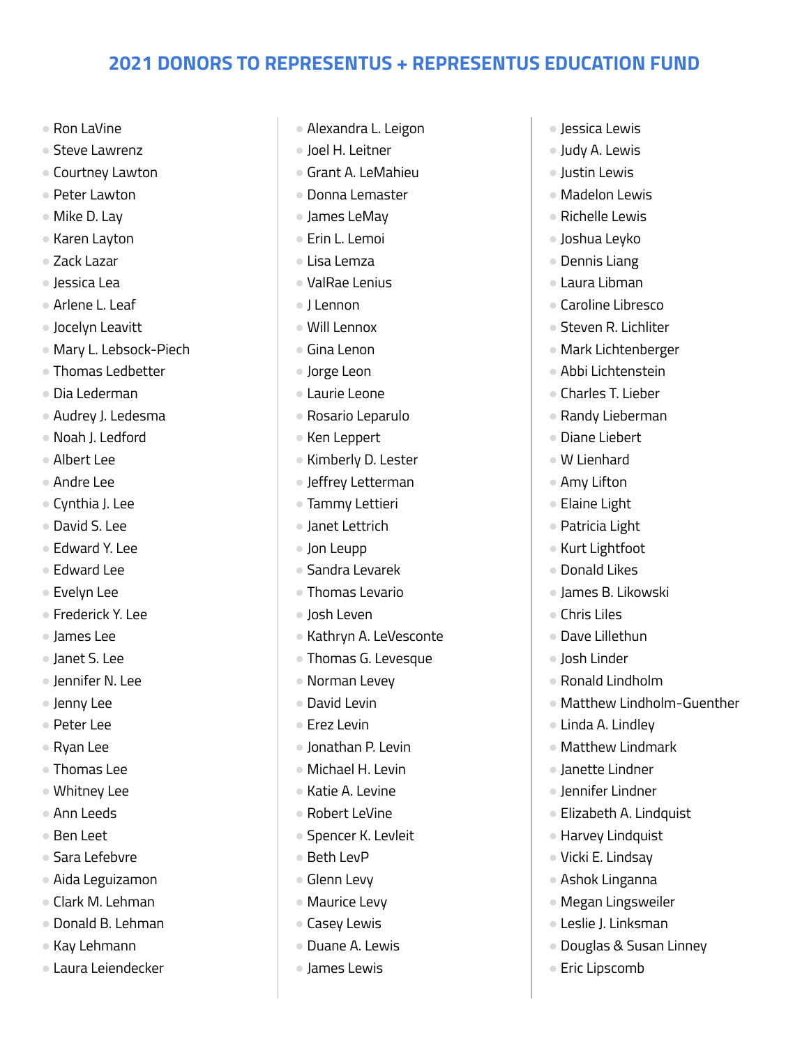## 2021 DONORS TO REPRESENTUS + REPRESENTUS EDUCATION FUND

- Ron LaVine
- Steve Lawrenz
- Courtney Lawton
- Peter Lawton
- Mike D. Lay
- Karen Layton
- Zack Lazar
- Jessica Lea
- Arlene L. Leaf
- Jocelyn Leavitt
- Mary L. Lebsock-Piech
- Thomas Ledbetter
- Dia Lederman
- Audrey J. Ledesma
- Noah J. Ledford
- Albert Lee
- Andre Lee
- Cynthia J. Lee
- David S. Lee
- Edward Y. Lee
- Edward Lee
- Evelyn Lee
- Frederick Y. Lee
- James Lee
- Janet S. Lee
- Jennifer N. Lee
- Jenny Lee
- Peter Lee
- Ryan Lee
- Thomas Lee
- Whitney Lee
- Ann Leeds
- Ben Leet
- Sara Lefebvre
- Aida Leguizamon
- Clark M. Lehman
- Donald B. Lehman
- Kay Lehmann
- Laura Leiendecker
- Alexandra L. Leigon
- Joel H. Leitner
- Grant A. LeMahieu
- Donna Lemaster
- James LeMay
- Erin L. Lemoi
- Lisa Lemza
- ValRae Lenius
- J Lennon
- Will Lennox
- Gina Lenon
- Jorge Leon
- Laurie Leone
- Rosario Leparulo
- Ken Leppert
- Kimberly D. Lester
- Jeffrey Letterman
- Tammy Lettieri
- Janet Lettrich
- Jon Leupp
- Sandra Levarek
- Thomas Levario
- Josh Leven
- Kathryn A. LeVesconte
- Thomas G. Levesque
- Norman Levey
- David Levin
- Erez Levin
- Jonathan P. Levin
- Michael H. Levin
- Katie A. Levine
- Robert LeVine
- Spencer K. Levleit
- Beth LevP
- Glenn Levy
- Maurice Levy
- Casey Lewis
- Duane A. Lewis
- James Lewis
- Jessica Lewis
- Judy A. Lewis
- Justin Lewis
- Madelon Lewis
- Richelle Lewis
- Joshua Leyko
- Dennis Liang
- Laura Libman
- Caroline Libresco
- Steven R. Lichliter
- Mark Lichtenberger
- Abbi Lichtenstein
- Charles T. Lieber
- Randy Lieberman
- Diane Liebert
- W Lienhard
- Amy Lifton
- Elaine Light
- Patricia Light
- Kurt Lightfoot
- Donald Likes
- James B. Likowski
- Chris Liles
- Dave Lillethun
- Josh Linder
- Ronald Lindholm
- Matthew Lindholm-Guenther
- Linda A. Lindley
- Matthew Lindmark
- Janette Lindner
- Jennifer Lindner
- Elizabeth A. Lindquist
- Harvey Lindquist
- Vicki E. Lindsay
- Ashok Linganna
- Megan Lingsweiler
- Leslie J. Linksman
- Douglas & Susan Linney
- Eric Lipscomb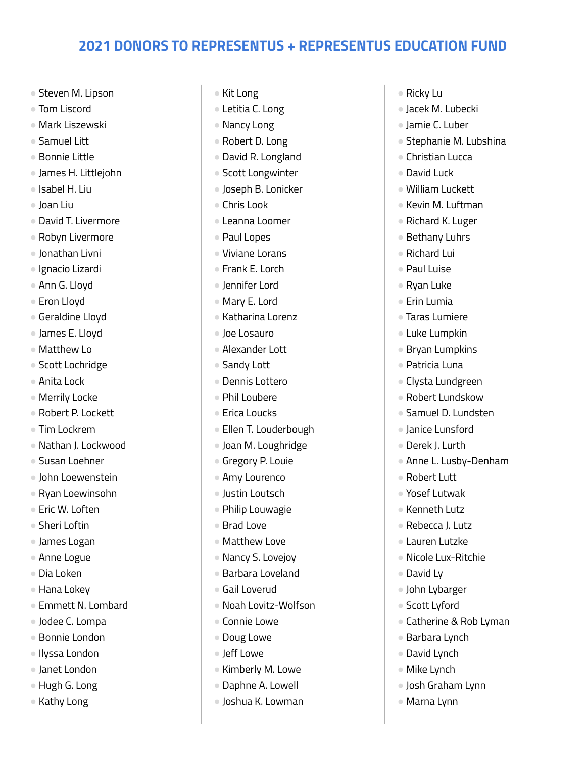# 2021 DONORS TO REPRESENTUS + REPRESENTUS EDUCATION FUND

- Steven M. Lipson
- Tom Liscord
- Mark Liszewski
- Samuel Litt
- Bonnie Little
- James H. Littlejohn
- Isabel H. Liu
- Joan Liu
- David T. Livermore
- Robyn Livermore
- Jonathan Livni
- Ignacio Lizardi
- Ann G. Lloyd
- Eron Lloyd
- Geraldine Lloyd
- James E. Lloyd
- Matthew Lo
- Scott Lochridge
- Anita Lock
- Merrily Locke
- Robert P. Lockett
- Tim Lockrem
- Nathan J. Lockwood
- Susan Loehner
- John Loewenstein
- Ryan Loewinsohn
- Eric W. Loften
- Sheri Loftin
- James Logan
- Anne Logue
- Dia Loken
- Hana Lokey
- Emmett N. Lombard
- Jodee C. Lompa
- Bonnie London
- Ilyssa London
- Janet London
- Hugh G. Long
- Kathy Long
- Kit Long
- Letitia C. Long
- Nancy Long
- Robert D. Long
- David R. Longland
- Scott Longwinter
- Joseph B. Lonicker
- Chris Look
- Leanna Loomer
- Paul Lopes
- Viviane Lorans
- Frank E. Lorch
- Jennifer Lord
- Mary E. Lord
- Katharina Lorenz
- Joe Losauro
- Alexander Lott
- Sandy Lott
- Dennis Lottero
- Phil Loubere
- Erica Loucks
- Ellen T. Louderbough
- Joan M. Loughridge
- Gregory P. Louie
- Amy Lourenco
- Justin Loutsch
- Philip Louwagie
- Brad Love
- Matthew Love
- Nancy S. Lovejoy
- Barbara Loveland
- Gail Loverud
- Noah Lovitz-Wolfson
- Connie Lowe
- Doug Lowe
- Jeff Lowe
- Kimberly M. Lowe
- Daphne A. Lowell
- Joshua K. Lowman
- Ricky Lu
- Jacek M. Lubecki
- Jamie C. Luber
- Stephanie M. Lubshina
- Christian Lucca
- David Luck
- William Luckett
- Kevin M. Luftman
- Richard K. Luger
- Bethany Luhrs
- Richard Lui
- Paul Luise
- Ryan Luke
- Erin Lumia
- Taras Lumiere
- Luke Lumpkin
- Bryan Lumpkins
- Patricia Luna
- Clysta Lundgreen
- Robert Lundskow
- Samuel D. Lundsten
- Janice Lunsford
- Derek J. Lurth
- Anne L. Lusby-Denham
- Robert Lutt
- Yosef Lutwak
- Kenneth Lutz
- Rebecca J. Lutz
- Lauren Lutzke
- Nicole Lux-Ritchie
- David Ly
- John Lybarger
- Scott Lyford
- Catherine & Rob Lyman
- Barbara Lynch
- David Lynch
- Mike Lynch
- Josh Graham Lynn
- Marna Lynn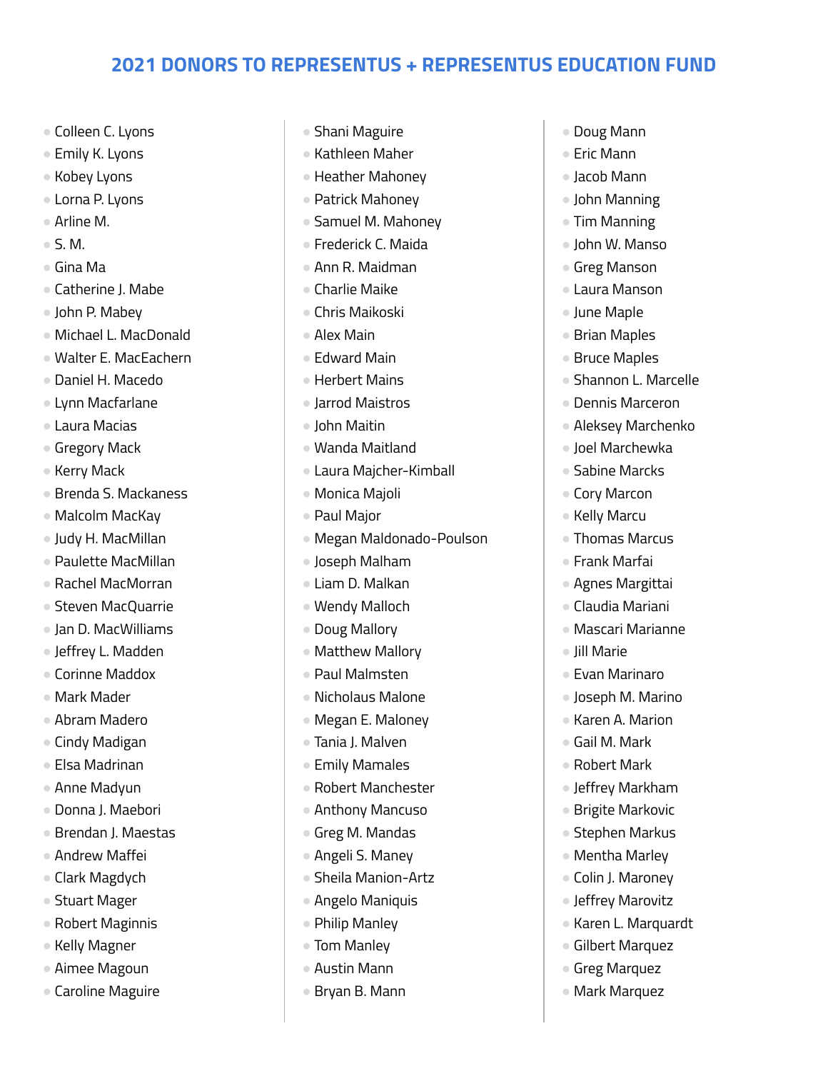# 2021 DONORS TO REPRESENTUS + REPRESENTUS EDUCATION FUND

- Colleen C. Lyons
- Emily K. Lyons
- Kobey Lyons
- Lorna P. Lyons
- Arline M.
- S. M.
- Gina Ma
- Catherine J. Mabe
- John P. Mabey
- Michael L. MacDonald
- Walter E. MacEachern
- Daniel H. Macedo
- Lynn Macfarlane
- Laura Macias
- Gregory Mack
- Kerry Mack
- Brenda S. Mackaness
- Malcolm MacKay
- Judy H. MacMillan
- Paulette MacMillan
- Rachel MacMorran
- Steven MacQuarrie
- Jan D. MacWilliams
- Jeffrey L. Madden
- Corinne Maddox
- Mark Mader
- Abram Madero
- Cindy Madigan
- Elsa Madrinan
- Anne Madyun
- Donna J. Maebori
- Brendan J. Maestas
- Andrew Maffei
- Clark Magdych
- Stuart Mager
- Robert Maginnis
- Kelly Magner
- Aimee Magoun
- Caroline Maguire
- Shani Maguire
- Kathleen Maher
- Heather Mahoney
- Patrick Mahoney
- Samuel M. Mahoney
- Frederick C. Maida
- Ann R. Maidman
- Charlie Maike
- Chris Maikoski
- Alex Main
- Edward Main
- Herbert Mains
- Jarrod Maistros
- John Maitin
- Wanda Maitland
- Laura Majcher-Kimball
- Monica Majoli
- Paul Major
- Megan Maldonado-Poulson
- Joseph Malham
- Liam D. Malkan
- Wendy Malloch
- Doug Mallory
- Matthew Mallory
- Paul Malmsten
- Nicholaus Malone
- Megan E. Maloney
- Tania J. Malven
- Emily Mamales
- Robert Manchester
- Anthony Mancuso
- Greg M. Mandas
- Angeli S. Maney
- Sheila Manion-Artz
- Angelo Maniquis
- Philip Manley
- Tom Manley
- Austin Mann
- Bryan B. Mann
- Doug Mann
- Eric Mann
- Jacob Mann
- John Manning
- Tim Manning
- John W. Manso
- Greg Manson
- Laura Manson
- June Maple
- Brian Maples
- Bruce Maples
- Shannon L. Marcelle
- Dennis Marceron
- Aleksey Marchenko
- Joel Marchewka
- Sabine Marcks
- Cory Marcon
- Kelly Marcu
- Thomas Marcus
- Frank Marfai
- Agnes Margittai
- Claudia Mariani
- Mascari Marianne
- Jill Marie
- Evan Marinaro
- Joseph M. Marino
- Karen A. Marion
- Gail M. Mark
- Robert Mark
- Jeffrey Markham
- Brigite Markovic
- Stephen Markus
- Mentha Marley
- Colin J. Maroney
- Jeffrey Marovitz
- Karen L. Marquardt
- Gilbert Marquez
- Greg Marquez
- Mark Marquez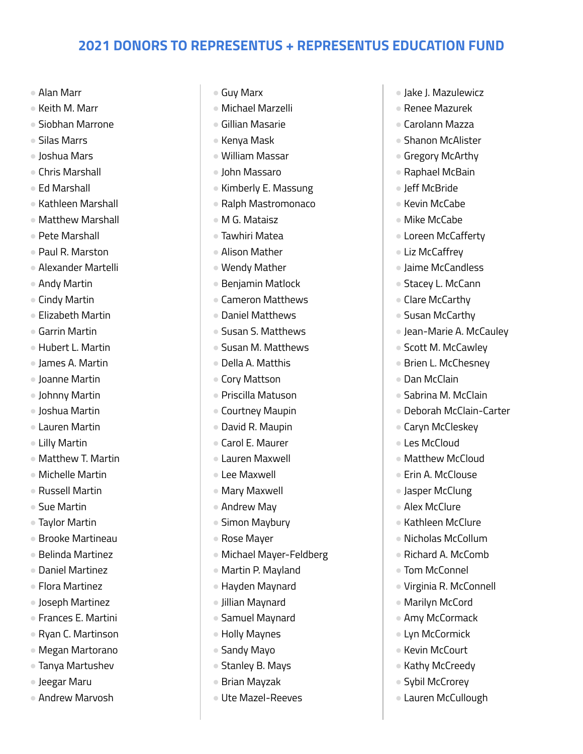# 2021 DONORS TO REPRESENTUS + REPRESENTUS EDUCATION FUND

- Alan Marr
- Keith M. Marr
- Siobhan Marrone
- Silas Marrs
- Joshua Mars
- Chris Marshall
- Ed Marshall
- Kathleen Marshall
- Matthew Marshall
- Pete Marshall
- Paul R. Marston
- Alexander Martelli
- Andy Martin
- Cindy Martin
- Elizabeth Martin
- Garrin Martin
- Hubert L. Martin
- James A. Martin
- Joanne Martin
- Johnny Martin
- Joshua Martin
- Lauren Martin
- Lilly Martin
- Matthew T. Martin
- Michelle Martin
- Russell Martin
- Sue Martin
- Taylor Martin
- Brooke Martineau
- Belinda Martinez
- Daniel Martinez
- Flora Martinez
- Joseph Martinez
- Frances E. Martini
- Ryan C. Martinson
- Megan Martorano
- Tanya Martushev
- Jeegar Maru
- Andrew Marvosh
- Guy Marx
- Michael Marzelli
- Gillian Masarie
- Kenya Mask
- William Massar
- John Massaro
- Kimberly E. Massung
- Ralph Mastromonaco
- M G. Mataisz
- Tawhiri Matea
- Alison Mather
- Wendy Mather
- Benjamin Matlock
- Cameron Matthews
- Daniel Matthews
- Susan S. Matthews
- Susan M. Matthews
- Della A. Matthis
- Cory Mattson
- Priscilla Matuson
- Courtney Maupin
- David R. Maupin
- Carol E. Maurer
- Lauren Maxwell
- Lee Maxwell
- Mary Maxwell
- Andrew May
- Simon Maybury
- Rose Mayer
- Michael Mayer-Feldberg
- Martin P. Mayland
- Hayden Maynard
- Jillian Maynard
- Samuel Maynard
- Holly Maynes
- Sandy Mayo
- Stanley B. Mays
- Brian Mayzak
- Ute Mazel-Reeves
- Jake J. Mazulewicz
- Renee Mazurek
- Carolann Mazza
- Shanon McAlister
- Gregory McArthy
- Raphael McBain
- Jeff McBride
- Kevin McCabe
- Mike McCabe
- Loreen McCafferty
- Liz McCaffrey
- Jaime McCandless
- Stacey L. McCann
- Clare McCarthy
- Susan McCarthy
- Jean-Marie A. McCauley
- Scott M. McCawley
- Brien L. McChesney
- Dan McClain
- Sabrina M. McClain
- Deborah McClain-Carter
- Caryn McCleskey
- Les McCloud
- Matthew McCloud
- Erin A. McClouse
- Jasper McClung
- Alex McClure
- Kathleen McClure
- Nicholas McCollum
- Richard A. McComb
- Tom McConnel
- Virginia R. McConnell
- Marilyn McCord
- Amy McCormack
- Lyn McCormick
- Kevin McCourt
- Kathy McCreedy
- Sybil McCrorey
- Lauren McCullough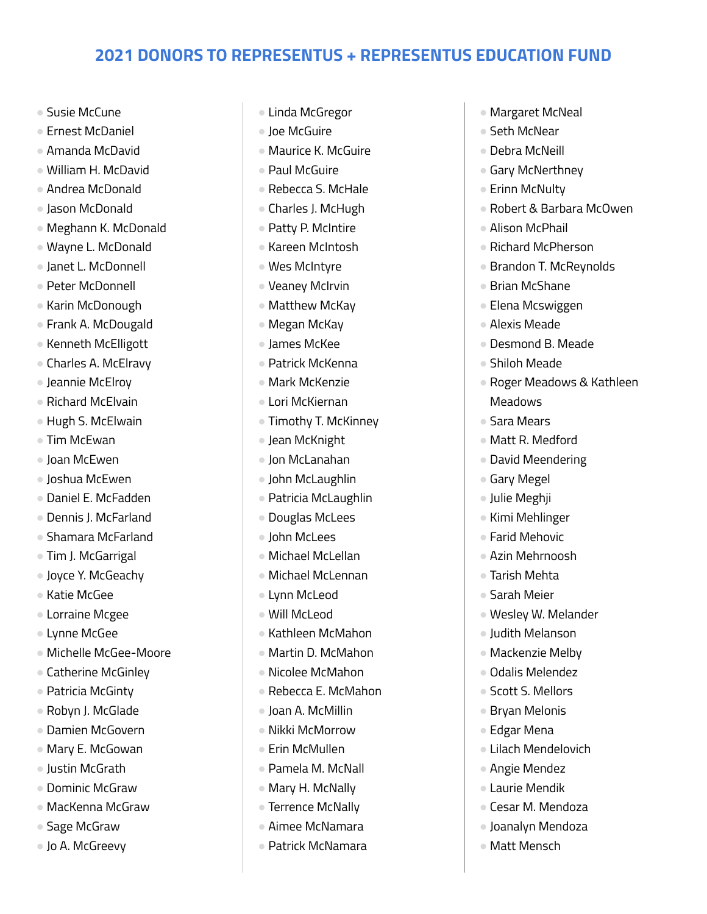## 2021 DONORS TO REPRESENTUS + REPRESENTUS EDUCATION FUND

- Susie McCune
- Ernest McDaniel
- Amanda McDavid
- William H. McDavid
- Andrea McDonald
- Jason McDonald
- Meghann K. McDonald
- Wayne L. McDonald
- Janet L. McDonnell
- Peter McDonnell
- Karin McDonough
- Frank A. McDougald
- Kenneth McElligott
- Charles A. McElravy
- Jeannie McElroy
- Richard McElvain
- Hugh S. McElwain
- Tim McEwan
- Joan McEwen
- Joshua McEwen
- Daniel E. McFadden
- Dennis J. McFarland
- Shamara McFarland
- Tim J. McGarrigal
- Joyce Y. McGeachy
- Katie McGee
- Lorraine Mcgee
- Lynne McGee
- Michelle McGee-Moore
- Catherine McGinley
- Patricia McGinty
- Robyn J. McGlade
- Damien McGovern
- Mary E. McGowan
- Justin McGrath
- Dominic McGraw
- MacKenna McGraw
- Sage McGraw
- Jo A. McGreevy
- Linda McGregor
- Joe McGuire
- Maurice K. McGuire
- Paul McGuire
- Rebecca S. McHale
- Charles J. McHugh
- Patty P. McIntire
- Kareen McIntosh
- Wes McIntyre
- Veaney McIrvin
- Matthew McKay
- Megan McKay
- James McKee
- Patrick McKenna
- Mark McKenzie
- Lori McKiernan
- Timothy T. McKinney
- Jean McKnight
- Jon McLanahan
- John McLaughlin
- Patricia McLaughlin
- Douglas McLees
- John McLees
- Michael McLellan
- Michael McLennan
- Lynn McLeod
- Will McLeod
- Kathleen McMahon
- Martin D. McMahon
- Nicolee McMahon
- Rebecca E. McMahon
- Joan A. McMillin
- Nikki McMorrow
- Erin McMullen
- Pamela M. McNall
- Mary H. McNally
- Terrence McNally
- Aimee McNamara
- Patrick McNamara
- Margaret McNeal
- Seth McNear
- Debra McNeill
- Gary McNerthney
- Erinn McNulty
- Robert & Barbara McOwen
- Alison McPhail
- Richard McPherson
- Brandon T. McReynolds
- Brian McShane
- Elena Mcswiggen
- Alexis Meade
- Desmond B. Meade
- Shiloh Meade
- Roger Meadows & Kathleen Meadows
- Sara Mears
- Matt R. Medford
- David Meendering
- Gary Megel
- Julie Meghji
- Kimi Mehlinger
- Farid Mehovic
- Azin Mehrnoosh
- Tarish Mehta
- Sarah Meier
- Wesley W. Melander
- Judith Melanson
- Mackenzie Melby
- Odalis Melendez
- Scott S. Mellors
- Bryan Melonis
- Edgar Mena
- Lilach Mendelovich
- Angie Mendez
- Laurie Mendik
- Cesar M. Mendoza
- Joanalyn Mendoza
- Matt Mensch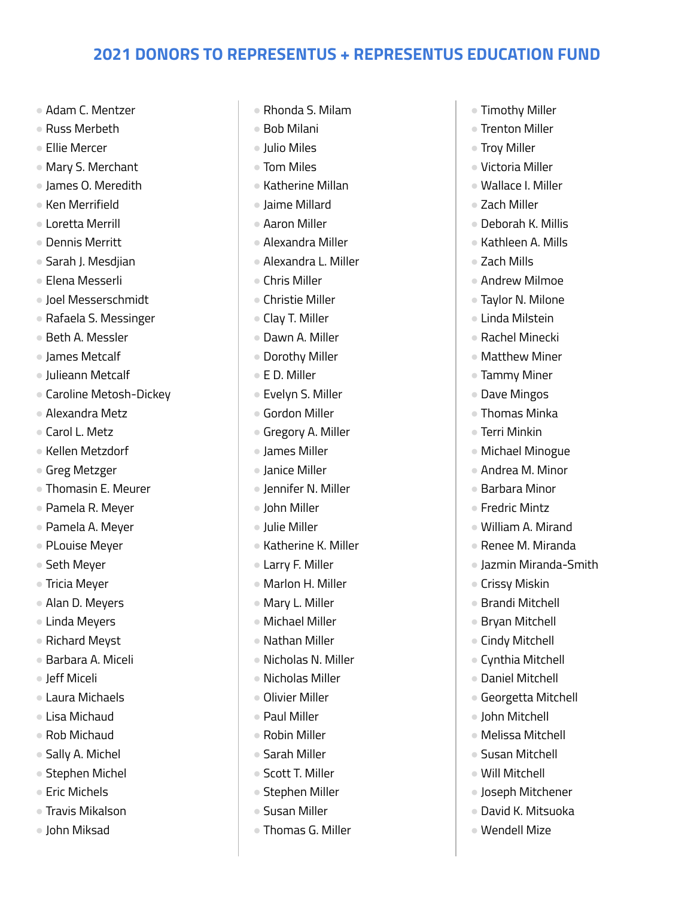## 2021 DONORS TO REPRESENTUS + REPRESENTUS EDUCATION FUND

- Adam C. Mentzer
- Russ Merbeth
- Ellie Mercer
- Mary S. Merchant
- James O. Meredith
- Ken Merrifield
- Loretta Merrill
- Dennis Merritt
- Sarah J. Mesdjian
- Elena Messerli
- Joel Messerschmidt
- Rafaela S. Messinger
- Beth A. Messler
- James Metcalf
- Julieann Metcalf
- Caroline Metosh-Dickey
- Alexandra Metz
- Carol L. Metz
- Kellen Metzdorf
- Greg Metzger
- Thomasin E. Meurer
- Pamela R. Meyer
- Pamela A. Meyer
- PLouise Meyer
- Seth Meyer
- Tricia Meyer
- Alan D. Meyers
- Linda Meyers
- Richard Meyst
- Barbara A. Miceli
- Jeff Miceli
- Laura Michaels
- Lisa Michaud
- Rob Michaud
- Sally A. Michel
- Stephen Michel
- Eric Michels
- Travis Mikalson
- John Miksad
- Rhonda S. Milam
- Bob Milani
- Julio Miles
- Tom Miles
- Katherine Millan
- Jaime Millard
- Aaron Miller
- Alexandra Miller
- Alexandra L. Miller
- Chris Miller
- Christie Miller
- Clay T. Miller
- Dawn A. Miller
- Dorothy Miller
- E D. Miller
- Evelyn S. Miller
- Gordon Miller
- Gregory A. Miller
- James Miller
- Janice Miller
- Jennifer N. Miller
- John Miller
- Julie Miller
- Katherine K. Miller
- Larry F. Miller
- Marlon H. Miller
- Mary L. Miller
- Michael Miller
- Nathan Miller
- Nicholas N. Miller
- Nicholas Miller
- Olivier Miller
- Paul Miller
- Robin Miller
- Sarah Miller
- Scott T. Miller
- Stephen Miller
- Susan Miller
- Thomas G. Miller
- Timothy Miller
- Trenton Miller
- Troy Miller
- Victoria Miller
- Wallace I. Miller
- Zach Miller
- Deborah K. Millis
- Kathleen A. Mills
- Zach Mills
- Andrew Milmoe
- Taylor N. Milone
- Linda Milstein
- Rachel Minecki
- Matthew Miner
- Tammy Miner
- Dave Mingos
- Thomas Minka
- Terri Minkin
- Michael Minogue
- Andrea M. Minor
- Barbara Minor
- Fredric Mintz
- William A. Mirand
- Renee M. Miranda
- Jazmin Miranda-Smith
- Crissy Miskin
- Brandi Mitchell
- Bryan Mitchell
- Cindy Mitchell
- Cynthia Mitchell
- Daniel Mitchell
- Georgetta Mitchell
- John Mitchell
- Melissa Mitchell
- Susan Mitchell
- Will Mitchell
- Joseph Mitchener
- David K. Mitsuoka
- Wendell Mize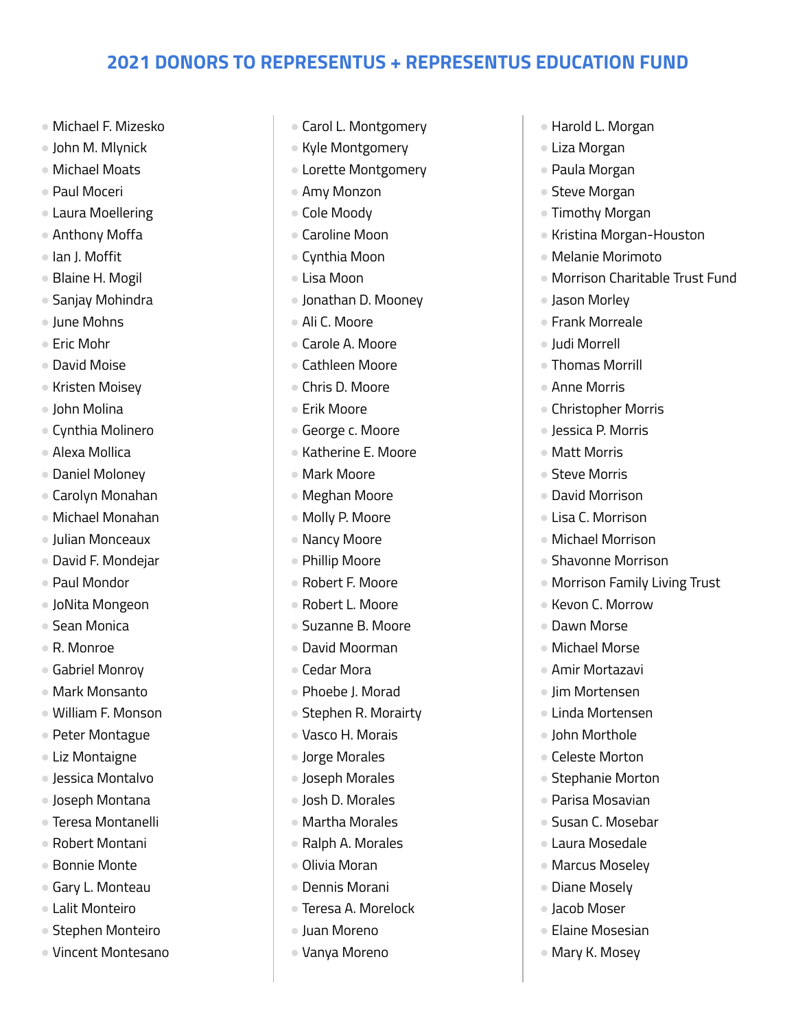## 2021 DONORS TO REPRESENTUS + REPRESENTUS EDUCATION FUND

- Michael F. Mizesko
- John M. Mlynick
- Michael Moats
- Paul Moceri
- Laura Moellering
- Anthony Moffa
- Ian J. Moffit
- Blaine H. Mogil
- Sanjay Mohindra
- June Mohns
- Eric Mohr
- David Moise
- Kristen Moisey
- John Molina
- Cynthia Molinero
- Alexa Mollica
- Daniel Moloney
- Carolyn Monahan
- Michael Monahan
- Julian Monceaux
- David F. Mondejar
- Paul Mondor
- JoNita Mongeon
- Sean Monica
- R. Monroe
- Gabriel Monroy
- Mark Monsanto
- William F. Monson
- Peter Montague
- Liz Montaigne
- Jessica Montalvo
- Joseph Montana
- Teresa Montanelli
- Robert Montani
- Bonnie Monte
- Gary L. Monteau
- Lalit Monteiro
- Stephen Monteiro
- Vincent Montesano
- Carol L. Montgomery
- Kyle Montgomery
- Lorette Montgomery
- Amy Monzon
- Cole Moody
- Caroline Moon
- Cynthia Moon
- Lisa Moon
- Jonathan D. Mooney
- Ali C. Moore
- Carole A. Moore
- Cathleen Moore
- Chris D. Moore
- Erik Moore
- George c. Moore
- Katherine E. Moore
- Mark Moore
- Meghan Moore
- Molly P. Moore
- Nancy Moore
- Phillip Moore
- Robert F. Moore
- Robert L. Moore
- Suzanne B. Moore
- David Moorman
- Cedar Mora
- Phoebe J. Morad
- Stephen R. Morairty
- Vasco H. Morais
- Jorge Morales
- Joseph Morales
- Josh D. Morales
- Martha Morales
- Ralph A. Morales
- Olivia Moran
- Dennis Morani
- Teresa A. Morelock
- Juan Moreno
- Vanya Moreno
- Harold L. Morgan
- Liza Morgan
- Paula Morgan
- Steve Morgan
- Timothy Morgan
- Kristina Morgan-Houston
- Melanie Morimoto
- Morrison Charitable Trust Fund
- Jason Morley
- Frank Morreale
- Judi Morrell
- Thomas Morrill
- Anne Morris
- Christopher Morris
- Jessica P. Morris
- Matt Morris
- Steve Morris
- David Morrison
- Lisa C. Morrison
- Michael Morrison
- Shavonne Morrison
- Morrison Family Living Trust
- Kevon C. Morrow
- Dawn Morse
- Michael Morse
- Amir Mortazavi
- Jim Mortensen
- Linda Mortensen
- John Morthole
- Celeste Morton
- Stephanie Morton
- Parisa Mosavian
- Susan C. Mosebar
- Laura Mosedale
- Marcus Moseley
- Diane Mosely
- Jacob Moser
- Elaine Mosesian
- Mary K. Mosey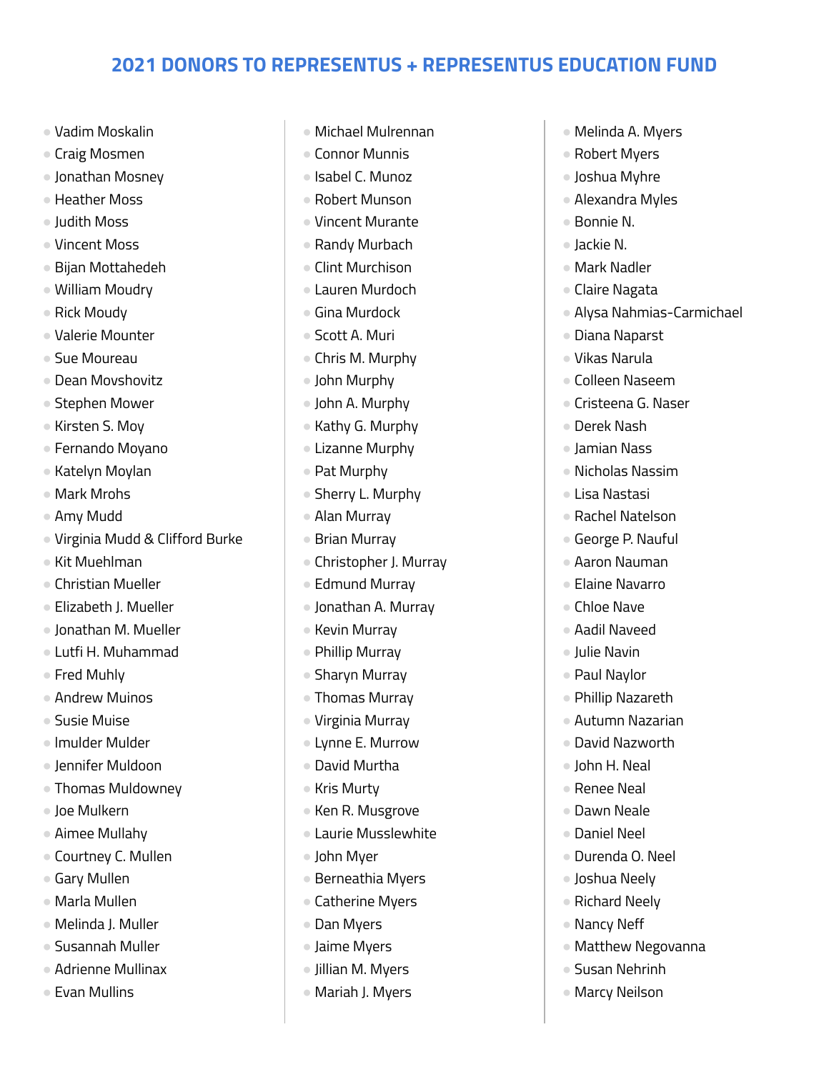# 2021 DONORS TO REPRESENTUS + REPRESENTUS EDUCATION FUND

- Vadim Moskalin
- Craig Mosmen
- Jonathan Mosney
- Heather Moss
- Judith Moss
- Vincent Moss
- Bijan Mottahedeh
- William Moudry
- Rick Moudy
- Valerie Mounter
- Sue Moureau
- Dean Movshovitz
- Stephen Mower
- Kirsten S. Moy
- Fernando Moyano
- Katelyn Moylan
- Mark Mrohs
- Amy Mudd
- Virginia Mudd & Clifford Burke
- Kit Muehlman
- Christian Mueller
- Elizabeth J. Mueller
- Jonathan M. Mueller
- Lutfi H. Muhammad
- Fred Muhly
- Andrew Muinos
- Susie Muise
- Imulder Mulder
- Jennifer Muldoon
- Thomas Muldowney
- Joe Mulkern
- Aimee Mullahy
- Courtney C. Mullen
- Gary Mullen
- Marla Mullen
- Melinda J. Muller
- Susannah Muller
- Adrienne Mullinax
- Evan Mullins
- Michael Mulrennan
- Connor Munnis
- Isabel C. Munoz
- Robert Munson
- Vincent Murante
- Randy Murbach
- Clint Murchison
- Lauren Murdoch
- Gina Murdock
- Scott A. Muri
- Chris M. Murphy
- John Murphy
- John A. Murphy
- Kathy G. Murphy
- Lizanne Murphy
- Pat Murphy
- Sherry L. Murphy
- Alan Murray
- Brian Murray
- Christopher J. Murray
- Edmund Murray
- Jonathan A. Murray
- Kevin Murray
- Phillip Murray
- Sharyn Murray
- Thomas Murray
- Virginia Murray
- Lynne E. Murrow
- David Murtha
- Kris Murty
- Ken R. Musgrove
- Laurie Musslewhite
- John Myer
- Berneathia Myers
- Catherine Myers
- Dan Myers
- Jaime Myers
- Jillian M. Myers
- Mariah J. Myers
- Melinda A. Myers
- Robert Myers
- Joshua Myhre
- Alexandra Myles
- Bonnie N.
- Jackie N.
- Mark Nadler
- Claire Nagata
- Alysa Nahmias-Carmichael
- Diana Naparst
- Vikas Narula
- Colleen Naseem
- Cristeena G. Naser
- Derek Nash
- Jamian Nass
- Nicholas Nassim
- Lisa Nastasi
- Rachel Natelson
- George P. Nauful
- Aaron Nauman
- Elaine Navarro
- Chloe Nave
- Aadil Naveed
- Julie Navin
- Paul Naylor
- Phillip Nazareth
- Autumn Nazarian
- David Nazworth
- John H. Neal
- Renee Neal
- Dawn Neale
- Daniel Neel
- Durenda O. Neel
- Joshua Neely
- Richard Neely
- Nancy Neff
- Matthew Negovanna
- Susan Nehrinh
- Marcy Neilson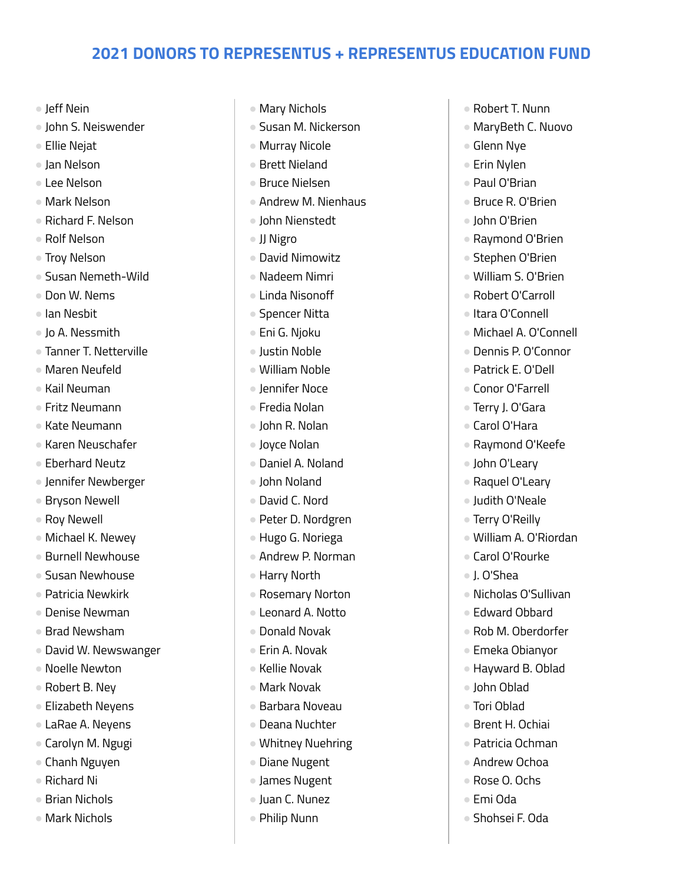## 2021 DONORS TO REPRESENTUS + REPRESENTUS EDUCATION FUND

- Jeff Nein
- John S. Neiswender
- Ellie Nejat
- Jan Nelson
- Lee Nelson
- Mark Nelson
- Richard F. Nelson
- Rolf Nelson
- Troy Nelson
- Susan Nemeth-Wild
- Don W. Nems
- Ian Nesbit
- Jo A. Nessmith
- Tanner T. Netterville
- Maren Neufeld
- Kail Neuman
- Fritz Neumann
- Kate Neumann
- Karen Neuschafer
- Eberhard Neutz
- Jennifer Newberger
- Bryson Newell
- Roy Newell
- Michael K. Newey
- Burnell Newhouse
- Susan Newhouse
- Patricia Newkirk
- Denise Newman
- Brad Newsham
- David W. Newswanger
- Noelle Newton
- Robert B. Ney
- Elizabeth Neyens
- LaRae A. Neyens
- Carolyn M. Ngugi
- Chanh Nguyen
- Richard Ni
- Brian Nichols
- Mark Nichols
- Mary Nichols
- Susan M. Nickerson
- Murray Nicole
- Brett Nieland
- Bruce Nielsen
- Andrew M. Nienhaus
- John Nienstedt
- JJ Nigro
- David Nimowitz
- Nadeem Nimri
- Linda Nisonoff
- Spencer Nitta
- Eni G. Njoku
- Justin Noble
- William Noble
- Jennifer Noce
- Fredia Nolan
- John R. Nolan
- Joyce Nolan
- Daniel A. Noland
- John Noland
- David C. Nord
- Peter D. Nordgren
- Hugo G. Noriega
- Andrew P. Norman
- Harry North
- Rosemary Norton
- Leonard A. Notto
- Donald Novak
- Erin A. Novak
- Kellie Novak
- Mark Novak
- Barbara Noveau
- Deana Nuchter
- Whitney Nuehring
- Diane Nugent
- James Nugent
- Juan C. Nunez
- Philip Nunn
- Robert T. Nunn
- MaryBeth C. Nuovo
- Glenn Nye
- Erin Nylen
- Paul O'Brian
- Bruce R. O'Brien
- John O'Brien
- Raymond O'Brien
- Stephen O'Brien
- William S. O'Brien
- Robert O'Carroll
- Itara O'Connell
- Michael A. O'Connell
- Dennis P. O'Connor
- Patrick E. O'Dell
- Conor O'Farrell
- Terry J. O'Gara
- Carol O'Hara
- Raymond O'Keefe
- John O'Leary
- Raquel O'Leary
- Judith O'Neale
- Terry O'Reilly
- William A. O'Riordan
- Carol O'Rourke
- J. O'Shea
- Nicholas O'Sullivan
- Edward Obbard
- Rob M. Oberdorfer
- Emeka Obianyor
- Hayward B. Oblad
- John Oblad
- Tori Oblad
- Brent H. Ochiai
- Patricia Ochman
- Andrew Ochoa
- Rose O. Ochs
- Emi Oda
- Shohsei F. Oda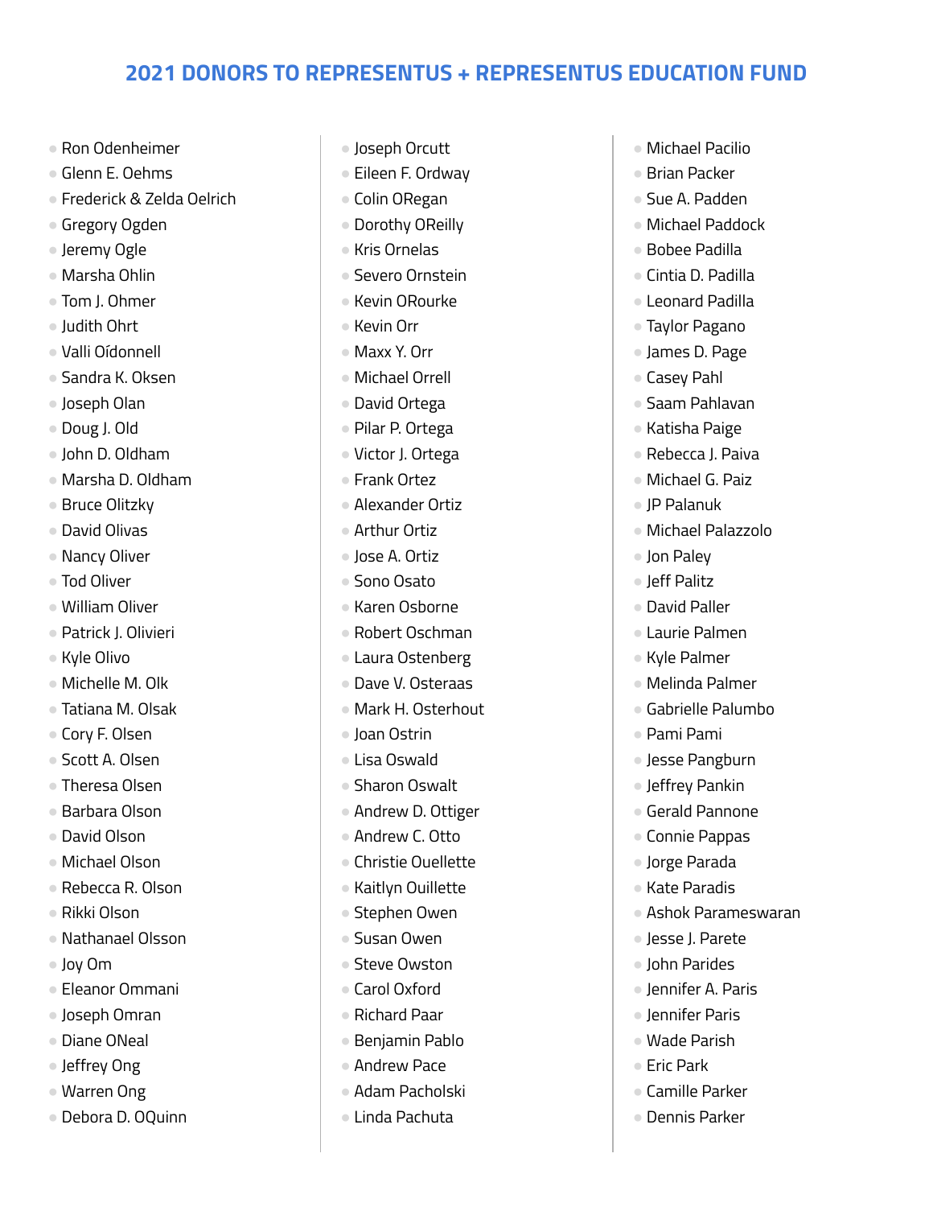# 2021 DONORS TO REPRESENTUS + REPRESENTUS EDUCATION FUND

- Ron Odenheimer
- Glenn E. Oehms
- Frederick & Zelda Oelrich
- Gregory Ogden
- Jeremy Ogle
- Marsha Ohlin
- Tom J. Ohmer
- Judith Ohrt
- Valli Oídonnell
- Sandra K. Oksen
- Joseph Olan
- Doug J. Old
- John D. Oldham
- Marsha D. Oldham
- Bruce Olitzky
- David Olivas
- Nancy Oliver
- Tod Oliver
- William Oliver
- Patrick J. Olivieri
- Kyle Olivo
- Michelle M. Olk
- Tatiana M. Olsak
- Cory F. Olsen
- Scott A. Olsen
- Theresa Olsen
- Barbara Olson
- David Olson
- Michael Olson
- Rebecca R. Olson
- Rikki Olson
- Nathanael Olsson
- Joy Om
- Eleanor Ommani
- Joseph Omran
- Diane ONeal
- Jeffrey Ong
- Warren Ong
- Debora D. OQuinn
- Joseph Orcutt
- Eileen F. Ordway
- Colin ORegan
- Dorothy OReilly
- Kris Ornelas
- Severo Ornstein
- Kevin ORourke
- Kevin Orr
- Maxx Y. Orr
- Michael Orrell
- David Ortega
- Pilar P. Ortega
- Victor J. Ortega
- Frank Ortez
- Alexander Ortiz
- Arthur Ortiz
- Jose A. Ortiz
- Sono Osato
- Karen Osborne
- Robert Oschman
- Laura Ostenberg
- Dave V. Osteraas
- Mark H. Osterhout
- Joan Ostrin
- Lisa Oswald
- Sharon Oswalt
- Andrew D. Ottiger
- Andrew C. Otto
- Christie Ouellette
- Kaitlyn Ouillette
- Stephen Owen
- Susan Owen
- Steve Owston
- Carol Oxford
- Richard Paar
- Benjamin Pablo
- Andrew Pace
- Adam Pacholski
- Linda Pachuta
- Michael Pacilio
- Brian Packer
- Sue A. Padden
- Michael Paddock
- Bobee Padilla
- Cintia D. Padilla
- Leonard Padilla
- Taylor Pagano
- James D. Page
- Casey Pahl
- Saam Pahlavan
- Katisha Paige
- Rebecca J. Paiva
- Michael G. Paiz
- JP Palanuk
- Michael Palazzolo
- Jon Paley
- Jeff Palitz
- David Paller
- Laurie Palmen
- Kyle Palmer
- Melinda Palmer
- Gabrielle Palumbo
- Pami Pami
- Jesse Pangburn
- Jeffrey Pankin
- Gerald Pannone
- Connie Pappas
- Jorge Parada
- Kate Paradis
- Ashok Parameswaran
- Jesse J. Parete
- John Parides
- Jennifer A. Paris
- Jennifer Paris
- Wade Parish
- Eric Park
- Camille Parker
- Dennis Parker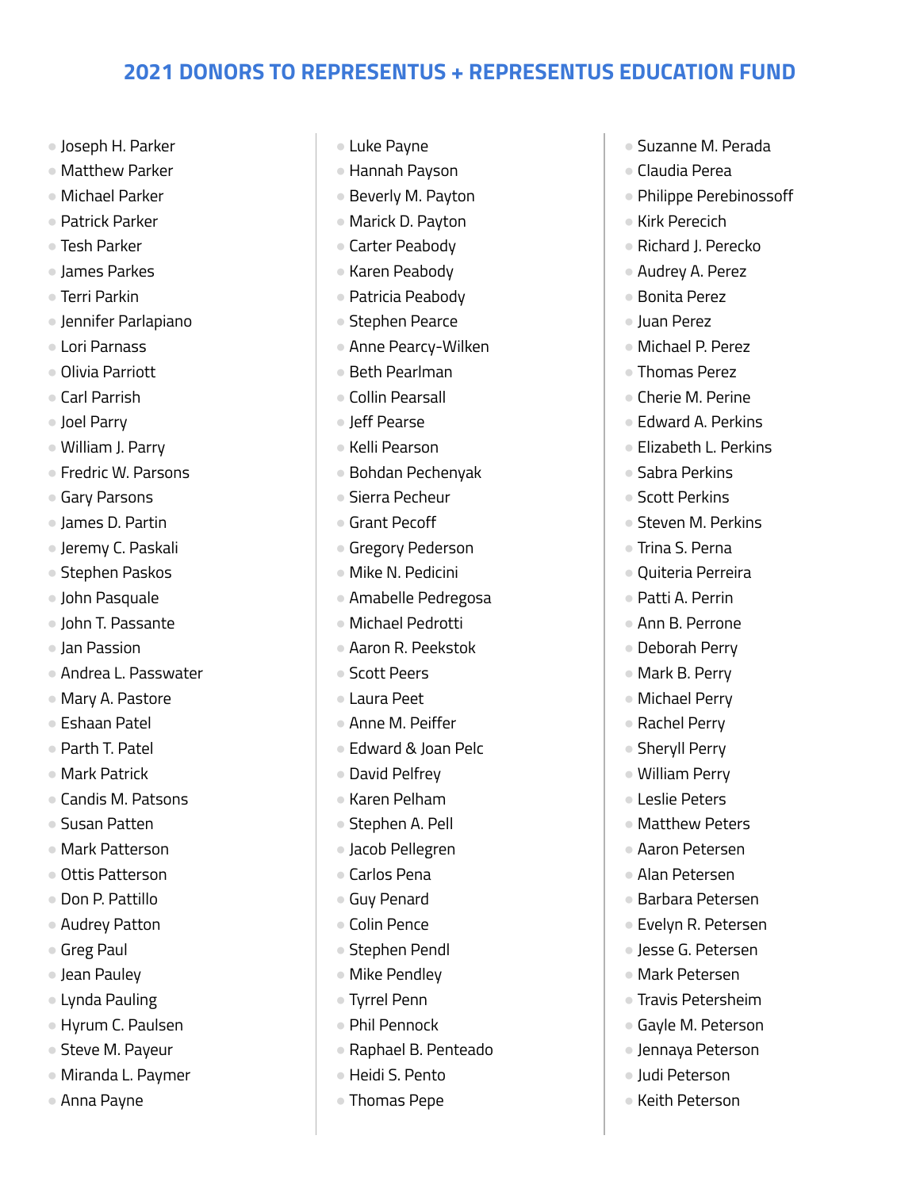## 2021 DONORS TO REPRESENTUS + REPRESENTUS EDUCATION FUND

- Joseph H. Parker
- Matthew Parker
- Michael Parker
- Patrick Parker
- Tesh Parker
- James Parkes
- Terri Parkin
- Jennifer Parlapiano
- Lori Parnass
- Olivia Parriott
- Carl Parrish
- Joel Parry
- William J. Parry
- Fredric W. Parsons
- Gary Parsons
- James D. Partin
- Jeremy C. Paskali
- Stephen Paskos
- John Pasquale
- John T. Passante
- Jan Passion
- Andrea L. Passwater
- Mary A. Pastore
- Eshaan Patel
- Parth T. Patel
- Mark Patrick
- Candis M. Patsons
- Susan Patten
- Mark Patterson
- Ottis Patterson
- Don P. Pattillo
- Audrey Patton
- Greg Paul
- Jean Pauley
- Lynda Pauling
- Hyrum C. Paulsen
- Steve M. Payeur
- Miranda L. Paymer
- Anna Payne
- Luke Payne
- Hannah Payson
- Beverly M. Payton
- Marick D. Payton
- Carter Peabody
- Karen Peabody
- Patricia Peabody
- Stephen Pearce
- Anne Pearcy-Wilken
- Beth Pearlman
- Collin Pearsall
- Jeff Pearse
- Kelli Pearson
- Bohdan Pechenyak
- Sierra Pecheur
- Grant Pecoff
- Gregory Pederson
- Mike N. Pedicini
- Amabelle Pedregosa
- Michael Pedrotti
- Aaron R. Peekstok
- Scott Peers
- Laura Peet
- Anne M. Peiffer
- Edward & Joan Pelc
- David Pelfrey
- Karen Pelham
- Stephen A. Pell
- Jacob Pellegren
- Carlos Pena
- Guy Penard
- Colin Pence
- Stephen Pendl
- Mike Pendley
- Tyrrel Penn
- Phil Pennock
- Raphael B. Penteado
- Heidi S. Pento
- Thomas Pepe
- Suzanne M. Perada
- Claudia Perea
- Philippe Perebinossoff
- Kirk Perecich
- Richard J. Perecko
- Audrey A. Perez
- Bonita Perez
- Juan Perez
- Michael P. Perez
- Thomas Perez
- Cherie M. Perine
- Edward A. Perkins
- Elizabeth L. Perkins
- Sabra Perkins
- Scott Perkins
- Steven M. Perkins
- Trina S. Perna
- Quiteria Perreira
- Patti A. Perrin
- Ann B. Perrone
- Deborah Perry
- Mark B. Perry
- Michael Perry
- Rachel Perry
- Sheryll Perry
- William Perry
- Leslie Peters
- Matthew Peters
- Aaron Petersen
- Alan Petersen
- Barbara Petersen
- Evelyn R. Petersen
- Jesse G. Petersen
- Mark Petersen
- Travis Petersheim
- Gayle M. Peterson
- Jennaya Peterson
- Judi Peterson
- Keith Peterson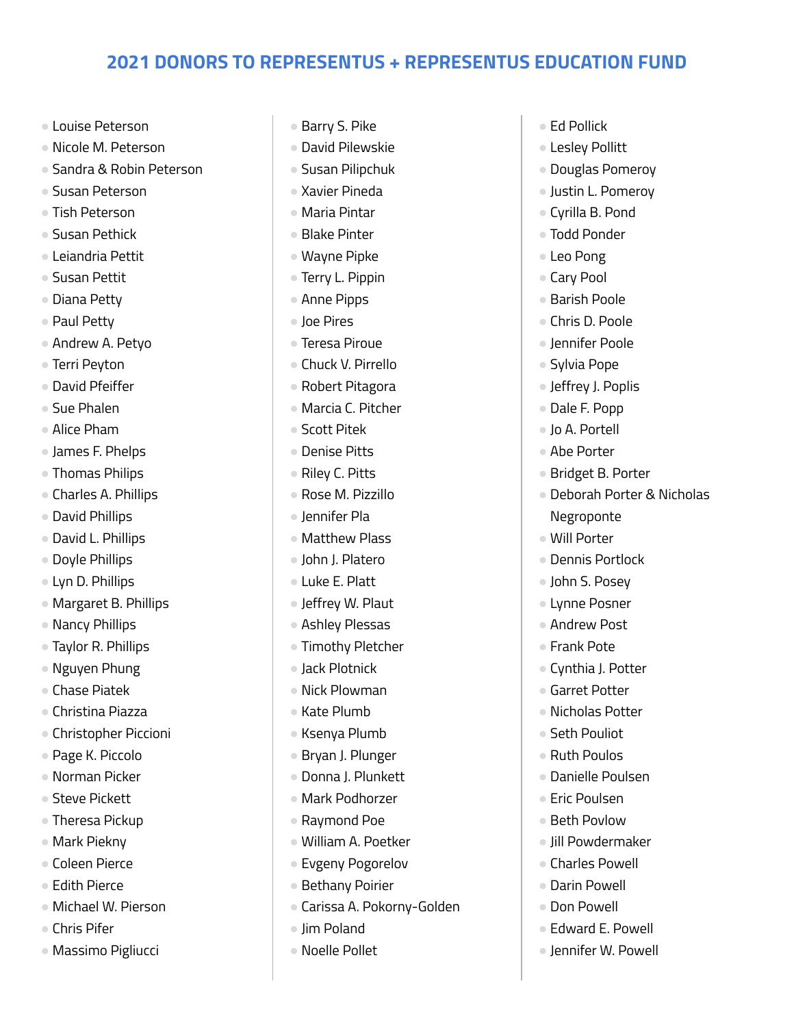## 2021 DONORS TO REPRESENTUS + REPRESENTUS EDUCATION FUND

- Louise Peterson
- Nicole M. Peterson
- Sandra & Robin Peterson
- Susan Peterson
- Tish Peterson
- Susan Pethick
- Leiandria Pettit
- Susan Pettit
- Diana Petty
- Paul Petty
- Andrew A. Petyo
- Terri Peyton
- David Pfeiffer
- Sue Phalen
- Alice Pham
- James F. Phelps
- Thomas Philips
- Charles A. Phillips
- David Phillips
- David L. Phillips
- Doyle Phillips
- Lyn D. Phillips
- Margaret B. Phillips
- Nancy Phillips
- Taylor R. Phillips
- Nguyen Phung
- Chase Piatek
- Christina Piazza
- Christopher Piccioni
- Page K. Piccolo
- Norman Picker
- Steve Pickett
- Theresa Pickup
- Mark Piekny
- Coleen Pierce
- Edith Pierce
- Michael W. Pierson
- Chris Pifer
- Massimo Pigliucci
- Barry S. Pike
- David Pilewskie
- Susan Pilipchuk
- Xavier Pineda
- Maria Pintar
- Blake Pinter
- Wayne Pipke
- Terry L. Pippin
- Anne Pipps
- Joe Pires
- Teresa Piroue
- Chuck V. Pirrello
- Robert Pitagora
- Marcia C. Pitcher
- Scott Pitek
- Denise Pitts
- Riley C. Pitts
- Rose M. Pizzillo
- Jennifer Pla
- Matthew Plass
- John J. Platero
- Luke E. Platt
- Jeffrey W. Plaut
- Ashley Plessas
- Timothy Pletcher
- Jack Plotnick
- Nick Plowman
- Kate Plumb
- Ksenya Plumb
- Bryan J. Plunger
- Donna J. Plunkett
- Mark Podhorzer
- Raymond Poe
- William A. Poetker
- Evgeny Pogorelov
- Bethany Poirier
- Carissa A. Pokorny-Golden
- Jim Poland
- Noelle Pollet
- Ed Pollick
- Lesley Pollitt
- Douglas Pomeroy
- Justin L. Pomeroy
- Cyrilla B. Pond
- Todd Ponder
- Leo Pong
- Cary Pool
- Barish Poole
- Chris D. Poole
- Jennifer Poole
- Sylvia Pope
- Jeffrey J. Poplis
- Dale F. Popp
- Jo A. Portell
- Abe Porter
- Bridget B. Porter
- Deborah Porter & Nicholas Negroponte
- Will Porter
- Dennis Portlock
- John S. Posey
- Lynne Posner
- Andrew Post
- Frank Pote
- Cynthia J. Potter
- Garret Potter
- Nicholas Potter
- Seth Pouliot
- Ruth Poulos
- Danielle Poulsen
- Eric Poulsen
- Beth Povlow
- Jill Powdermaker
- Charles Powell
- Darin Powell
- Don Powell
- Edward E. Powell
- Jennifer W. Powell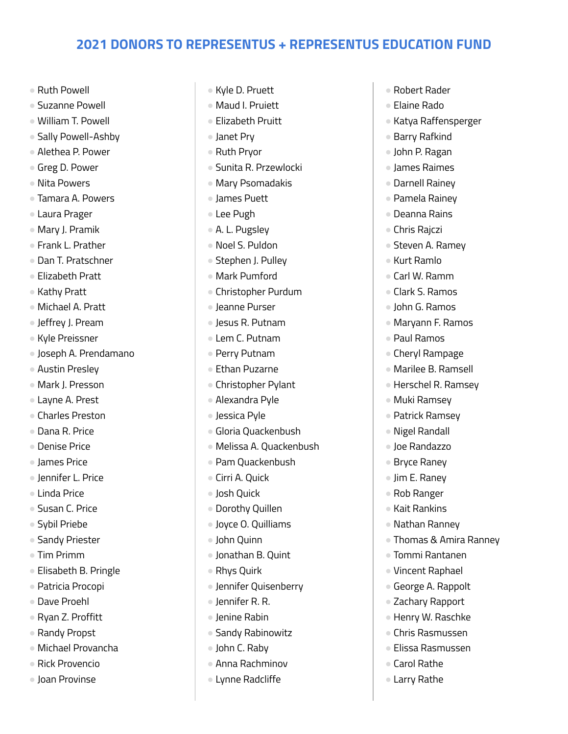## 2021 DONORS TO REPRESENTUS + REPRESENTUS EDUCATION FUND

- Ruth Powell
- Suzanne Powell
- William T. Powell
- Sally Powell-Ashby
- Alethea P. Power
- Greg D. Power
- Nita Powers
- Tamara A. Powers
- Laura Prager
- Mary J. Pramik
- Frank L. Prather
- Dan T. Pratschner
- Elizabeth Pratt
- Kathy Pratt
- Michael A. Pratt
- Jeffrey J. Pream
- Kyle Preissner
- Joseph A. Prendamano
- Austin Presley
- Mark J. Presson
- Layne A. Prest
- Charles Preston
- Dana R. Price
- Denise Price
- James Price
- Jennifer L. Price
- Linda Price
- Susan C. Price
- Sybil Priebe
- Sandy Priester
- Tim Primm
- Elisabeth B. Pringle
- Patricia Procopi
- Dave Proehl
- Ryan Z. Proffitt
- Randy Propst
- Michael Provancha
- Rick Provencio
- Joan Provinse
- Kyle D. Pruett
- Maud I. Pruiett
- Elizabeth Pruitt
- Janet Pry
- Ruth Pryor
- Sunita R. Przewlocki
- Mary Psomadakis
- James Puett
- Lee Pugh
- A. L. Pugsley
- Noel S. Puldon
- Stephen J. Pulley
- Mark Pumford
- Christopher Purdum
- Jeanne Purser
- Jesus R. Putnam
- Lem C. Putnam
- Perry Putnam
- Ethan Puzarne
- Christopher Pylant
- Alexandra Pyle
- Jessica Pyle
- Gloria Quackenbush
- Melissa A. Quackenbush
- Pam Quackenbush
- Cirri A. Quick
- Josh Quick
- Dorothy Quillen
- Joyce O. Quilliams
- John Quinn
- Jonathan B. Quint
- Rhys Quirk
- Jennifer Quisenberry
- Jennifer R. R.
- Jenine Rabin
- Sandy Rabinowitz
- John C. Raby
- Anna Rachminov
- Lynne Radcliffe
- Robert Rader
- Elaine Rado
- Katya Raffensperger
- Barry Rafkind
- John P. Ragan
- James Raimes
- Darnell Rainey
- Pamela Rainey
- Deanna Rains
- Chris Rajczi
- Steven A. Ramey
- Kurt Ramlo
- Carl W. Ramm
- Clark S. Ramos
- John G. Ramos
- Maryann F. Ramos
- Paul Ramos
- Cheryl Rampage
- Marilee B. Ramsell
- Herschel R. Ramsey
- Muki Ramsey
- Patrick Ramsey
- Nigel Randall
- Joe Randazzo
- Bryce Raney
- Jim E. Raney
- Rob Ranger
- Kait Rankins
- Nathan Ranney
- Thomas & Amira Ranney
- Tommi Rantanen
- Vincent Raphael
- George A. Rappolt
- Zachary Rapport
- Henry W. Raschke
- Chris Rasmussen
- Elissa Rasmussen
- Carol Rathe
- Larry Rathe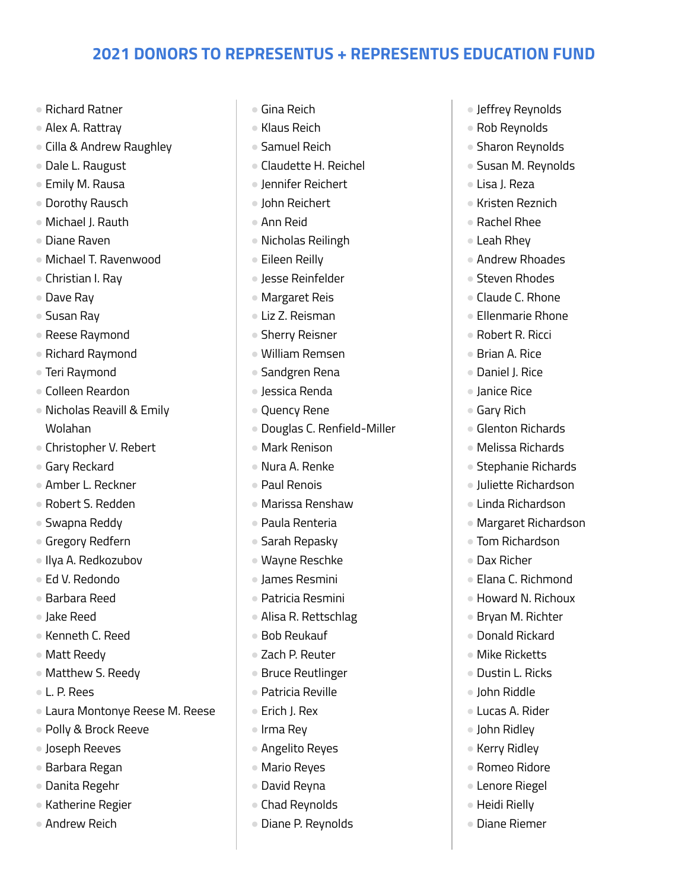## 2021 DONORS TO REPRESENTUS + REPRESENTUS EDUCATION FUND

- Richard Ratner
- Alex A. Rattray
- Cilla & Andrew Raughley
- Dale L. Raugust
- Emily M. Rausa
- Dorothy Rausch
- Michael J. Rauth
- Diane Raven
- Michael T. Ravenwood
- Christian I. Ray
- Dave Ray
- Susan Ray
- Reese Raymond
- Richard Raymond
- Teri Raymond
- Colleen Reardon
- Nicholas Reavill & Emily Wolahan
- Christopher V. Rebert
- Gary Reckard
- Amber L. Reckner
- Robert S. Redden
- Swapna Reddy
- Gregory Redfern
- Ilya A. Redkozubov
- Ed V. Redondo
- Barbara Reed
- Jake Reed
- Kenneth C. Reed
- Matt Reedy
- Matthew S. Reedy
- L. P. Rees
- Laura Montonye Reese M. Reese
- Polly & Brock Reeve
- Joseph Reeves
- Barbara Regan
- Danita Regehr
- Katherine Regier
- Andrew Reich
- Gina Reich
- Klaus Reich
- Samuel Reich
- Claudette H. Reichel
- Jennifer Reichert
- John Reichert
- Ann Reid
- Nicholas Reilingh
- Eileen Reilly
- Jesse Reinfelder
- Margaret Reis
- Liz Z. Reisman
- Sherry Reisner
- William Remsen
- Sandgren Rena
- Jessica Renda
- Quency Rene
- Douglas C. Renfield-Miller
- Mark Renison
- Nura A. Renke
- Paul Renois
- Marissa Renshaw
- Paula Renteria
- Sarah Repasky
- Wayne Reschke
- James Resmini
- Patricia Resmini
- Alisa R. Rettschlag
- Bob Reukauf
- Zach P. Reuter
- Bruce Reutlinger
- Patricia Reville
- Erich J. Rex
- Irma Rey
- Angelito Reyes
- Mario Reyes
- David Reyna
- Chad Reynolds
- Diane P. Reynolds
- Jeffrey Reynolds
- Rob Reynolds
- Sharon Reynolds
- Susan M. Reynolds
- Lisa J. Reza
- Kristen Reznich
- Rachel Rhee
- Leah Rhey
- Andrew Rhoades
- Steven Rhodes
- Claude C. Rhone
- Ellenmarie Rhone
- Robert R. Ricci
- Brian A. Rice
- Daniel J. Rice
- Janice Rice
- Gary Rich
- Glenton Richards
- Melissa Richards
- Stephanie Richards
- Juliette Richardson
- Linda Richardson
- Margaret Richardson
- Tom Richardson
- Dax Richer
- Elana C. Richmond
- Howard N. Richoux
- Bryan M. Richter
- Donald Rickard
- Mike Ricketts
- Dustin L. Ricks
- John Riddle
- Lucas A. Rider
- John Ridley
- Kerry Ridley
- Romeo Ridore
- Lenore Riegel
- Heidi Rielly
- Diane Riemer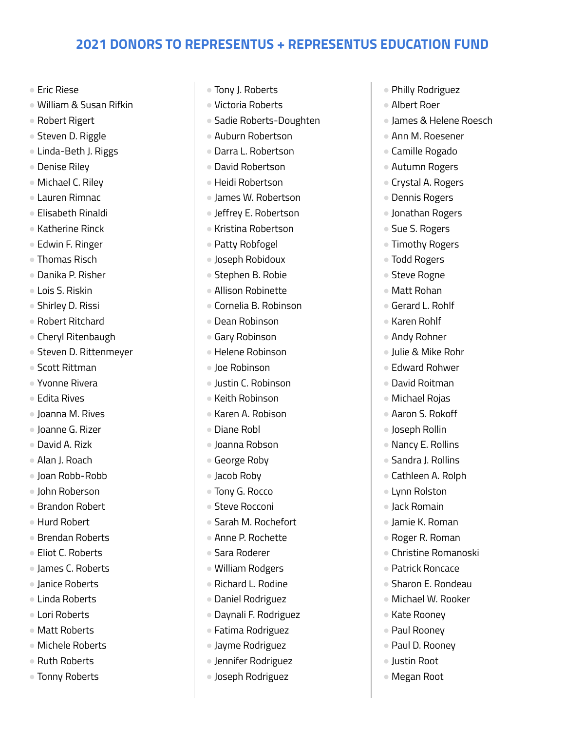## 2021 DONORS TO REPRESENTUS + REPRESENTUS EDUCATION FUND

- Eric Riese
- William & Susan Rifkin
- Robert Rigert
- Steven D. Riggle
- Linda-Beth J. Riggs
- Denise Riley
- Michael C. Riley
- Lauren Rimnac
- Elisabeth Rinaldi
- Katherine Rinck
- Edwin F. Ringer
- Thomas Risch
- Danika P. Risher
- Lois S. Riskin
- Shirley D. Rissi
- Robert Ritchard
- Cheryl Ritenbaugh
- Steven D. Rittenmeyer
- Scott Rittman
- Yvonne Rivera
- Edita Rives
- Joanna M. Rives
- Joanne G. Rizer
- David A. Rizk
- Alan J. Roach
- Joan Robb-Robb
- John Roberson
- Brandon Robert
- Hurd Robert
- Brendan Roberts
- Eliot C. Roberts
- James C. Roberts
- Janice Roberts
- Linda Roberts
- Lori Roberts
- Matt Roberts
- Michele Roberts
- Ruth Roberts
- Tonny Roberts
- Tony J. Roberts
- Victoria Roberts
- Sadie Roberts-Doughten
- Auburn Robertson
- Darra L. Robertson
- David Robertson
- Heidi Robertson
- James W. Robertson
- Jeffrey E. Robertson
- Kristina Robertson
- Patty Robfogel
- Joseph Robidoux
- Stephen B. Robie
- Allison Robinette
- Cornelia B. Robinson
- Dean Robinson
- Gary Robinson
- Helene Robinson
- Joe Robinson
- Justin C. Robinson
- Keith Robinson
- Karen A. Robison
- Diane Robl
- Joanna Robson
- George Roby
- Jacob Roby
- Tony G. Rocco
- Steve Rocconi
- Sarah M. Rochefort
- Anne P. Rochette
- Sara Roderer
- William Rodgers
- Richard L. Rodine
- Daniel Rodriguez
- Daynali F. Rodriguez
- Fatima Rodriguez
- Jayme Rodriguez
- Jennifer Rodriguez
- Joseph Rodriguez
- Philly Rodriguez
- Albert Roer
- James & Helene Roesch
- Ann M. Roesener
- Camille Rogado
- Autumn Rogers
- Crystal A. Rogers
- Dennis Rogers
- Jonathan Rogers
- Sue S. Rogers
- Timothy Rogers
- Todd Rogers
- Steve Rogne
- Matt Rohan
- Gerard L. Rohlf
- Karen Rohlf
- Andy Rohner
- Julie & Mike Rohr
- Edward Rohwer
- David Roitman
- Michael Rojas
- Aaron S. Rokoff
- Joseph Rollin
- Nancy E. Rollins
- Sandra J. Rollins
- Cathleen A. Rolph
- Lynn Rolston
- Jack Romain
- Jamie K. Roman
- Roger R. Roman
- Christine Romanoski
- Patrick Roncace
- Sharon E. Rondeau
- Michael W. Rooker
- Kate Rooney
- Paul Rooney
- Paul D. Rooney
- Justin Root
- Megan Root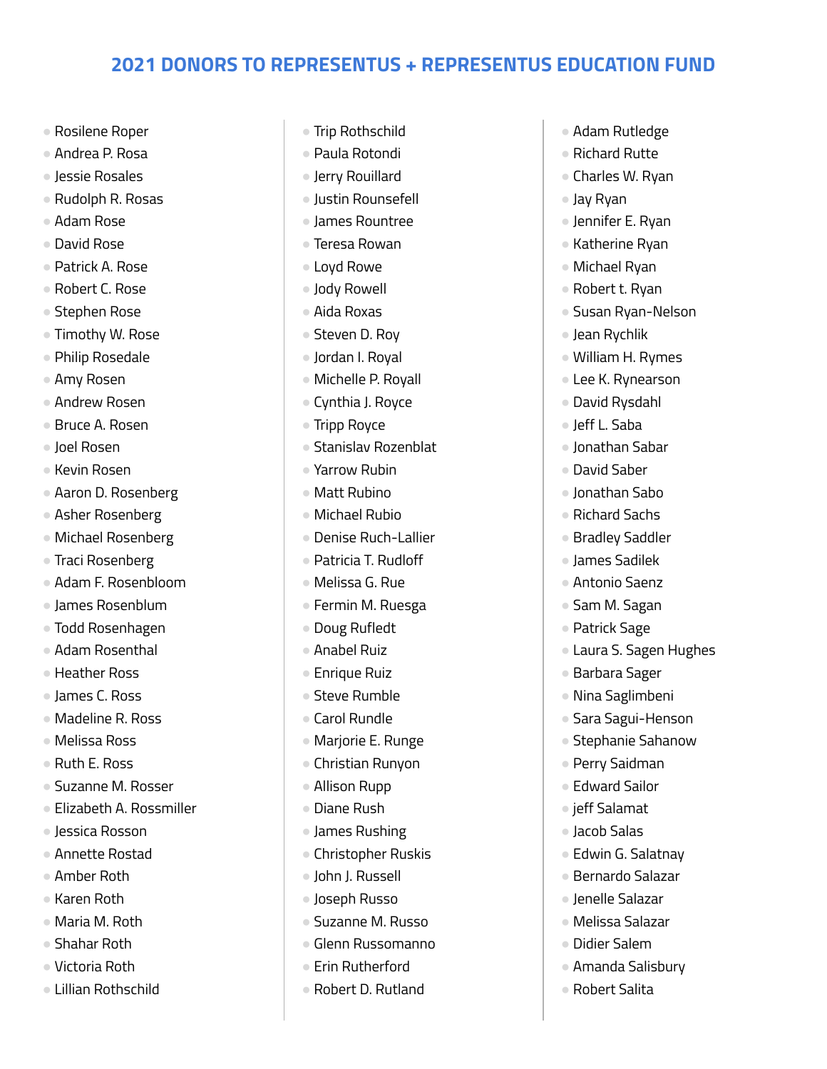## 2021 DONORS TO REPRESENTUS + REPRESENTUS EDUCATION FUND

- Rosilene Roper
- Andrea P. Rosa
- Jessie Rosales
- Rudolph R. Rosas
- Adam Rose
- David Rose
- Patrick A. Rose
- Robert C. Rose
- Stephen Rose
- Timothy W. Rose
- Philip Rosedale
- Amy Rosen
- Andrew Rosen
- Bruce A. Rosen
- Joel Rosen
- Kevin Rosen
- Aaron D. Rosenberg
- Asher Rosenberg
- Michael Rosenberg
- Traci Rosenberg
- Adam F. Rosenbloom
- James Rosenblum
- Todd Rosenhagen
- Adam Rosenthal
- Heather Ross
- James C. Ross
- Madeline R. Ross
- Melissa Ross
- Ruth E. Ross
- Suzanne M. Rosser
- Elizabeth A. Rossmiller
- Jessica Rosson
- Annette Rostad
- Amber Roth
- Karen Roth
- Maria M. Roth
- Shahar Roth
- Victoria Roth
- Lillian Rothschild
- Trip Rothschild
- Paula Rotondi
- Jerry Rouillard
- Justin Rounsefell
- James Rountree
- Teresa Rowan
- Loyd Rowe
- Jody Rowell
- Aida Roxas
- Steven D. Roy
- Jordan I. Royal
- Michelle P. Royall
- Cynthia J. Royce
- Tripp Royce
- Stanislav Rozenblat
- Yarrow Rubin
- Matt Rubino
- Michael Rubio
- Denise Ruch-Lallier
- Patricia T. Rudloff
- Melissa G. Rue
- Fermin M. Ruesga
- Doug Rufledt
- Anabel Ruiz
- Enrique Ruiz
- Steve Rumble
- Carol Rundle
- Marjorie E. Runge
- Christian Runyon
- Allison Rupp
- Diane Rush
- James Rushing
- Christopher Ruskis
- John J. Russell
- Joseph Russo
- Suzanne M. Russo
- Glenn Russomanno
- Erin Rutherford
- Robert D. Rutland
- Adam Rutledge
- Richard Rutte
- Charles W. Ryan
- Jay Ryan
- Jennifer E. Ryan
- Katherine Ryan
- Michael Ryan
- Robert t. Ryan
- Susan Ryan-Nelson
- Jean Rychlik
- William H. Rymes
- Lee K. Rynearson
- David Rysdahl
- Jeff L. Saba
- Jonathan Sabar
- David Saber
- Jonathan Sabo
- Richard Sachs
- Bradley Saddler
- James Sadilek
- Antonio Saenz
- Sam M. Sagan
- Patrick Sage
- Laura S. Sagen Hughes
- Barbara Sager
- Nina Saglimbeni
- Sara Sagui-Henson
- Stephanie Sahanow
- Perry Saidman
- Edward Sailor
- jeff Salamat
- Jacob Salas
- Edwin G. Salatnay
- Bernardo Salazar
- Jenelle Salazar
- Melissa Salazar
- Didier Salem
- Amanda Salisbury
- Robert Salita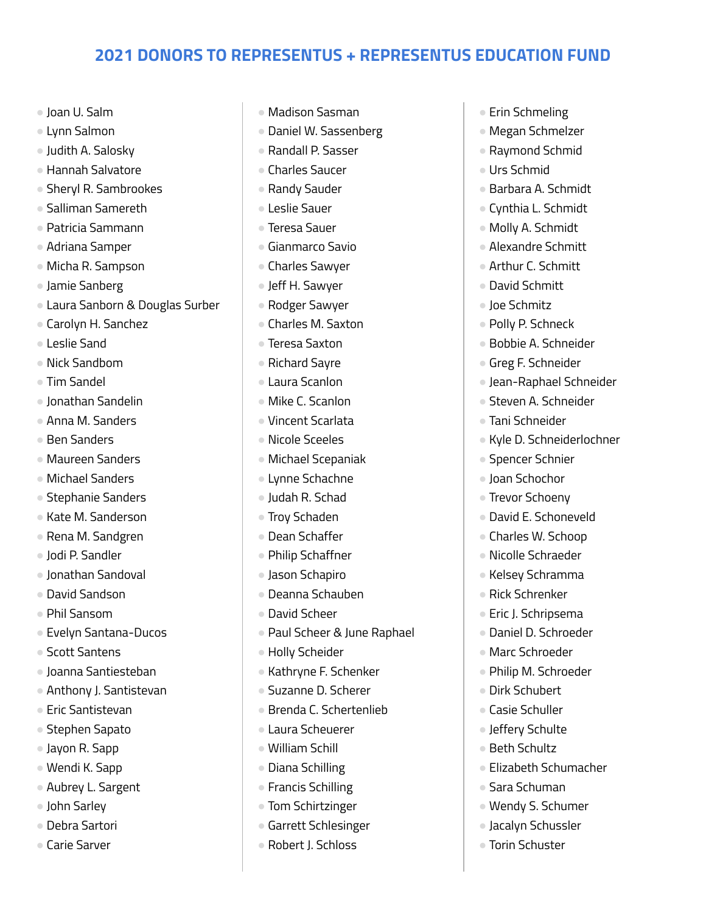## 2021 DONORS TO REPRESENTUS + REPRESENTUS EDUCATION FUND

- Joan U. Salm
- Lynn Salmon
- Judith A. Salosky
- Hannah Salvatore
- Sheryl R. Sambrookes
- Salliman Samereth
- Patricia Sammann
- Adriana Samper
- Micha R. Sampson
- Jamie Sanberg
- Laura Sanborn & Douglas Surber
- Carolyn H. Sanchez
- Leslie Sand
- Nick Sandbom
- Tim Sandel
- Jonathan Sandelin
- Anna M. Sanders
- Ben Sanders
- Maureen Sanders
- Michael Sanders
- Stephanie Sanders
- Kate M. Sanderson
- Rena M. Sandgren
- Jodi P. Sandler
- Jonathan Sandoval
- David Sandson
- Phil Sansom
- Evelyn Santana-Ducos
- Scott Santens
- Joanna Santiesteban
- Anthony J. Santistevan
- Eric Santistevan
- Stephen Sapato
- Jayon R. Sapp
- Wendi K. Sapp
- Aubrey L. Sargent
- John Sarley
- Debra Sartori
- Carie Sarver
- Madison Sasman
- Daniel W. Sassenberg
- Randall P. Sasser
- Charles Saucer
- Randy Sauder
- Leslie Sauer
- Teresa Sauer
- Gianmarco Savio
- Charles Sawyer
- Jeff H. Sawyer
- Rodger Sawyer
- Charles M. Saxton
- Teresa Saxton
- Richard Sayre
- Laura Scanlon
- Mike C. Scanlon
- Vincent Scarlata
- Nicole Sceeles
- Michael Scepaniak
- Lynne Schachne
- Judah R. Schad
- Troy Schaden
- Dean Schaffer
- Philip Schaffner
- Jason Schapiro
- Deanna Schauben
- David Scheer
- Paul Scheer & June Raphael
- Holly Scheider
- Kathryne F. Schenker
- Suzanne D. Scherer
- Brenda C. Schertenlieb
- Laura Scheuerer
- William Schill
- Diana Schilling
- Francis Schilling
- Tom Schirtzinger
- Garrett Schlesinger
- Robert J. Schloss
- Erin Schmeling
- Megan Schmelzer
- Raymond Schmid
- Urs Schmid
- Barbara A. Schmidt
- Cynthia L. Schmidt
- Molly A. Schmidt
- Alexandre Schmitt
- Arthur C. Schmitt
- David Schmitt
- Joe Schmitz
- Polly P. Schneck
- Bobbie A. Schneider
- Greg F. Schneider
- Jean-Raphael Schneider
- Steven A. Schneider
- Tani Schneider
- Kyle D. Schneiderlochner
- Spencer Schnier
- Joan Schochor
- Trevor Schoeny
- David E. Schoneveld
- Charles W. Schoop
- Nicolle Schraeder
- Kelsey Schramma
- Rick Schrenker
- Eric J. Schripsema
- Daniel D. Schroeder
- Marc Schroeder
- Philip M. Schroeder
- Dirk Schubert
- Casie Schuller
- Jeffery Schulte
- Beth Schultz
- Elizabeth Schumacher
- Sara Schuman
- Wendy S. Schumer
- Jacalyn Schussler
- Torin Schuster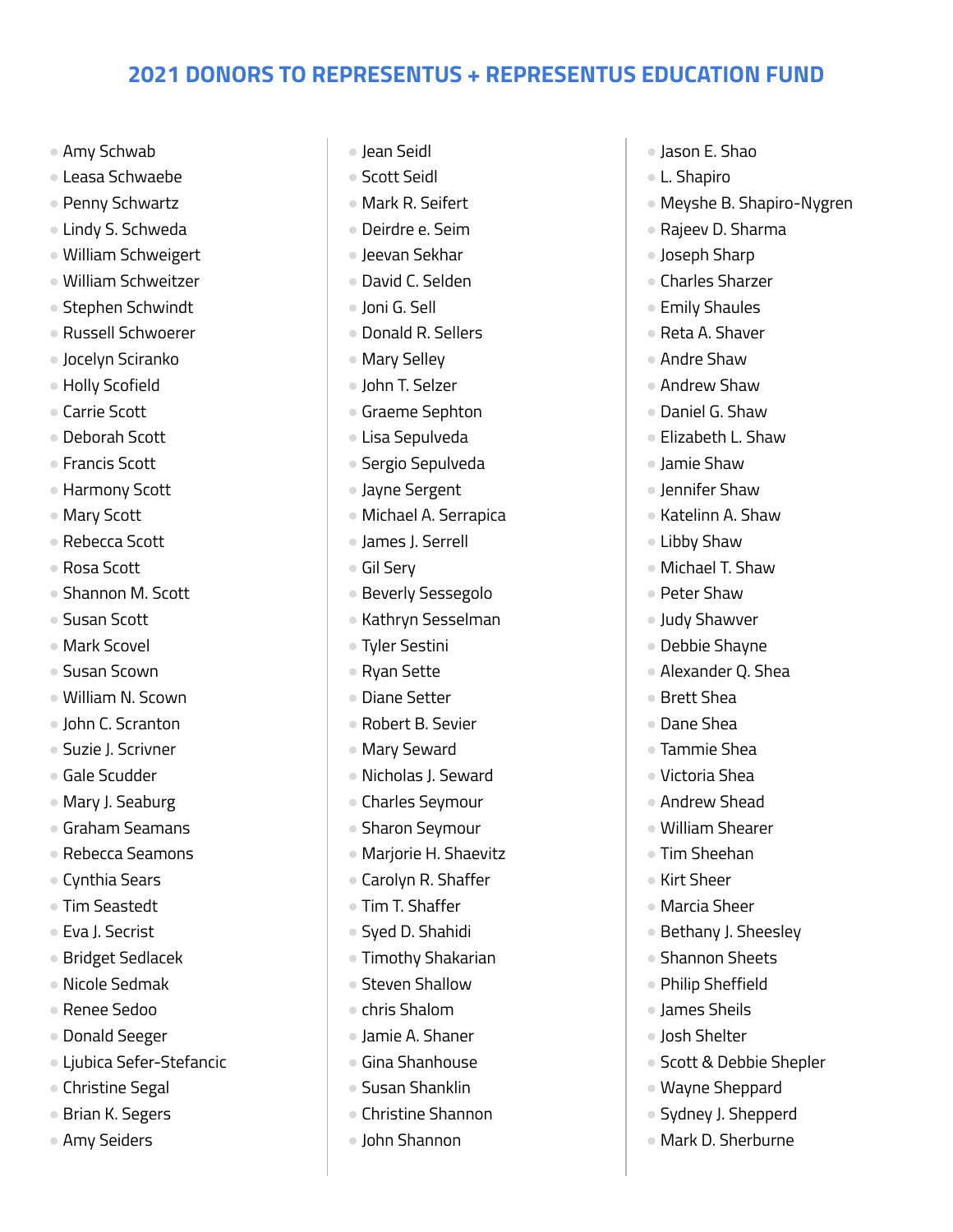# 2021 DONORS TO REPRESENTUS + REPRESENTUS EDUCATION FUND

- Amy Schwab
- Leasa Schwaebe
- Penny Schwartz
- Lindy S. Schweda
- William Schweigert
- William Schweitzer
- Stephen Schwindt
- Russell Schwoerer
- Jocelyn Sciranko
- Holly Scofield
- Carrie Scott
- Deborah Scott
- Francis Scott
- Harmony Scott
- Mary Scott
- Rebecca Scott
- Rosa Scott
- Shannon M. Scott
- Susan Scott
- Mark Scovel
- Susan Scown
- William N. Scown
- John C. Scranton
- Suzie J. Scrivner
- Gale Scudder
- Mary J. Seaburg
- Graham Seamans
- Rebecca Seamons
- Cynthia Sears
- Tim Seastedt
- Eva J. Secrist
- Bridget Sedlacek
- Nicole Sedmak
- Renee Sedoo
- Donald Seeger
- Ljubica Sefer-Stefancic
- Christine Segal
- Brian K. Segers
- Amy Seiders
- Jean Seidl
- Scott Seidl
- Mark R. Seifert
- Deirdre e. Seim
- Jeevan Sekhar
- David C. Selden
- Joni G. Sell
- Donald R. Sellers
- Mary Selley
- John T. Selzer
- Graeme Sephton
- Lisa Sepulveda
- Sergio Sepulveda
- Jayne Sergent
- Michael A. Serrapica
- James J. Serrell
- Gil Sery
- Beverly Sessegolo
- Kathryn Sesselman
- Tyler Sestini
- Ryan Sette
- Diane Setter
- Robert B. Sevier
- Mary Seward
- Nicholas J. Seward
- Charles Seymour
- Sharon Seymour
- Marjorie H. Shaevitz
- Carolyn R. Shaffer
- Tim T. Shaffer
- Syed D. Shahidi
- Timothy Shakarian
- Steven Shallow
- chris Shalom
- Jamie A. Shaner
- Gina Shanhouse
- Susan Shanklin
- Christine Shannon
- John Shannon
- Jason E. Shao
- L. Shapiro
- Meyshe B. Shapiro-Nygren
- Rajeev D. Sharma
- Joseph Sharp
- Charles Sharzer
- Emily Shaules
- Reta A. Shaver
- Andre Shaw
- Andrew Shaw
- Daniel G. Shaw
- Elizabeth L. Shaw
- Jamie Shaw
- Jennifer Shaw
- Katelinn A. Shaw
- Libby Shaw
- Michael T. Shaw
- Peter Shaw
- Judy Shawver
- Debbie Shayne
- Alexander Q. Shea
- Brett Shea
- Dane Shea
- Tammie Shea
- Victoria Shea
- Andrew Shead
- William Shearer
- Tim Sheehan
- Kirt Sheer
- Marcia Sheer
- Bethany J. Sheesley
- Shannon Sheets
- Philip Sheffield
- James Sheils
- Josh Shelter
- Scott & Debbie Shepler
- Wayne Sheppard
- Sydney J. Shepperd
- Mark D. Sherburne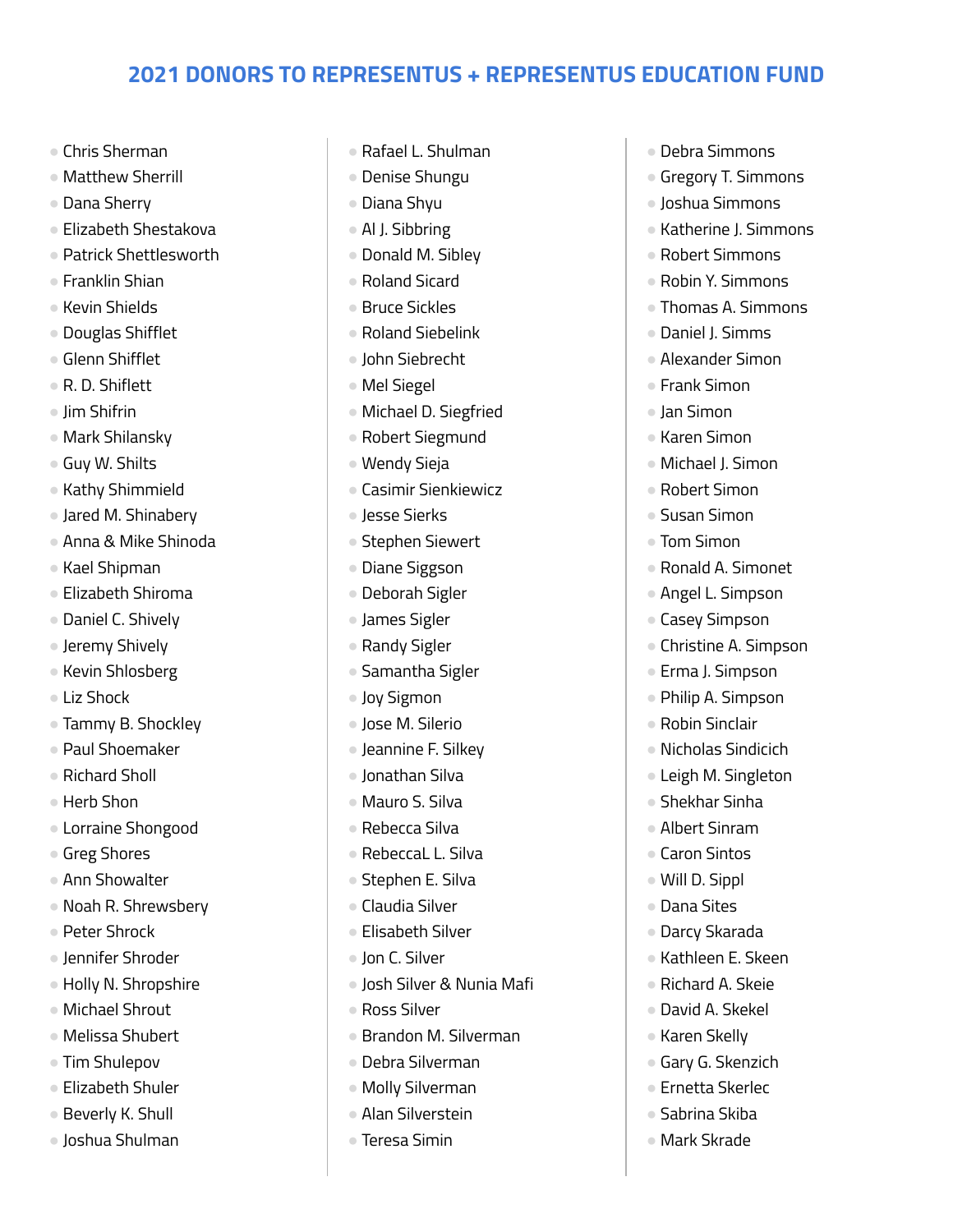## 2021 DONORS TO REPRESENTUS + REPRESENTUS EDUCATION FUND

- Chris Sherman
- Matthew Sherrill
- Dana Sherry
- Elizabeth Shestakova
- Patrick Shettlesworth
- Franklin Shian
- Kevin Shields
- Douglas Shifflet
- Glenn Shifflet
- R. D. Shiflett
- Jim Shifrin
- Mark Shilansky
- Guy W. Shilts
- Kathy Shimmield
- Jared M. Shinabery
- Anna & Mike Shinoda
- Kael Shipman
- Elizabeth Shiroma
- Daniel C. Shively
- Jeremy Shively
- Kevin Shlosberg
- Liz Shock
- Tammy B. Shockley
- Paul Shoemaker
- Richard Sholl
- Herb Shon
- Lorraine Shongood
- Greg Shores
- Ann Showalter
- Noah R. Shrewsbery
- Peter Shrock
- Jennifer Shroder
- Holly N. Shropshire
- Michael Shrout
- Melissa Shubert
- Tim Shulepov
- Elizabeth Shuler
- Beverly K. Shull
- Joshua Shulman
- Rafael L. Shulman
- Denise Shungu
- Diana Shyu
- Al J. Sibbring
- Donald M. Sibley
- Roland Sicard
- Bruce Sickles
- Roland Siebelink
- John Siebrecht
- Mel Siegel
- Michael D. Siegfried
- Robert Siegmund
- Wendy Sieja
- Casimir Sienkiewicz
- Jesse Sierks
- Stephen Siewert
- Diane Siggson
- Deborah Sigler
- James Sigler
- Randy Sigler
- Samantha Sigler
- Joy Sigmon
- Jose M. Silerio
- Jeannine F. Silkey
- Jonathan Silva
- Mauro S. Silva
- Rebecca Silva
- RebeccaL L. Silva
- Stephen E. Silva
- Claudia Silver
- Elisabeth Silver
- Jon C. Silver
- Josh Silver & Nunia Mafi
- Ross Silver
- Brandon M. Silverman
- Debra Silverman
- Molly Silverman
- Alan Silverstein
- Teresa Simin
- Debra Simmons
- Gregory T. Simmons
- Joshua Simmons
- Katherine J. Simmons
- Robert Simmons
- Robin Y. Simmons
- Thomas A. Simmons
- Daniel J. Simms
- Alexander Simon
- Frank Simon
- Jan Simon
- Karen Simon
- Michael J. Simon
- Robert Simon
- Susan Simon
- Tom Simon
- Ronald A. Simonet
- Angel L. Simpson
- Casey Simpson
- Christine A. Simpson
- Erma J. Simpson
- Philip A. Simpson
- Robin Sinclair
- Nicholas Sindicich
- Leigh M. Singleton
- Shekhar Sinha
- Albert Sinram
- Caron Sintos
- Will D. Sippl
- Dana Sites
- Darcy Skarada
- Kathleen E. Skeen
- Richard A. Skeie
- David A. Skekel
- Karen Skelly
- Gary G. Skenzich
- Ernetta Skerlec
- Sabrina Skiba
- Mark Skrade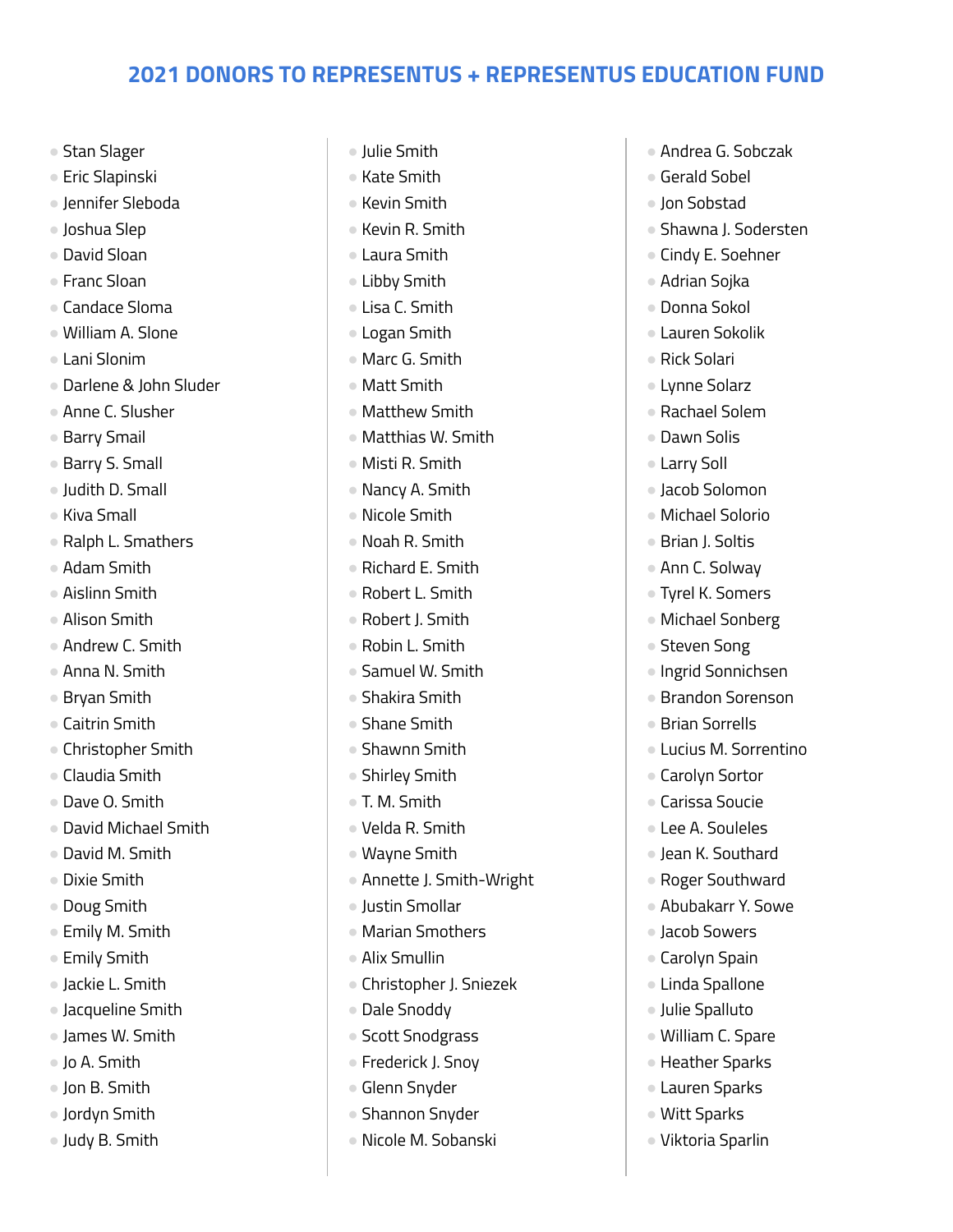## 2021 DONORS TO REPRESENTUS + REPRESENTUS EDUCATION FUND

- Stan Slager
- Eric Slapinski
- Jennifer Sleboda
- Joshua Slep
- David Sloan
- Franc Sloan
- Candace Sloma
- William A. Slone
- Lani Slonim
- Darlene & John Sluder
- Anne C. Slusher
- Barry Smail
- Barry S. Small
- Judith D. Small
- Kiva Small
- Ralph L. Smathers
- Adam Smith
- Aislinn Smith
- Alison Smith
- Andrew C. Smith
- Anna N. Smith
- Bryan Smith
- Caitrin Smith
- Christopher Smith
- Claudia Smith
- Dave O. Smith
- David Michael Smith
- David M. Smith
- Dixie Smith
- Doug Smith
- Emily M. Smith
- Emily Smith
- Jackie L. Smith
- Jacqueline Smith
- James W. Smith
- Jo A. Smith
- Jon B. Smith
- Jordyn Smith
- Judy B. Smith
- Julie Smith
- Kate Smith
- Kevin Smith
- Kevin R. Smith
- Laura Smith
- Libby Smith
- Lisa C. Smith
- Logan Smith
- Marc G. Smith
- Matt Smith
- Matthew Smith
- Matthias W. Smith
- Misti R. Smith
- Nancy A. Smith
- Nicole Smith
- Noah R. Smith
- Richard E. Smith
- Robert L. Smith
- Robert J. Smith
- Robin L. Smith
- Samuel W. Smith
- Shakira Smith
- Shane Smith
- Shawnn Smith
- Shirley Smith
- T. M. Smith
- Velda R. Smith
- Wayne Smith
- Annette J. Smith-Wright
- Justin Smollar
- Marian Smothers
- Alix Smullin
- Christopher J. Sniezek
- Dale Snoddy
- Scott Snodgrass
- Frederick J. Snoy
- Glenn Snyder
- Shannon Snyder
- Nicole M. Sobanski
- Andrea G. Sobczak
- Gerald Sobel
- Jon Sobstad
- Shawna J. Sodersten
- Cindy E. Soehner
- Adrian Sojka
- Donna Sokol
- Lauren Sokolik
- Rick Solari
- Lynne Solarz
- Rachael Solem
- Dawn Solis
- Larry Soll
- Jacob Solomon
- Michael Solorio
- Brian J. Soltis
- Ann C. Solway
- Tyrel K. Somers
- Michael Sonberg
- Steven Song
- Ingrid Sonnichsen
- Brandon Sorenson
- Brian Sorrells
- Lucius M. Sorrentino
- Carolyn Sortor
- Carissa Soucie
- Lee A. Souleles
- Jean K. Southard
- Roger Southward
- Abubakarr Y. Sowe
- Jacob Sowers
- Carolyn Spain
- Linda Spallone
- Julie Spalluto
- William C. Spare
- Heather Sparks
- Lauren Sparks
- Witt Sparks
- Viktoria Sparlin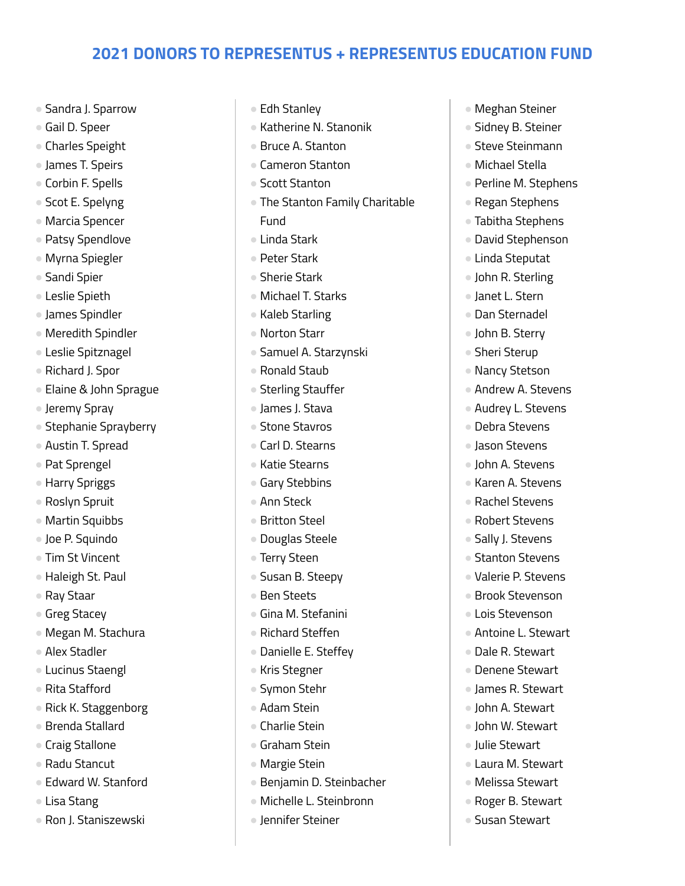## 2021 DONORS TO REPRESENTUS + REPRESENTUS EDUCATION FUND

- Sandra J. Sparrow
- Gail D. Speer
- Charles Speight
- James T. Speirs
- Corbin F. Spells
- Scot E. Spelyng
- Marcia Spencer
- Patsy Spendlove
- Myrna Spiegler
- Sandi Spier
- Leslie Spieth
- James Spindler
- Meredith Spindler
- Leslie Spitznagel
- Richard J. Spor
- Elaine & John Sprague
- Jeremy Spray
- Stephanie Sprayberry
- Austin T. Spread
- Pat Sprengel
- Harry Spriggs
- Roslyn Spruit
- Martin Squibbs
- Joe P. Squindo
- Tim St Vincent
- Haleigh St. Paul
- Ray Staar
- Greg Stacey
- Megan M. Stachura
- Alex Stadler
- Lucinus Staengl
- Rita Stafford
- Rick K. Staggenborg
- Brenda Stallard
- Craig Stallone
- Radu Stancut
- Edward W. Stanford
- Lisa Stang
- Ron J. Staniszewski
- Edh Stanley
- Katherine N. Stanonik
- Bruce A. Stanton
- Cameron Stanton
- Scott Stanton
- The Stanton Family Charitable Fund
- Linda Stark
- Peter Stark
- Sherie Stark
- Michael T. Starks
- Kaleb Starling
- Norton Starr
- Samuel A. Starzynski
- Ronald Staub
- Sterling Stauffer
- James J. Stava
- Stone Stavros
- Carl D. Stearns
- Katie Stearns
- Gary Stebbins
- Ann Steck
- Britton Steel
- Douglas Steele
- Terry Steen
- Susan B. Steepy
- Ben Steets
- Gina M. Stefanini
- Richard Steffen
- Danielle E. Steffey
- Kris Stegner
- Symon Stehr
- Adam Stein
- Charlie Stein
- Graham Stein
- Margie Stein
- Benjamin D. Steinbacher
- Michelle L. Steinbronn
- Jennifer Steiner
- Meghan Steiner
- Sidney B. Steiner
- Steve Steinmann
- Michael Stella
- Perline M. Stephens
- Regan Stephens
- Tabitha Stephens
- David Stephenson
- Linda Steputat
- John R. Sterling
- Janet L. Stern
- Dan Sternadel
- John B. Sterry
- Sheri Sterup
- Nancy Stetson
- Andrew A. Stevens
- Audrey L. Stevens
- Debra Stevens
- Jason Stevens
- John A. Stevens
- Karen A. Stevens
- Rachel Stevens
- Robert Stevens
- Sally J. Stevens
- Stanton Stevens
- Valerie P. Stevens
- Brook Stevenson
- Lois Stevenson
- Antoine L. Stewart
- Dale R. Stewart
- Denene Stewart
- James R. Stewart
- John A. Stewart
- John W. Stewart
- Julie Stewart
- Laura M. Stewart
- Melissa Stewart
- Roger B. Stewart
- Susan Stewart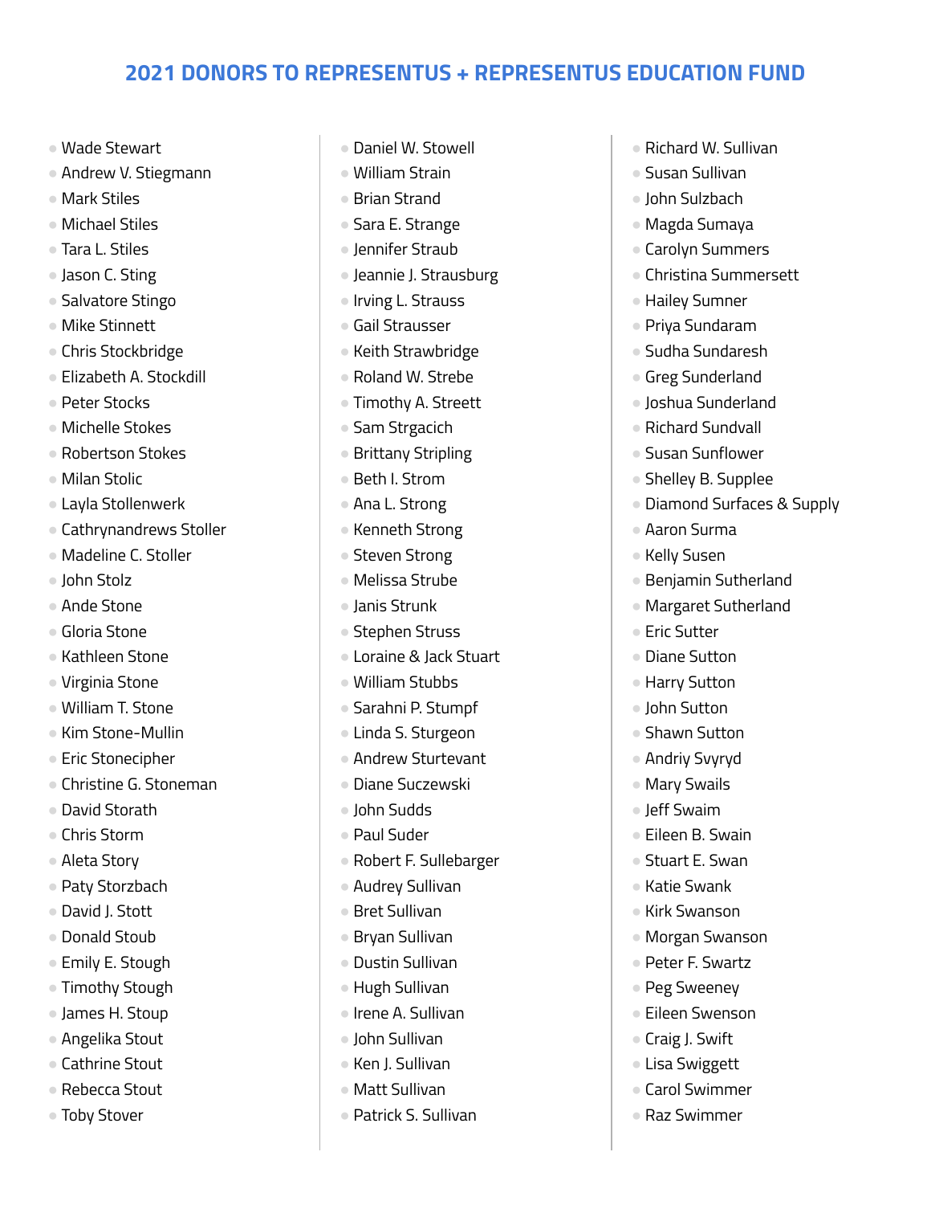## 2021 DONORS TO REPRESENTUS + REPRESENTUS EDUCATION FUND

- Wade Stewart
- Andrew V. Stiegmann
- Mark Stiles
- Michael Stiles
- Tara L. Stiles
- Jason C. Sting
- Salvatore Stingo
- Mike Stinnett
- Chris Stockbridge
- Elizabeth A. Stockdill
- Peter Stocks
- Michelle Stokes
- Robertson Stokes
- Milan Stolic
- Layla Stollenwerk
- Cathrynandrews Stoller
- Madeline C. Stoller
- John Stolz
- Ande Stone
- Gloria Stone
- Kathleen Stone
- Virginia Stone
- William T. Stone
- Kim Stone-Mullin
- Eric Stonecipher
- Christine G. Stoneman
- David Storath
- Chris Storm
- Aleta Story
- Paty Storzbach
- David J. Stott
- Donald Stoub
- Emily E. Stough
- Timothy Stough
- James H. Stoup
- Angelika Stout
- Cathrine Stout
- Rebecca Stout
- Toby Stover
- Daniel W. Stowell
- William Strain
- Brian Strand
- Sara E. Strange
- Jennifer Straub
- Jeannie J. Strausburg
- Irving L. Strauss
- Gail Strausser
- Keith Strawbridge
- Roland W. Strebe
- Timothy A. Streett
- Sam Strgacich
- Brittany Stripling
- Beth I. Strom
- Ana L. Strong
- Kenneth Strong
- Steven Strong
- Melissa Strube
- Janis Strunk
- Stephen Struss
- Loraine & Jack Stuart
- William Stubbs
- Sarahni P. Stumpf
- Linda S. Sturgeon
- Andrew Sturtevant
- Diane Suczewski
- John Sudds
- Paul Suder
- Robert F. Sullebarger
- Audrey Sullivan
- Bret Sullivan
- Bryan Sullivan
- Dustin Sullivan
- Hugh Sullivan
- Irene A. Sullivan
- John Sullivan
- Ken J. Sullivan
- Matt Sullivan
- Patrick S. Sullivan
- Richard W. Sullivan
- Susan Sullivan
- John Sulzbach
- Magda Sumaya
- Carolyn Summers
- Christina Summersett
- Hailey Sumner
- Priya Sundaram
- Sudha Sundaresh
- Greg Sunderland
- Joshua Sunderland
- Richard Sundvall
- Susan Sunflower
- Shelley B. Supplee
- Diamond Surfaces & Supply
- Aaron Surma
- Kelly Susen
- Benjamin Sutherland
- Margaret Sutherland
- Eric Sutter
- Diane Sutton
- Harry Sutton
- John Sutton
- Shawn Sutton
- Andriy Svyryd
- Mary Swails
- Jeff Swaim
- Eileen B. Swain
- Stuart E. Swan
- Katie Swank
- Kirk Swanson
- Morgan Swanson
- Peter F. Swartz
- Peg Sweeney
- Eileen Swenson
- Craig J. Swift
- Lisa Swiggett
- Carol Swimmer
- Raz Swimmer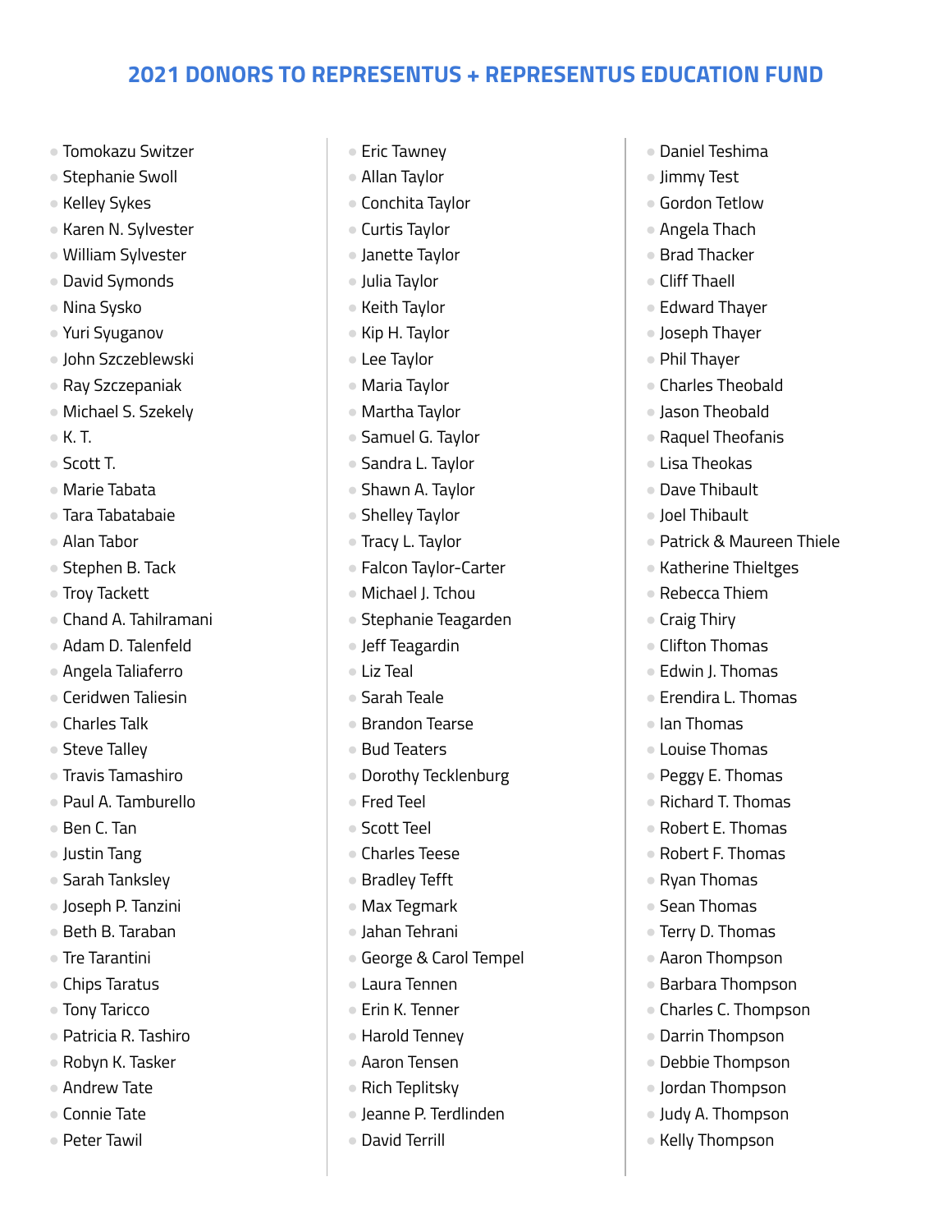## 2021 DONORS TO REPRESENTUS + REPRESENTUS EDUCATION FUND

- Tomokazu Switzer
- Stephanie Swoll
- Kelley Sykes
- Karen N. Sylvester
- William Sylvester
- David Symonds
- Nina Sysko
- Yuri Syuganov
- John Szczeblewski
- Ray Szczepaniak
- Michael S. Szekely
- K. T.
- Scott T.
- Marie Tabata
- Tara Tabatabaie
- Alan Tabor
- Stephen B. Tack
- Troy Tackett
- Chand A. Tahilramani
- Adam D. Talenfeld
- Angela Taliaferro
- Ceridwen Taliesin
- Charles Talk
- Steve Talley
- Travis Tamashiro
- Paul A. Tamburello
- Ben C. Tan
- Justin Tang
- Sarah Tanksley
- Joseph P. Tanzini
- Beth B. Taraban
- Tre Tarantini
- Chips Taratus
- Tony Taricco
- Patricia R. Tashiro
- Robyn K. Tasker
- Andrew Tate
- Connie Tate
- Peter Tawil
- Eric Tawney
- Allan Taylor
- Conchita Taylor
- Curtis Taylor
- Janette Taylor
- Julia Taylor
- Keith Taylor
- Kip H. Taylor
- Lee Taylor
- Maria Taylor
- Martha Taylor
- Samuel G. Taylor
- Sandra L. Taylor
- Shawn A. Taylor
- Shelley Taylor
- Tracy L. Taylor
- Falcon Taylor-Carter
- Michael J. Tchou
- Stephanie Teagarden
- Jeff Teagardin
- Liz Teal
- Sarah Teale
- Brandon Tearse
- Bud Teaters
- Dorothy Tecklenburg
- Fred Teel
- Scott Teel
- Charles Teese
- Bradley Tefft
- Max Tegmark
- Jahan Tehrani
- George & Carol Tempel
- Laura Tennen
- Erin K. Tenner
- Harold Tenney
- Aaron Tensen
- Rich Teplitsky
- Jeanne P. Terdlinden
- David Terrill
- Daniel Teshima
- Jimmy Test
- Gordon Tetlow
- Angela Thach
- Brad Thacker
- Cliff Thaell
- Edward Thayer
- Joseph Thayer
- Phil Thayer
- Charles Theobald
- Jason Theobald
- Raquel Theofanis
- Lisa Theokas
- Dave Thibault
- Joel Thibault
- Patrick & Maureen Thiele
- Katherine Thieltges
- Rebecca Thiem
- Craig Thiry
- Clifton Thomas
- Edwin J. Thomas
- Erendira L. Thomas
- Ian Thomas
- Louise Thomas
- Peggy E. Thomas
- Richard T. Thomas
- Robert E. Thomas
- Robert F. Thomas
- Ryan Thomas
- Sean Thomas
- Terry D. Thomas
- Aaron Thompson
- Barbara Thompson
- Charles C. Thompson
- Darrin Thompson
- Debbie Thompson
- Jordan Thompson
- Judy A. Thompson
- Kelly Thompson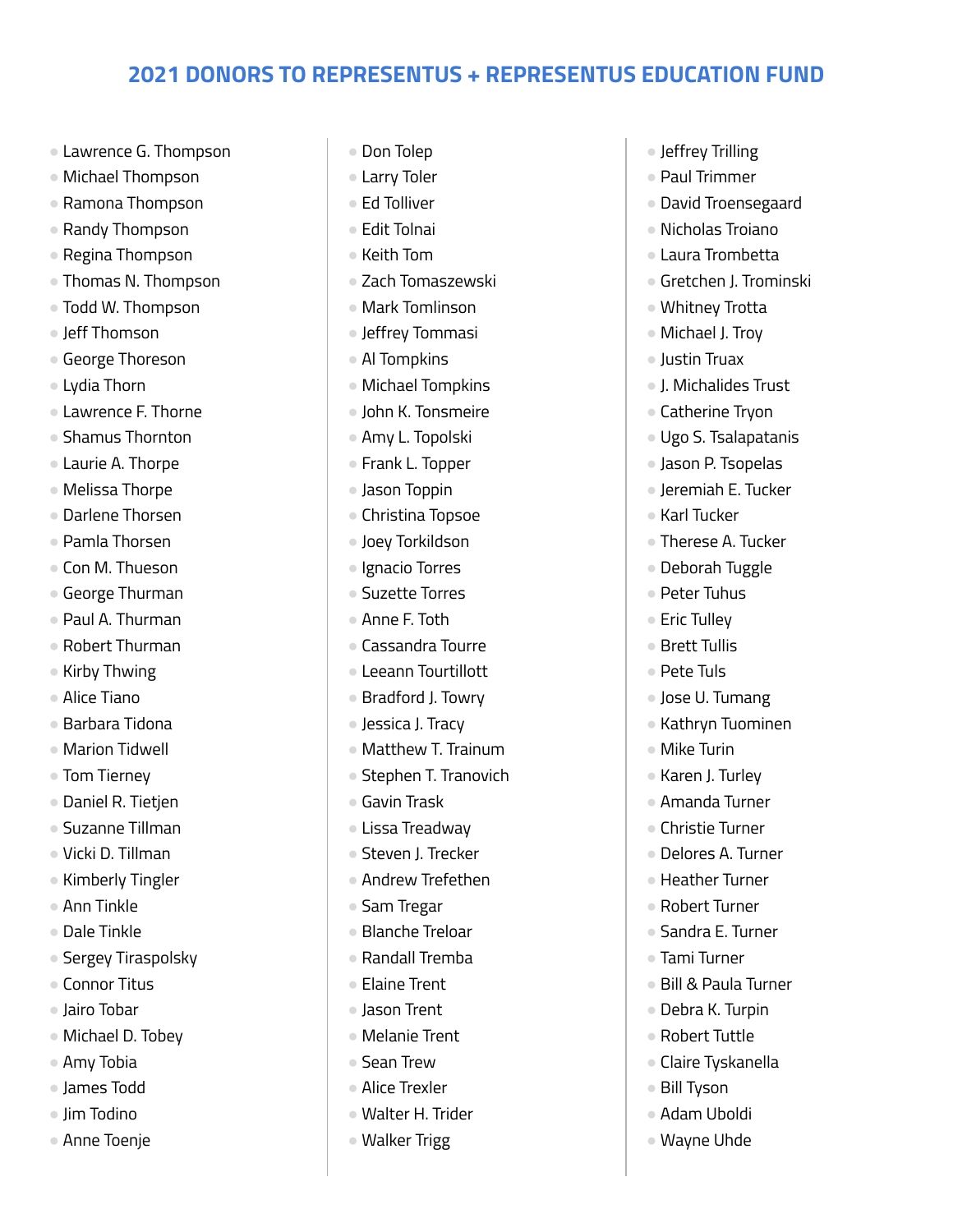## 2021 DONORS TO REPRESENTUS + REPRESENTUS EDUCATION FUND

- Lawrence G. Thompson
- Michael Thompson
- Ramona Thompson
- Randy Thompson
- Regina Thompson
- Thomas N. Thompson
- Todd W. Thompson
- Jeff Thomson
- George Thoreson
- Lydia Thorn
- Lawrence F. Thorne
- Shamus Thornton
- Laurie A. Thorpe
- Melissa Thorpe
- Darlene Thorsen
- Pamla Thorsen
- Con M. Thueson
- George Thurman
- Paul A. Thurman
- Robert Thurman
- Kirby Thwing
- Alice Tiano
- Barbara Tidona
- Marion Tidwell
- Tom Tierney
- Daniel R. Tietjen
- Suzanne Tillman
- Vicki D. Tillman
- Kimberly Tingler
- Ann Tinkle
- Dale Tinkle
- Sergey Tiraspolsky
- Connor Titus
- Jairo Tobar
- Michael D. Tobey
- Amy Tobia
- James Todd
- Jim Todino
- Anne Toenje
- Don Tolep
- Larry Toler
- Ed Tolliver
- Edit Tolnai
- Keith Tom
- Zach Tomaszewski
- Mark Tomlinson
- Jeffrey Tommasi
- Al Tompkins
- Michael Tompkins
- John K. Tonsmeire
- Amy L. Topolski
- Frank L. Topper
- Jason Toppin
- Christina Topsoe
- Joey Torkildson
- Ignacio Torres
- Suzette Torres
- Anne F. Toth
- Cassandra Tourre
- Leeann Tourtillott
- Bradford J. Towry
- Jessica J. Tracy
- Matthew T. Trainum
- Stephen T. Tranovich
- Gavin Trask
- Lissa Treadway
- Steven J. Trecker
- Andrew Trefethen
- Sam Tregar
- Blanche Treloar
- Randall Tremba
- Elaine Trent
- Jason Trent
- Melanie Trent
- Sean Trew
- Alice Trexler
- Walter H. Trider
- Walker Trigg
- Jeffrey Trilling
- Paul Trimmer
- David Troensegaard
- Nicholas Troiano
- Laura Trombetta
- Gretchen J. Trominski
- Whitney Trotta
- Michael J. Troy
- Justin Truax
- J. Michalides Trust
- Catherine Tryon
- Ugo S. Tsalapatanis
- Jason P. Tsopelas
- Jeremiah E. Tucker
- Karl Tucker
- Therese A. Tucker
- Deborah Tuggle
- Peter Tuhus
- Eric Tulley
- Brett Tullis
- Pete Tuls
- Jose U. Tumang
- Kathryn Tuominen
- Mike Turin
- Karen J. Turley
- Amanda Turner
- Christie Turner
- Delores A. Turner
- Heather Turner
- Robert Turner
- Sandra E. Turner
- Tami Turner
- Bill & Paula Turner
- Debra K. Turpin
- Robert Tuttle
- Claire Tyskanella
- Bill Tyson
- Adam Uboldi
- Wayne Uhde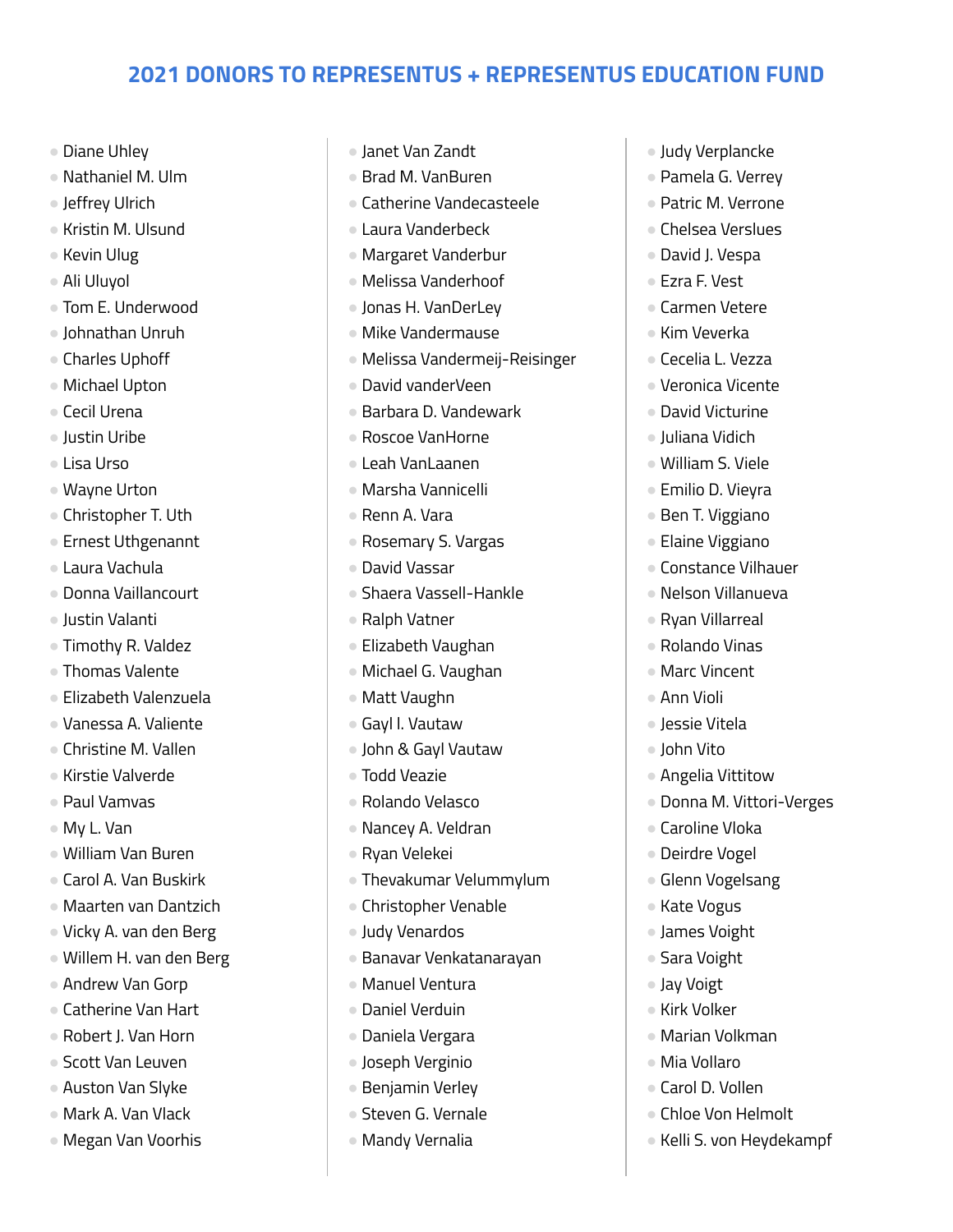## 2021 DONORS TO REPRESENTUS + REPRESENTUS EDUCATION FUND

- Diane Uhley
- Nathaniel M. Ulm
- Jeffrey Ulrich
- Kristin M. Ulsund
- Kevin Ulug
- Ali Uluyol
- Tom E. Underwood
- Johnathan Unruh
- Charles Uphoff
- Michael Upton
- Cecil Urena
- Justin Uribe
- Lisa Urso
- Wayne Urton
- Christopher T. Uth
- Ernest Uthgenannt
- Laura Vachula
- Donna Vaillancourt
- Justin Valanti
- Timothy R. Valdez
- Thomas Valente
- Elizabeth Valenzuela
- Vanessa A. Valiente
- Christine M. Vallen
- Kirstie Valverde
- Paul Vamvas
- My L. Van
- William Van Buren
- Carol A. Van Buskirk
- Maarten van Dantzich
- Vicky A. van den Berg
- Willem H. van den Berg
- Andrew Van Gorp
- Catherine Van Hart
- Robert J. Van Horn
- Scott Van Leuven
- Auston Van Slyke
- Mark A. Van Vlack
- Megan Van Voorhis
- Janet Van Zandt
- Brad M. VanBuren
- Catherine Vandecasteele
- Laura Vanderbeck
- Margaret Vanderbur
- Melissa Vanderhoof
- Jonas H. VanDerLey
- Mike Vandermause
- Melissa Vandermeij-Reisinger
- David vanderVeen
- Barbara D. Vandewark
- Roscoe VanHorne
- Leah VanLaanen
- Marsha Vannicelli
- Renn A. Vara
- Rosemary S. Vargas
- David Vassar
- Shaera Vassell-Hankle
- Ralph Vatner
- Elizabeth Vaughan
- Michael G. Vaughan
- Matt Vaughn
- Gayl I. Vautaw
- John & Gayl Vautaw
- Todd Veazie
- Rolando Velasco
- Nancey A. Veldran
- Ryan Velekei
- Thevakumar Velummylum
- Christopher Venable
- Judy Venardos
- Banavar Venkatanarayan
- Manuel Ventura
- Daniel Verduin
- Daniela Vergara
- Joseph Verginio
- Benjamin Verley
- Steven G. Vernale
- Mandy Vernalia
- Judy Verplancke
- Pamela G. Verrey
- Patric M. Verrone
- Chelsea Verslues
- David J. Vespa
- Ezra F. Vest
- Carmen Vetere
- Kim Veverka
- Cecelia L. Vezza
- Veronica Vicente
- David Victurine
- Juliana Vidich
- William S. Viele
- Emilio D. Vieyra
- Ben T. Viggiano
- Elaine Viggiano
- Constance Vilhauer
- Nelson Villanueva
- Ryan Villarreal
- Rolando Vinas
- Marc Vincent
- Ann Violi
- Jessie Vitela
- John Vito
- Angelia Vittitow
- Donna M. Vittori-Verges
- Caroline Vloka
- Deirdre Vogel
- Glenn Vogelsang
- Kate Vogus
- James Voight
- Sara Voight
- Jay Voigt
- Kirk Volker
- Marian Volkman
- Mia Vollaro
- Carol D. Vollen
- Chloe Von Helmolt
- Kelli S. von Heydekampf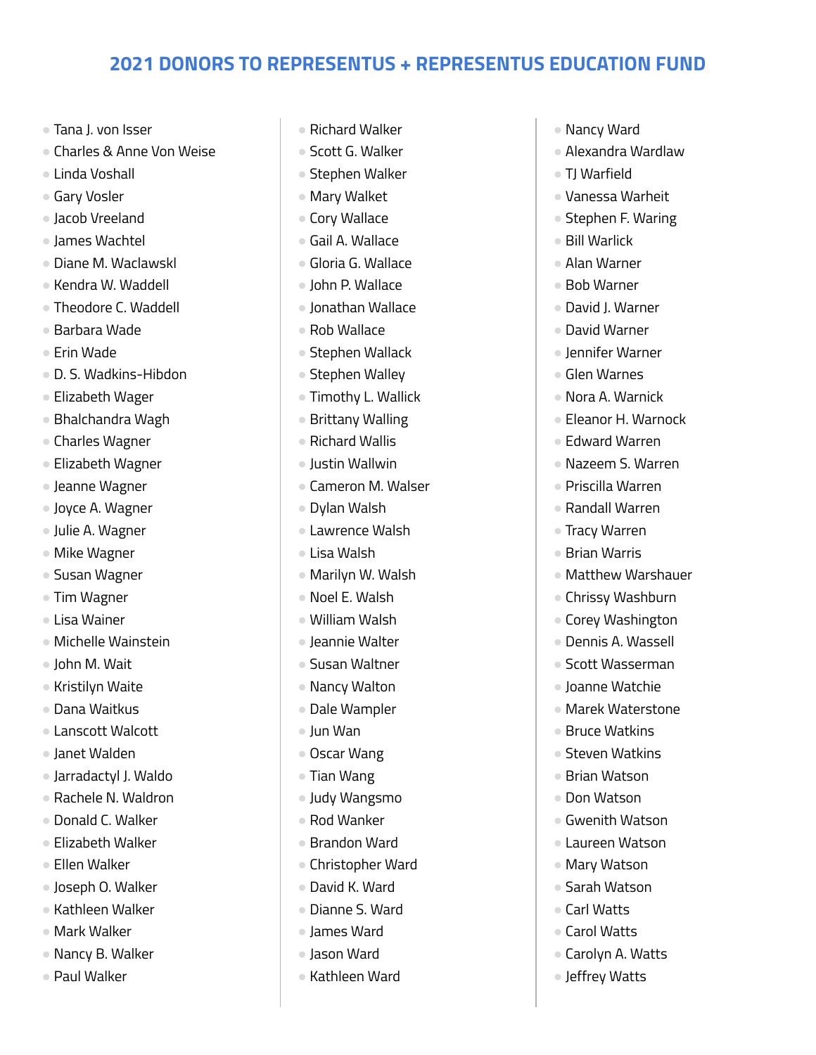## 2021 DONORS TO REPRESENTUS + REPRESENTUS EDUCATION FUND

- Tana J. von Isser
- Charles & Anne Von Weise
- Linda Voshall
- Gary Vosler
- Jacob Vreeland
- James Wachtel
- Diane M. Waclawskl
- Kendra W. Waddell
- Theodore C. Waddell
- Barbara Wade
- Erin Wade
- D. S. Wadkins-Hibdon
- Elizabeth Wager
- Bhalchandra Wagh
- Charles Wagner
- Elizabeth Wagner
- Jeanne Wagner
- Joyce A. Wagner
- Julie A. Wagner
- Mike Wagner
- Susan Wagner
- Tim Wagner
- Lisa Wainer
- Michelle Wainstein
- John M. Wait
- Kristilyn Waite
- Dana Waitkus
- Lanscott Walcott
- Janet Walden
- Jarradactyl J. Waldo
- Rachele N. Waldron
- Donald C. Walker
- Elizabeth Walker
- Ellen Walker
- Joseph O. Walker
- Kathleen Walker
- Mark Walker
- Nancy B. Walker
- Paul Walker
- Richard Walker
- Scott G. Walker
- Stephen Walker
- Mary Walket
- Cory Wallace
- Gail A. Wallace
- Gloria G. Wallace
- John P. Wallace
- Jonathan Wallace
- Rob Wallace
- Stephen Wallack
- Stephen Walley
- Timothy L. Wallick
- Brittany Walling
- Richard Wallis
- Justin Wallwin
- Cameron M. Walser
- Dylan Walsh
- Lawrence Walsh
- Lisa Walsh
- Marilyn W. Walsh
- Noel E. Walsh
- William Walsh
- Jeannie Walter
- Susan Waltner
- Nancy Walton
- Dale Wampler
- Jun Wan
- Oscar Wang
- Tian Wang
- Judy Wangsmo
- Rod Wanker
- Brandon Ward
- Christopher Ward
- David K. Ward
- Dianne S. Ward
- James Ward
- Jason Ward
- Kathleen Ward
- Nancy Ward
- Alexandra Wardlaw
- TJ Warfield
- Vanessa Warheit
- Stephen F. Waring
- Bill Warlick
- Alan Warner
- Bob Warner
- David J. Warner
- David Warner
- Jennifer Warner
- Glen Warnes
- Nora A. Warnick
- Eleanor H. Warnock
- Edward Warren
- Nazeem S. Warren
- Priscilla Warren
- Randall Warren
- Tracy Warren
- Brian Warris
- Matthew Warshauer
- Chrissy Washburn
- Corey Washington
- Dennis A. Wassell
- Scott Wasserman
- Joanne Watchie
- Marek Waterstone
- Bruce Watkins
- Steven Watkins
- Brian Watson
- Don Watson
- Gwenith Watson
- Laureen Watson
- Mary Watson
- Sarah Watson
- Carl Watts
- Carol Watts
- Carolyn A. Watts
- Jeffrey Watts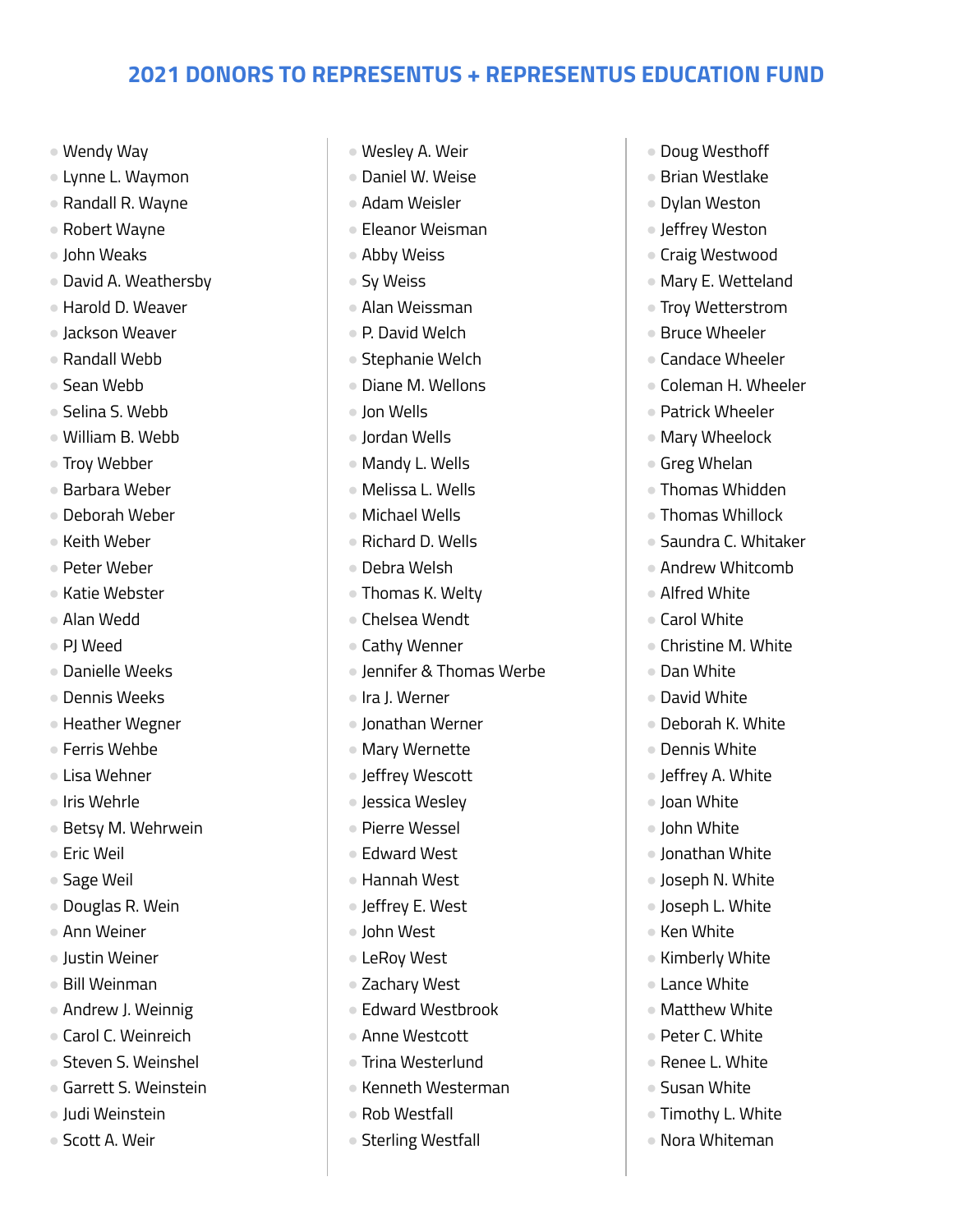## 2021 DONORS TO REPRESENTUS + REPRESENTUS EDUCATION FUND

- Wendy Way
- Lynne L. Waymon
- Randall R. Wayne
- Robert Wayne
- John Weaks
- David A. Weathersby
- Harold D. Weaver
- Jackson Weaver
- Randall Webb
- Sean Webb
- Selina S. Webb
- William B. Webb
- Troy Webber
- Barbara Weber
- Deborah Weber
- Keith Weber
- Peter Weber
- Katie Webster
- Alan Wedd
- PJ Weed
- Danielle Weeks
- Dennis Weeks
- Heather Wegner
- Ferris Wehbe
- Lisa Wehner
- Iris Wehrle
- Betsy M. Wehrwein
- Eric Weil
- Sage Weil
- Douglas R. Wein
- Ann Weiner
- Justin Weiner
- Bill Weinman
- Andrew J. Weinnig
- Carol C. Weinreich
- Steven S. Weinshel
- Garrett S. Weinstein
- Judi Weinstein
- Scott A. Weir
- Wesley A. Weir
- Daniel W. Weise
- Adam Weisler
- Eleanor Weisman
- Abby Weiss
- Sy Weiss
- Alan Weissman
- P. David Welch
- Stephanie Welch
- Diane M. Wellons
- Jon Wells
- Jordan Wells
- Mandy L. Wells
- Melissa L. Wells
- Michael Wells
- Richard D. Wells
- Debra Welsh
- Thomas K. Welty
- Chelsea Wendt
- Cathy Wenner
- Jennifer & Thomas Werbe
- Ira J. Werner
- Jonathan Werner
- Mary Wernette
- Jeffrey Wescott
- Jessica Wesley
- Pierre Wessel
- Edward West
- Hannah West
- Jeffrey E. West
- John West
- LeRoy West
- Zachary West
- Edward Westbrook
- Anne Westcott
- Trina Westerlund
- Kenneth Westerman
- Rob Westfall
- Sterling Westfall
- Doug Westhoff
- Brian Westlake
- Dylan Weston
- Jeffrey Weston
- Craig Westwood
- Mary E. Wetteland
- Troy Wetterstrom
- Bruce Wheeler
- Candace Wheeler
- Coleman H. Wheeler
- Patrick Wheeler
- Mary Wheelock
- Greg Whelan
- Thomas Whidden
- Thomas Whillock
- Saundra C. Whitaker
- Andrew Whitcomb
- Alfred White
- Carol White
- Christine M. White
- Dan White
- David White
- Deborah K. White
- Dennis White
- Jeffrey A. White
- Joan White
- John White
- Jonathan White
- Joseph N. White
- Joseph L. White
- Ken White
- Kimberly White
- Lance White
- Matthew White
- Peter C. White
- Renee L. White
- Susan White
- Timothy L. White
- Nora Whiteman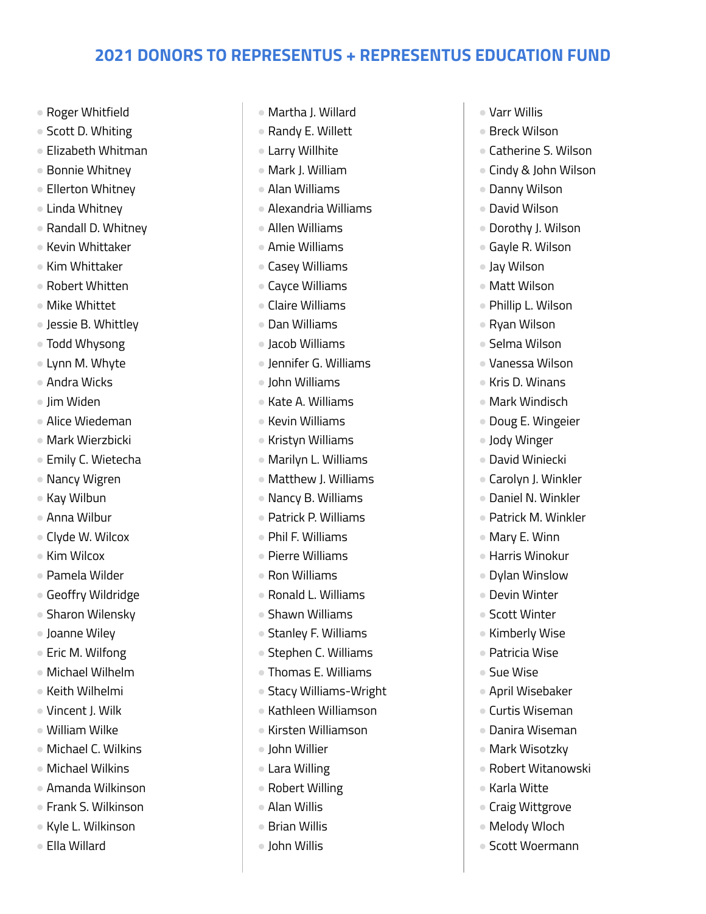## 2021 DONORS TO REPRESENTUS + REPRESENTUS EDUCATION FUND

- Roger Whitfield
- Scott D. Whiting
- Elizabeth Whitman
- Bonnie Whitney
- Ellerton Whitney
- Linda Whitney
- Randall D. Whitney
- Kevin Whittaker
- Kim Whittaker
- Robert Whitten
- Mike Whittet
- Jessie B. Whittley
- Todd Whysong
- Lynn M. Whyte
- Andra Wicks
- Jim Widen
- Alice Wiedeman
- Mark Wierzbicki
- Emily C. Wietecha
- Nancy Wigren
- Kay Wilbun
- Anna Wilbur
- Clyde W. Wilcox
- Kim Wilcox
- Pamela Wilder
- Geoffry Wildridge
- Sharon Wilensky
- Joanne Wiley
- Eric M. Wilfong
- Michael Wilhelm
- Keith Wilhelmi
- Vincent J. Wilk
- William Wilke
- Michael C. Wilkins
- Michael Wilkins
- Amanda Wilkinson
- Frank S. Wilkinson
- Kyle L. Wilkinson
- Ella Willard
- Martha J. Willard
- Randy E. Willett
- Larry Willhite
- Mark J. William
- Alan Williams
- Alexandria Williams
- Allen Williams
- Amie Williams
- Casey Williams
- Cayce Williams
- Claire Williams
- Dan Williams
- Jacob Williams
- Jennifer G. Williams
- John Williams
- Kate A. Williams
- Kevin Williams
- Kristyn Williams
- Marilyn L. Williams
- Matthew J. Williams
- Nancy B. Williams
- Patrick P. Williams
- Phil F. Williams
- Pierre Williams
- Ron Williams
- Ronald L. Williams
- Shawn Williams
- Stanley F. Williams
- Stephen C. Williams
- Thomas E. Williams
- Stacy Williams-Wright
- Kathleen Williamson
- Kirsten Williamson
- John Willier
- Lara Willing
- Robert Willing
- Alan Willis
- Brian Willis
- John Willis
- Varr Willis
- Breck Wilson
- Catherine S. Wilson
- Cindy & John Wilson
- Danny Wilson
- David Wilson
- Dorothy J. Wilson
- Gayle R. Wilson
- Jay Wilson
- Matt Wilson
- Phillip L. Wilson
- Ryan Wilson
- Selma Wilson
- Vanessa Wilson
- Kris D. Winans
- Mark Windisch
- Doug E. Wingeier
- Jody Winger
- David Winiecki
- Carolyn J. Winkler
- Daniel N. Winkler
- Patrick M. Winkler
- Mary E. Winn
- Harris Winokur
- Dylan Winslow
- Devin Winter
- Scott Winter
- Kimberly Wise
- Patricia Wise
- Sue Wise
- April Wisebaker
- Curtis Wiseman
- Danira Wiseman
- Mark Wisotzky
- Robert Witanowski
- Karla Witte
- Craig Wittgrove
- Melody Wloch
- Scott Woermann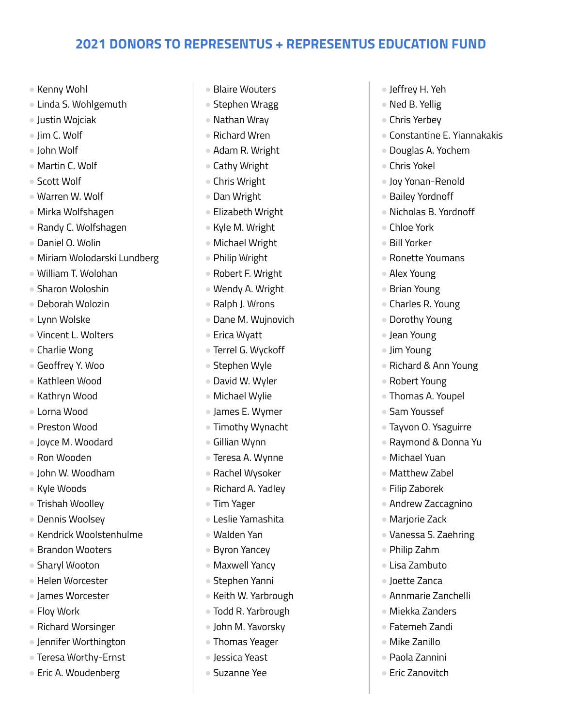## 2021 DONORS TO REPRESENTUS + REPRESENTUS EDUCATION FUND

- Kenny Wohl
- Linda S. Wohlgemuth
- Justin Wojciak
- Jim C. Wolf
- John Wolf
- Martin C. Wolf
- Scott Wolf
- Warren W. Wolf
- Mirka Wolfshagen
- Randy C. Wolfshagen
- Daniel O. Wolin
- Miriam Wolodarski Lundberg
- William T. Wolohan
- Sharon Woloshin
- Deborah Wolozin
- Lynn Wolske
- Vincent L. Wolters
- Charlie Wong
- Geoffrey Y. Woo
- Kathleen Wood
- Kathryn Wood
- Lorna Wood
- Preston Wood
- Joyce M. Woodard
- Ron Wooden
- John W. Woodham
- Kyle Woods
- Trishah Woolley
- Dennis Woolsey
- Kendrick Woolstenhulme
- Brandon Wooters
- Sharyl Wooton
- Helen Worcester
- James Worcester
- Floy Work
- Richard Worsinger
- Jennifer Worthington
- Teresa Worthy-Ernst
- Eric A. Woudenberg
- Blaire Wouters
- Stephen Wragg
- Nathan Wray
- Richard Wren
- Adam R. Wright
- Cathy Wright
- Chris Wright
- Dan Wright
- Elizabeth Wright
- Kyle M. Wright
- Michael Wright
- Philip Wright
- Robert F. Wright
- Wendy A. Wright
- Ralph J. Wrons
- Dane M. Wujnovich
- Erica Wyatt
- Terrel G. Wyckoff
- Stephen Wyle
- David W. Wyler
- Michael Wylie
- James E. Wymer
- Timothy Wynacht
- Gillian Wynn
- Teresa A. Wynne
- Rachel Wysoker
- Richard A. Yadley
- Tim Yager
- Leslie Yamashita
- Walden Yan
- Byron Yancey
- Maxwell Yancy
- Stephen Yanni
- Keith W. Yarbrough
- Todd R. Yarbrough
- John M. Yavorsky
- Thomas Yeager
- Jessica Yeast
- Suzanne Yee
- Jeffrey H. Yeh
- Ned B. Yellig
- Chris Yerbey
- Constantine E. Yiannakakis
- Douglas A. Yochem
- Chris Yokel
- Joy Yonan-Renold
- Bailey Yordnoff
- Nicholas B. Yordnoff
- Chloe York
- Bill Yorker
- Ronette Youmans
- Alex Young
- Brian Young
- Charles R. Young
- Dorothy Young
- Jean Young
- Jim Young
- Richard & Ann Young
- Robert Young
- Thomas A. Youpel
- Sam Youssef
- Tayvon O. Ysaguirre
- Raymond & Donna Yu
- Michael Yuan
- Matthew Zabel
- Filip Zaborek
- Andrew Zaccagnino
- Marjorie Zack
- Vanessa S. Zaehring
- Philip Zahm
- Lisa Zambuto
- Joette Zanca
- Annmarie Zanchelli
- Miekka Zanders
- Fatemeh Zandi
- Mike Zanillo
- Paola Zannini
- Eric Zanovitch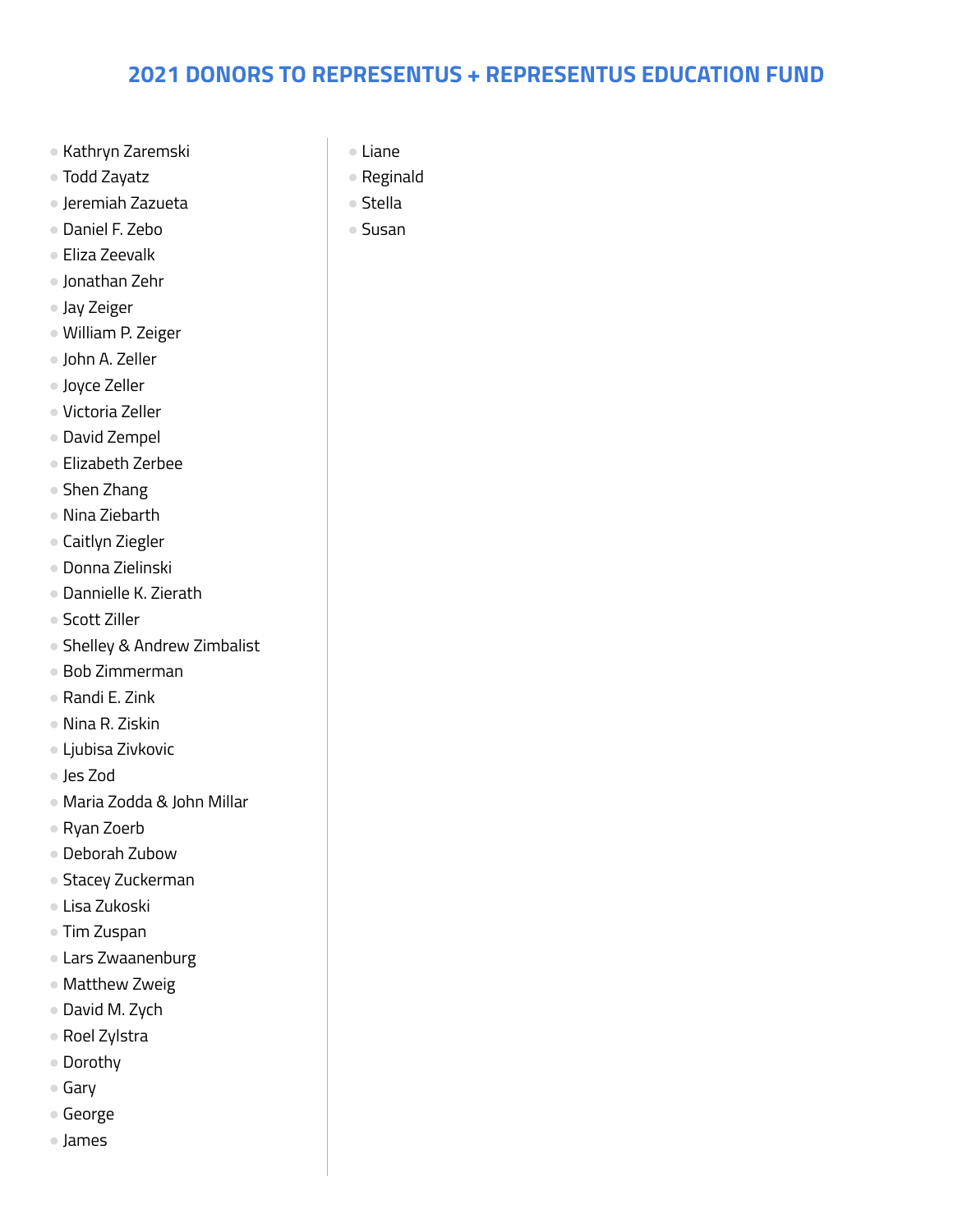# 2021 DONORS TO REPRESENTUS + REPRESENTUS EDUCATION FUND

- Kathryn Zaremski
- Todd Zayatz
- Jeremiah Zazueta
- Daniel F. Zebo
- Eliza Zeevalk
- Jonathan Zehr
- Jay Zeiger
- William P. Zeiger
- John A. Zeller
- Joyce Zeller
- Victoria Zeller
- David Zempel
- Elizabeth Zerbee
- Shen Zhang
- Nina Ziebarth
- Caitlyn Ziegler
- Donna Zielinski
- Dannielle K. Zierath
- Scott Ziller
- Shelley & Andrew Zimbalist
- Bob Zimmerman
- Randi E. Zink
- Nina R. Ziskin
- Ljubisa Zivkovic
- Jes Zod
- Maria Zodda & John Millar
- Ryan Zoerb
- Deborah Zubow
- Stacey Zuckerman
- Lisa Zukoski
- Tim Zuspan
- Lars Zwaanenburg
- Matthew Zweig
- David M. Zych
- Roel Zylstra
- Dorothy
- Gary
- George
- James
- Liane
- Reginald
- Stella
- Susan